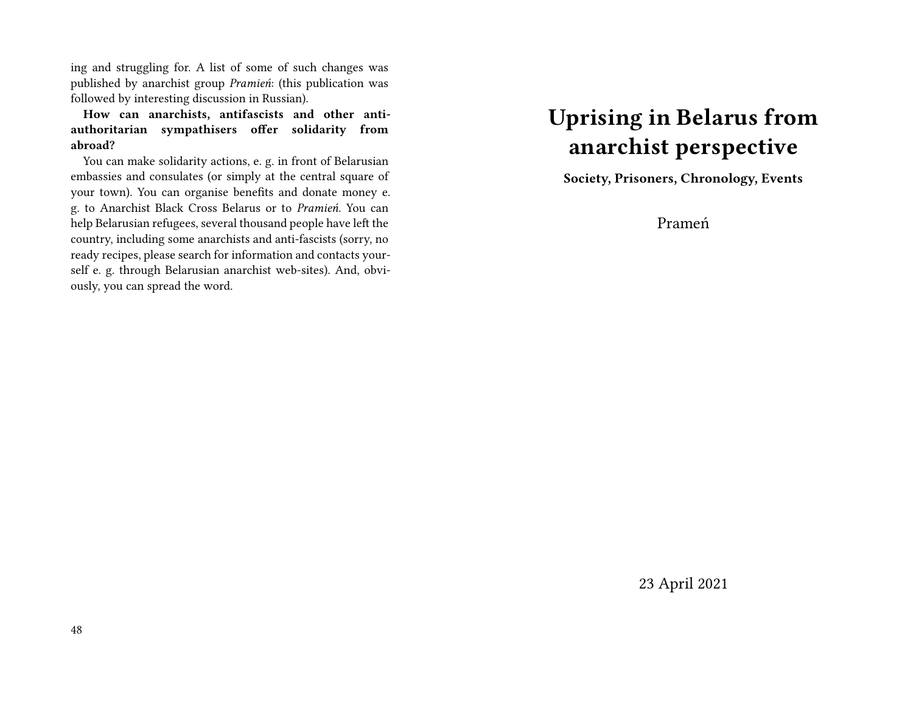ing and struggling for. A list of some of such changes was published by anarchist group *Pramień*: (this publication was followed by interesting discussion in Russian).

**How can anarchists, antifascists and other anti-authoritarian sympathisers offer solidarity from abroad?**

You can make solidarity actions, e. g. in front of Belarusian embassies and consulates (or simply at the central square of your town). You can organise benefits and donate money e. g. to Anarchist Black Cross Belarus or to *Pramień*. You can help Belarusian refugees, several thousand people have left the country, including some anarchists and anti-fascists (sorry, no ready recipes, please search for information and contacts yourself e. g. through Belarusian anarchist web-sites). And, obviously, you can spread the word.

# Uprising in Belarus from anarchist perspective

**Society, Prisoners, Chronology, Events**

Prameń

23 April 2021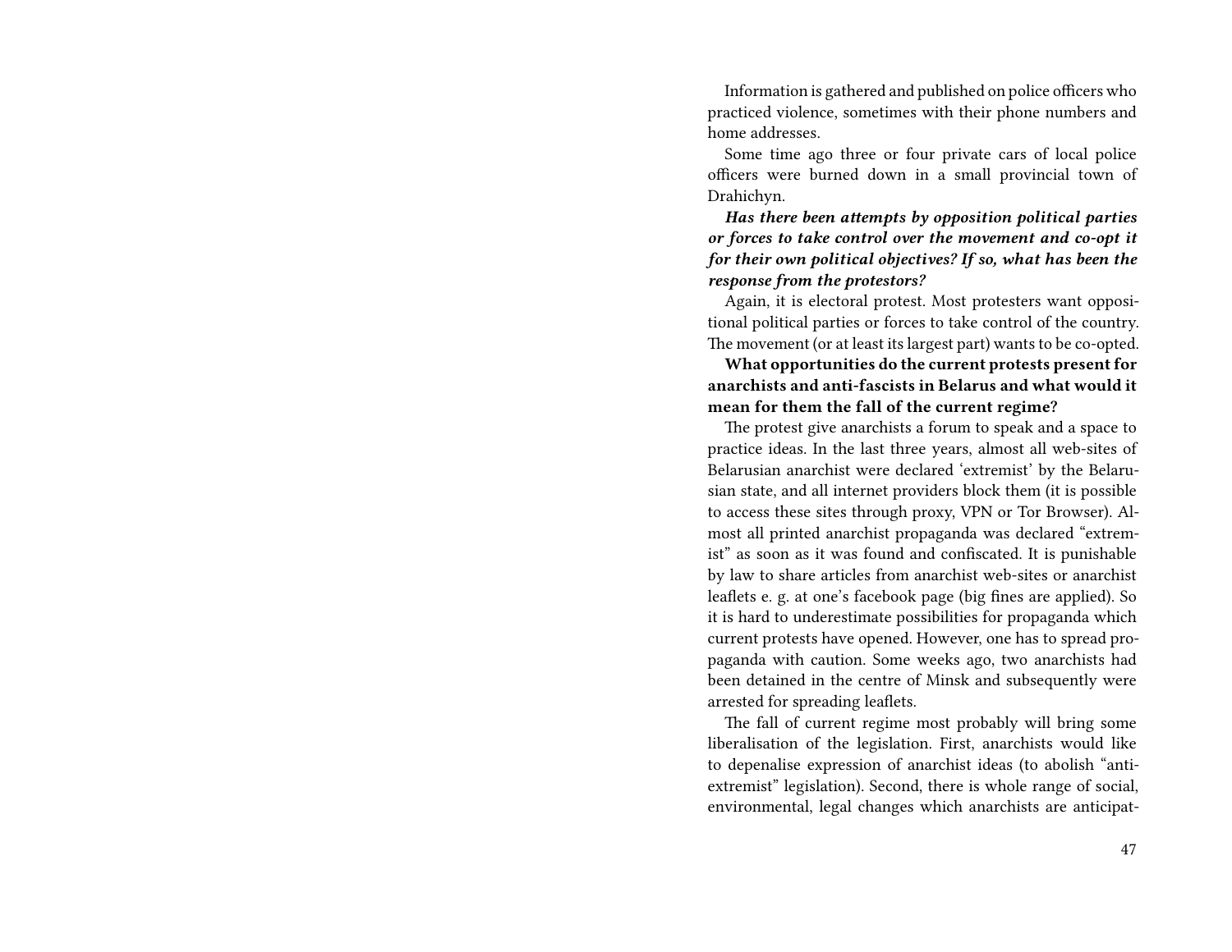Information is gathered and published on police officers who practiced violence, sometimes with their phone numbers and home addresses.

Some time ago three or four private cars of local police officers were burned down in a small provincial town of Drahichyn.

***Has there been attempts by opposition political parties or forces to take control over the movement and co-opt it for their own political objectives? If so, what has been the response from the protestors?***

Again, it is electoral protest. Most protesters want oppositional political parties or forces to take control of the country. The movement (or at least its largest part) wants to be co-opted.

**What opportunities do the current protests present for anarchists and anti-fascists in Belarus and what would it mean for them the fall of the current regime?**

The protest give anarchists a forum to speak and a space to practice ideas. In the last three years, almost all web-sites of Belarusian anarchist were declared 'extremist' by the Belarusian state, and all internet providers block them (it is possible to access these sites through proxy, VPN or Tor Browser). Almost all printed anarchist propaganda was declared "extremist" as soon as it was found and confiscated. It is punishable by law to share articles from anarchist web-sites or anarchist leaflets e. g. at one's facebook page (big fines are applied). So it is hard to underestimate possibilities for propaganda which current protests have opened. However, one has to spread propaganda with caution. Some weeks ago, two anarchists had been detained in the centre of Minsk and subsequently were arrested for spreading leaflets.

The fall of current regime most probably will bring some liberalisation of the legislation. First, anarchists would like to depenalise expression of anarchist ideas (to abolish "anti-extremist" legislation). Second, there is whole range of social, environmental, legal changes which anarchists are anticipat-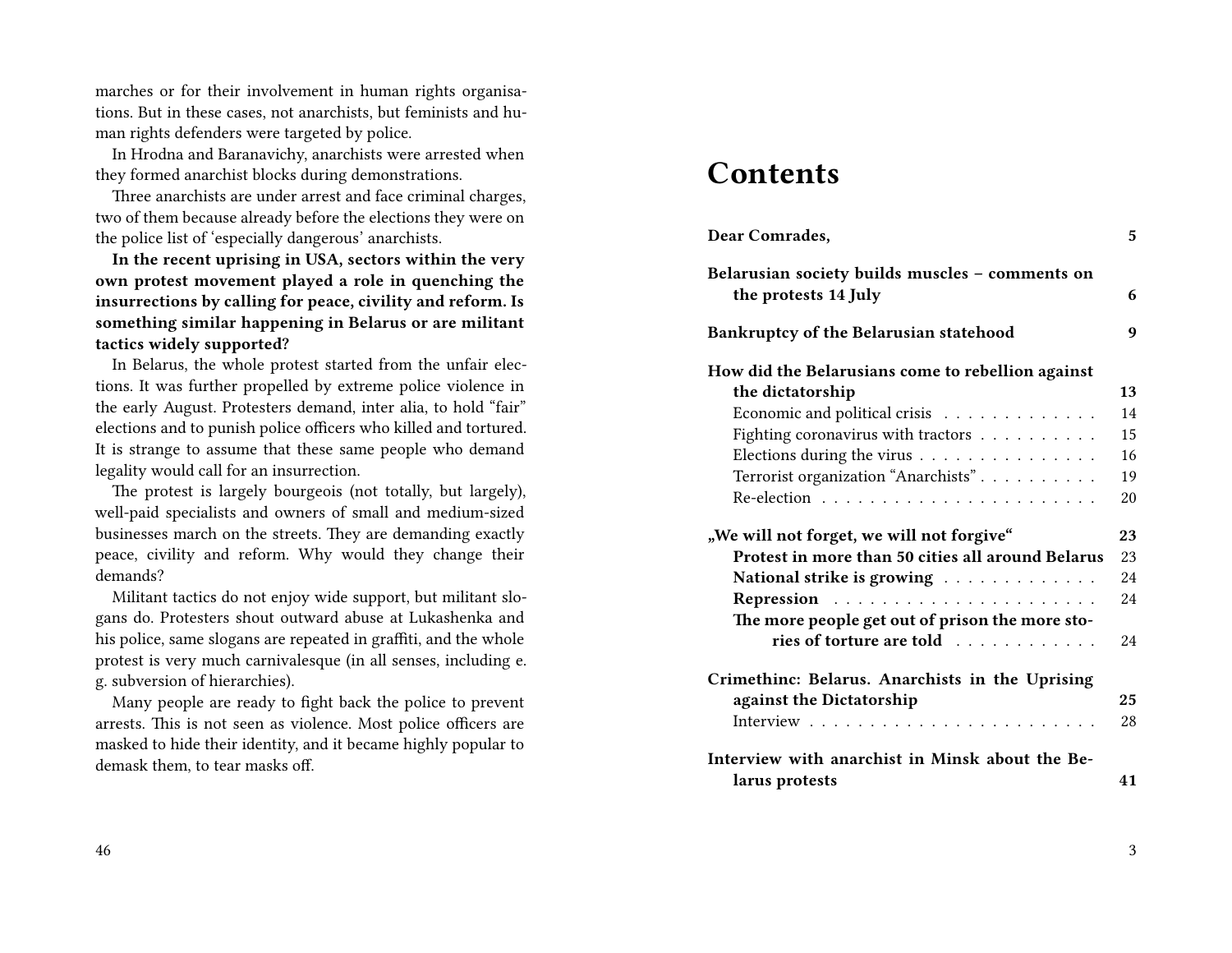marches or for their involvement in human rights organisations. But in these cases, not anarchists, but feminists and human rights defenders were targeted by police.

In Hrodna and Baranavichy, anarchists were arrested when they formed anarchist blocks during demonstrations.

Three anarchists are under arrest and face criminal charges, two of them because already before the elections they were on the police list of 'especially dangerous' anarchists.

**In the recent uprising in USA, sectors within the very own protest movement played a role in quenching the insurrections by calling for peace, civility and reform. Is something similar happening in Belarus or are militant tactics widely supported?**

In Belarus, the whole protest started from the unfair elections. It was further propelled by extreme police violence in the early August. Protesters demand, inter alia, to hold "fair" elections and to punish police officers who killed and tortured. It is strange to assume that these same people who demand legality would call for an insurrection.

The protest is largely bourgeois (not totally, but largely), well-paid specialists and owners of small and medium-sized businesses march on the streets. They are demanding exactly peace, civility and reform. Why would they change their demands?

Militant tactics do not enjoy wide support, but militant slogans do. Protesters shout outward abuse at Lukashenka and his police, same slogans are repeated in graffiti, and the whole protest is very much carnivalesque (in all senses, including e. g. subversion of hierarchies).

Many people are ready to fight back the police to prevent arrests. This is not seen as violence. Most police officers are masked to hide their identity, and it became highly popular to demask them, to tear masks off.

# Contents

- **Dear Comrades,** — 5
- **Belarusian society builds muscles – comments on the protests 14 July** — 6
- **Bankruptcy of the Belarusian statehood** — 9
- **How did the Belarusians come to rebellion against the dictatorship** — 13
  - Economic and political crisis — 14
  - Fighting coronavirus with tractors — 15
  - Elections during the virus — 16
  - Terrorist organization "Anarchists" — 19
  - Re-election — 20
- **„We will not forget, we will not forgive"** — 23
  - **Protest in more than 50 cities all around Belarus** — 23
  - **National strike is growing** — 24
  - **Repression** — 24
  - **The more people get out of prison the more stories of torture are told** — 24
- **Crimethinc: Belarus. Anarchists in the Uprising against the Dictatorship** — 25
  - Interview — 28
- **Interview with anarchist in Minsk about the Belarus protests** — 41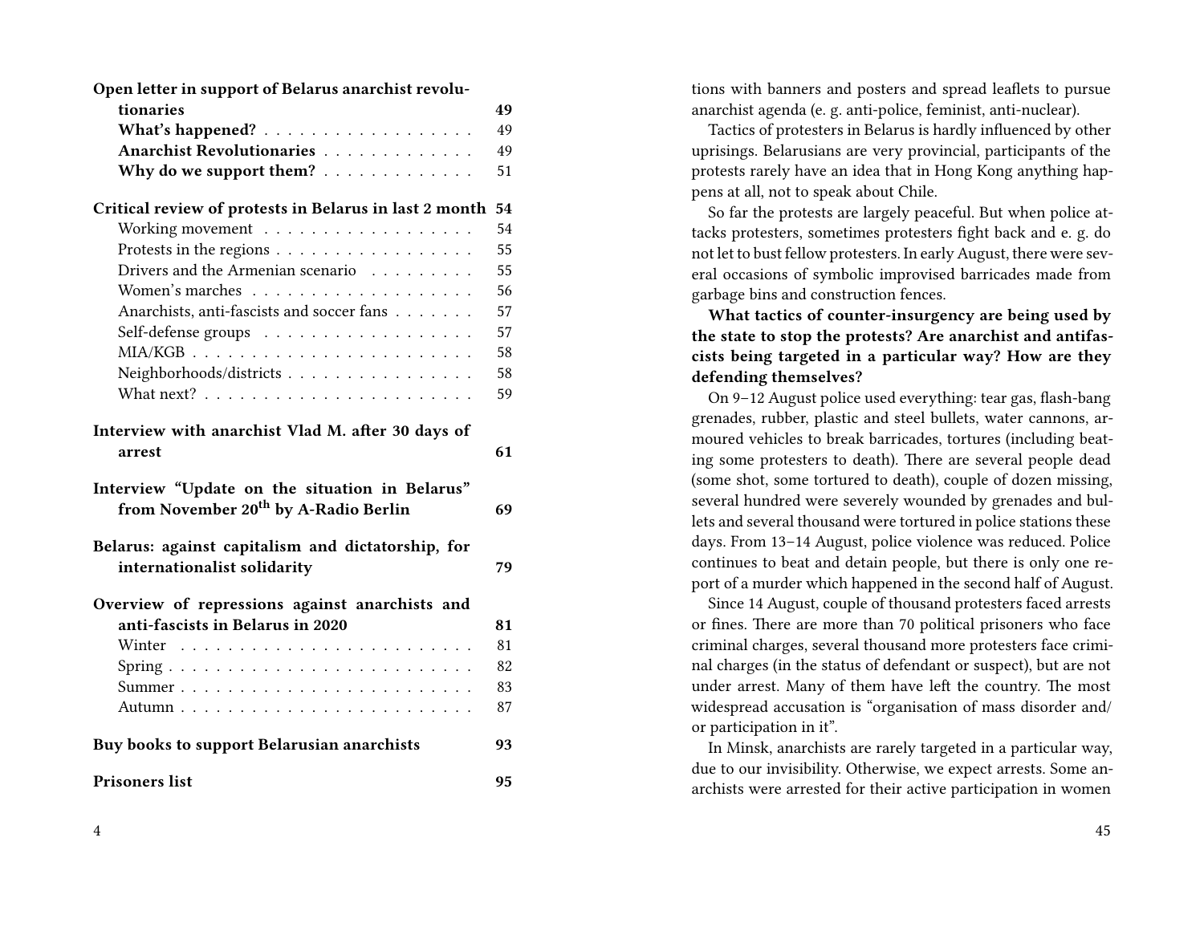| | |
|---|---|
| **Open letter in support of Belarus anarchist revolutionaries** | **49** |
| **What's happened?** | 49 |
| **Anarchist Revolutionaries** | 49 |
| **Why do we support them?** | 51 |
| **Critical review of protests in Belarus in last 2 month** | **54** |
| Working movement | 54 |
| Protests in the regions | 55 |
| Drivers and the Armenian scenario | 55 |
| Women's marches | 56 |
| Anarchists, anti-fascists and soccer fans | 57 |
| Self-defense groups | 57 |
| MIA/KGB | 58 |
| Neighborhoods/districts | 58 |
| What next? | 59 |
| **Interview with anarchist Vlad M. after 30 days of arrest** | **61** |
| **Interview "Update on the situation in Belarus" from November 20th by A-Radio Berlin** | **69** |
| **Belarus: against capitalism and dictatorship, for internationalist solidarity** | **79** |
| **Overview of repressions against anarchists and anti-fascists in Belarus in 2020** | **81** |
| Winter | 81 |
| Spring | 82 |
| Summer | 83 |
| Autumn | 87 |
| **Buy books to support Belarusian anarchists** | **93** |
| **Prisoners list** | **95** |

tions with banners and posters and spread leaflets to pursue anarchist agenda (e. g. anti-police, feminist, anti-nuclear).

Tactics of protesters in Belarus is hardly influenced by other uprisings. Belarusians are very provincial, participants of the protests rarely have an idea that in Hong Kong anything happens at all, not to speak about Chile.

So far the protests are largely peaceful. But when police attacks protesters, sometimes protesters fight back and e. g. do not let to bust fellow protesters. In early August, there were several occasions of symbolic improvised barricades made from garbage bins and construction fences.

**What tactics of counter-insurgency are being used by the state to stop the protests? Are anarchist and antifascists being targeted in a particular way? How are they defending themselves?**

On 9–12 August police used everything: tear gas, flash-bang grenades, rubber, plastic and steel bullets, water cannons, armoured vehicles to break barricades, tortures (including beating some protesters to death). There are several people dead (some shot, some tortured to death), couple of dozen missing, several hundred were severely wounded by grenades and bullets and several thousand were tortured in police stations these days. From 13–14 August, police violence was reduced. Police continues to beat and detain people, but there is only one report of a murder which happened in the second half of August.

Since 14 August, couple of thousand protesters faced arrests or fines. There are more than 70 political prisoners who face criminal charges, several thousand more protesters face criminal charges (in the status of defendant or suspect), but are not under arrest. Many of them have left the country. The most widespread accusation is "organisation of mass disorder and/ or participation in it".

In Minsk, anarchists are rarely targeted in a particular way, due to our invisibility. Otherwise, we expect arrests. Some anarchists were arrested for their active participation in women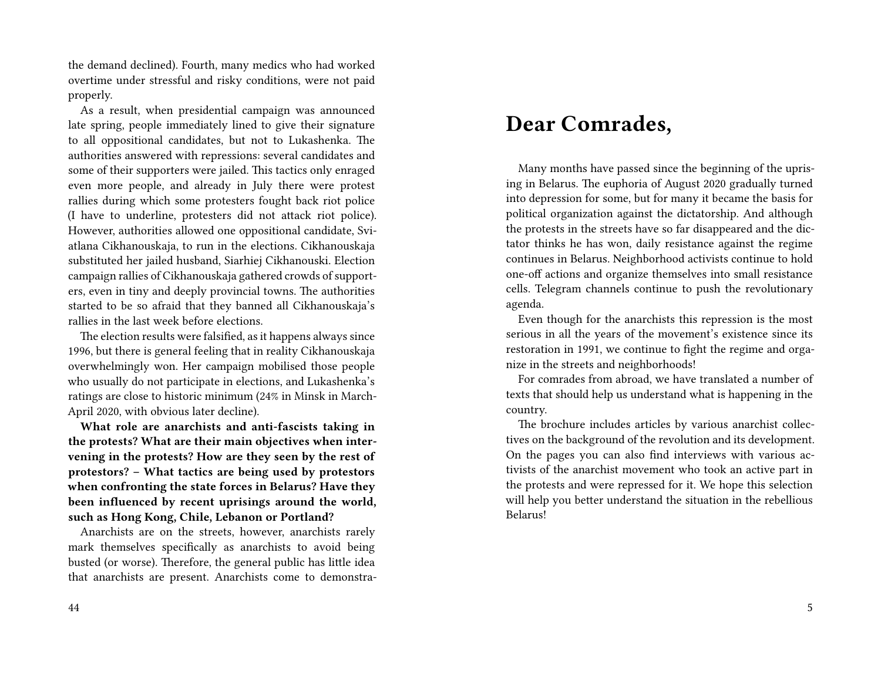the demand declined). Fourth, many medics who had worked overtime under stressful and risky conditions, were not paid properly.

As a result, when presidential campaign was announced late spring, people immediately lined to give their signature to all oppositional candidates, but not to Lukashenka. The authorities answered with repressions: several candidates and some of their supporters were jailed. This tactics only enraged even more people, and already in July there were protest rallies during which some protesters fought back riot police (I have to underline, protesters did not attack riot police). However, authorities allowed one oppositional candidate, Sviatlana Cikhanouskaja, to run in the elections. Cikhanouskaja substituted her jailed husband, Siarhiej Cikhanouski. Election campaign rallies of Cikhanouskaja gathered crowds of supporters, even in tiny and deeply provincial towns. The authorities started to be so afraid that they banned all Cikhanouskaja's rallies in the last week before elections.

The election results were falsified, as it happens always since 1996, but there is general feeling that in reality Cikhanouskaja overwhelmingly won. Her campaign mobilised those people who usually do not participate in elections, and Lukashenka's ratings are close to historic minimum (24% in Minsk in March-April 2020, with obvious later decline).

**What role are anarchists and anti-fascists taking in the protests? What are their main objectives when intervening in the protests? How are they seen by the rest of protestors? – What tactics are being used by protestors when confronting the state forces in Belarus? Have they been influenced by recent uprisings around the world, such as Hong Kong, Chile, Lebanon or Portland?**

Anarchists are on the streets, however, anarchists rarely mark themselves specifically as anarchists to avoid being busted (or worse). Therefore, the general public has little idea that anarchists are present. Anarchists come to demonstra-

# Dear Comrades,

Many months have passed since the beginning of the uprising in Belarus. The euphoria of August 2020 gradually turned into depression for some, but for many it became the basis for political organization against the dictatorship. And although the protests in the streets have so far disappeared and the dictator thinks he has won, daily resistance against the regime continues in Belarus. Neighborhood activists continue to hold one-off actions and organize themselves into small resistance cells. Telegram channels continue to push the revolutionary agenda.

Even though for the anarchists this repression is the most serious in all the years of the movement's existence since its restoration in 1991, we continue to fight the regime and organize in the streets and neighborhoods!

For comrades from abroad, we have translated a number of texts that should help us understand what is happening in the country.

The brochure includes articles by various anarchist collectives on the background of the revolution and its development. On the pages you can also find interviews with various activists of the anarchist movement who took an active part in the protests and were repressed for it. We hope this selection will help you better understand the situation in the rebellious Belarus!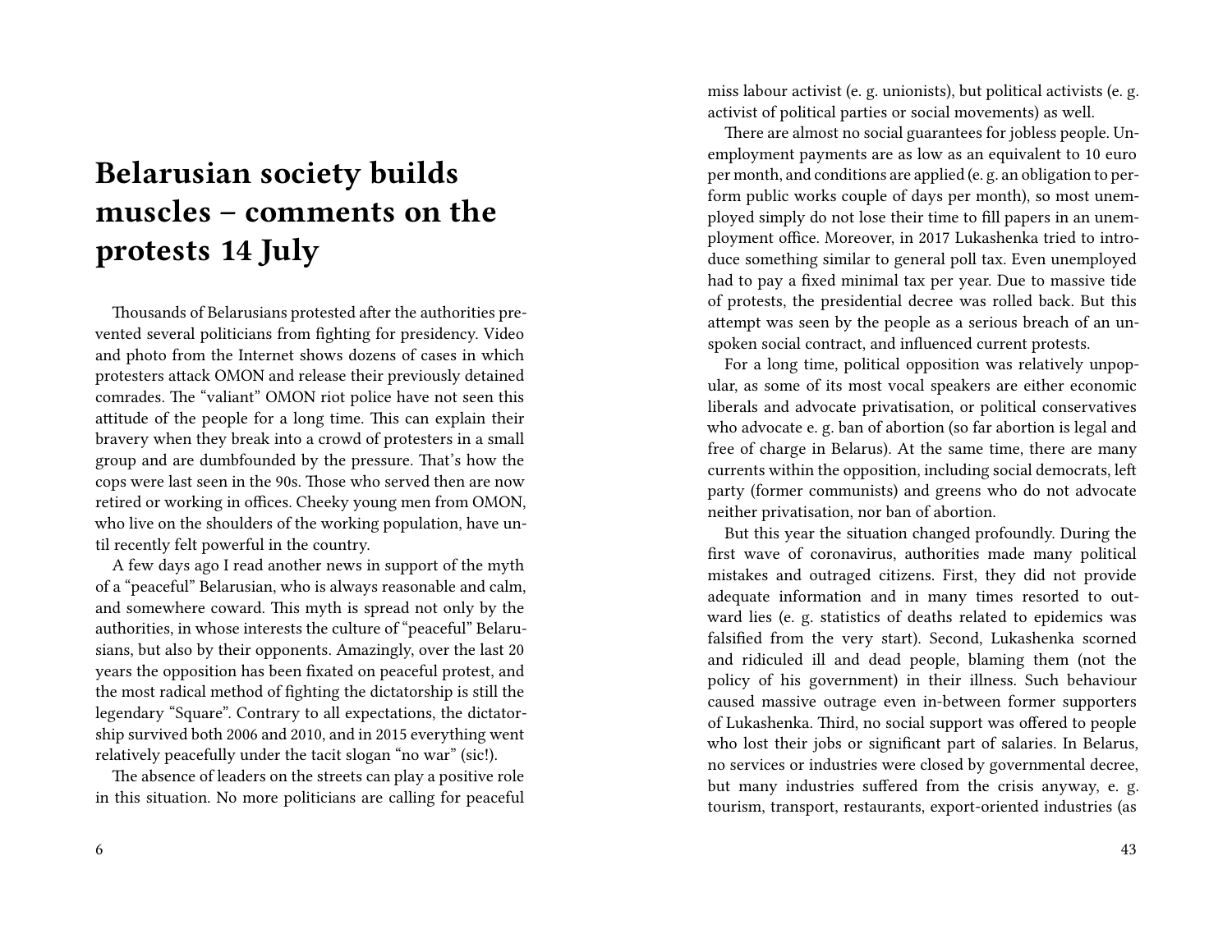# Belarusian society builds muscles – comments on the protests 14 July

Thousands of Belarusians protested after the authorities prevented several politicians from fighting for presidency. Video and photo from the Internet shows dozens of cases in which protesters attack OMON and release their previously detained comrades. The "valiant" OMON riot police have not seen this attitude of the people for a long time. This can explain their bravery when they break into a crowd of protesters in a small group and are dumbfounded by the pressure. That's how the cops were last seen in the 90s. Those who served then are now retired or working in offices. Cheeky young men from OMON, who live on the shoulders of the working population, have until recently felt powerful in the country.

A few days ago I read another news in support of the myth of a "peaceful" Belarusian, who is always reasonable and calm, and somewhere coward. This myth is spread not only by the authorities, in whose interests the culture of "peaceful" Belarusians, but also by their opponents. Amazingly, over the last 20 years the opposition has been fixated on peaceful protest, and the most radical method of fighting the dictatorship is still the legendary "Square". Contrary to all expectations, the dictatorship survived both 2006 and 2010, and in 2015 everything went relatively peacefully under the tacit slogan "no war" (sic!).

The absence of leaders on the streets can play a positive role in this situation. No more politicians are calling for peaceful

miss labour activist (e. g. unionists), but political activists (e. g. activist of political parties or social movements) as well.

There are almost no social guarantees for jobless people. Unemployment payments are as low as an equivalent to 10 euro per month, and conditions are applied (e. g. an obligation to perform public works couple of days per month), so most unemployed simply do not lose their time to fill papers in an unemployment office. Moreover, in 2017 Lukashenka tried to introduce something similar to general poll tax. Even unemployed had to pay a fixed minimal tax per year. Due to massive tide of protests, the presidential decree was rolled back. But this attempt was seen by the people as a serious breach of an unspoken social contract, and influenced current protests.

For a long time, political opposition was relatively unpopular, as some of its most vocal speakers are either economic liberals and advocate privatisation, or political conservatives who advocate e. g. ban of abortion (so far abortion is legal and free of charge in Belarus). At the same time, there are many currents within the opposition, including social democrats, left party (former communists) and greens who do not advocate neither privatisation, nor ban of abortion.

But this year the situation changed profoundly. During the first wave of coronavirus, authorities made many political mistakes and outraged citizens. First, they did not provide adequate information and in many times resorted to outward lies (e. g. statistics of deaths related to epidemics was falsified from the very start). Second, Lukashenka scorned and ridiculed ill and dead people, blaming them (not the policy of his government) in their illness. Such behaviour caused massive outrage even in-between former supporters of Lukashenka. Third, no social support was offered to people who lost their jobs or significant part of salaries. In Belarus, no services or industries were closed by governmental decree, but many industries suffered from the crisis anyway, e. g. tourism, transport, restaurants, export-oriented industries (as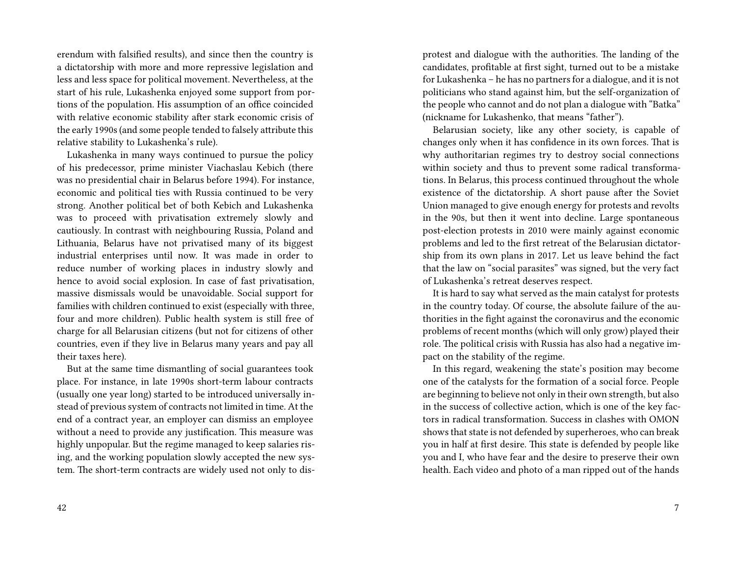erendum with falsified results), and since then the country is a dictatorship with more and more repressive legislation and less and less space for political movement. Nevertheless, at the start of his rule, Lukashenka enjoyed some support from portions of the population. His assumption of an office coincided with relative economic stability after stark economic crisis of the early 1990s (and some people tended to falsely attribute this relative stability to Lukashenka's rule).

Lukashenka in many ways continued to pursue the policy of his predecessor, prime minister Viachaslau Kebich (there was no presidential chair in Belarus before 1994). For instance, economic and political ties with Russia continued to be very strong. Another political bet of both Kebich and Lukashenka was to proceed with privatisation extremely slowly and cautiously. In contrast with neighbouring Russia, Poland and Lithuania, Belarus have not privatised many of its biggest industrial enterprises until now. It was made in order to reduce number of working places in industry slowly and hence to avoid social explosion. In case of fast privatisation, massive dismissals would be unavoidable. Social support for families with children continued to exist (especially with three, four and more children). Public health system is still free of charge for all Belarusian citizens (but not for citizens of other countries, even if they live in Belarus many years and pay all their taxes here).

But at the same time dismantling of social guarantees took place. For instance, in late 1990s short-term labour contracts (usually one year long) started to be introduced universally instead of previous system of contracts not limited in time. At the end of a contract year, an employer can dismiss an employee without a need to provide any justification. This measure was highly unpopular. But the regime managed to keep salaries rising, and the working population slowly accepted the new system. The short-term contracts are widely used not only to dis-

protest and dialogue with the authorities. The landing of the candidates, profitable at first sight, turned out to be a mistake for Lukashenka – he has no partners for a dialogue, and it is not politicians who stand against him, but the self-organization of the people who cannot and do not plan a dialogue with "Batka" (nickname for Lukashenko, that means "father").

Belarusian society, like any other society, is capable of changes only when it has confidence in its own forces. That is why authoritarian regimes try to destroy social connections within society and thus to prevent some radical transformations. In Belarus, this process continued throughout the whole existence of the dictatorship. A short pause after the Soviet Union managed to give enough energy for protests and revolts in the 90s, but then it went into decline. Large spontaneous post-election protests in 2010 were mainly against economic problems and led to the first retreat of the Belarusian dictatorship from its own plans in 2017. Let us leave behind the fact that the law on "social parasites" was signed, but the very fact of Lukashenka's retreat deserves respect.

It is hard to say what served as the main catalyst for protests in the country today. Of course, the absolute failure of the authorities in the fight against the coronavirus and the economic problems of recent months (which will only grow) played their role. The political crisis with Russia has also had a negative impact on the stability of the regime.

In this regard, weakening the state's position may become one of the catalysts for the formation of a social force. People are beginning to believe not only in their own strength, but also in the success of collective action, which is one of the key factors in radical transformation. Success in clashes with OMON shows that state is not defended by superheroes, who can break you in half at first desire. This state is defended by people like you and I, who have fear and the desire to preserve their own health. Each video and photo of a man ripped out of the hands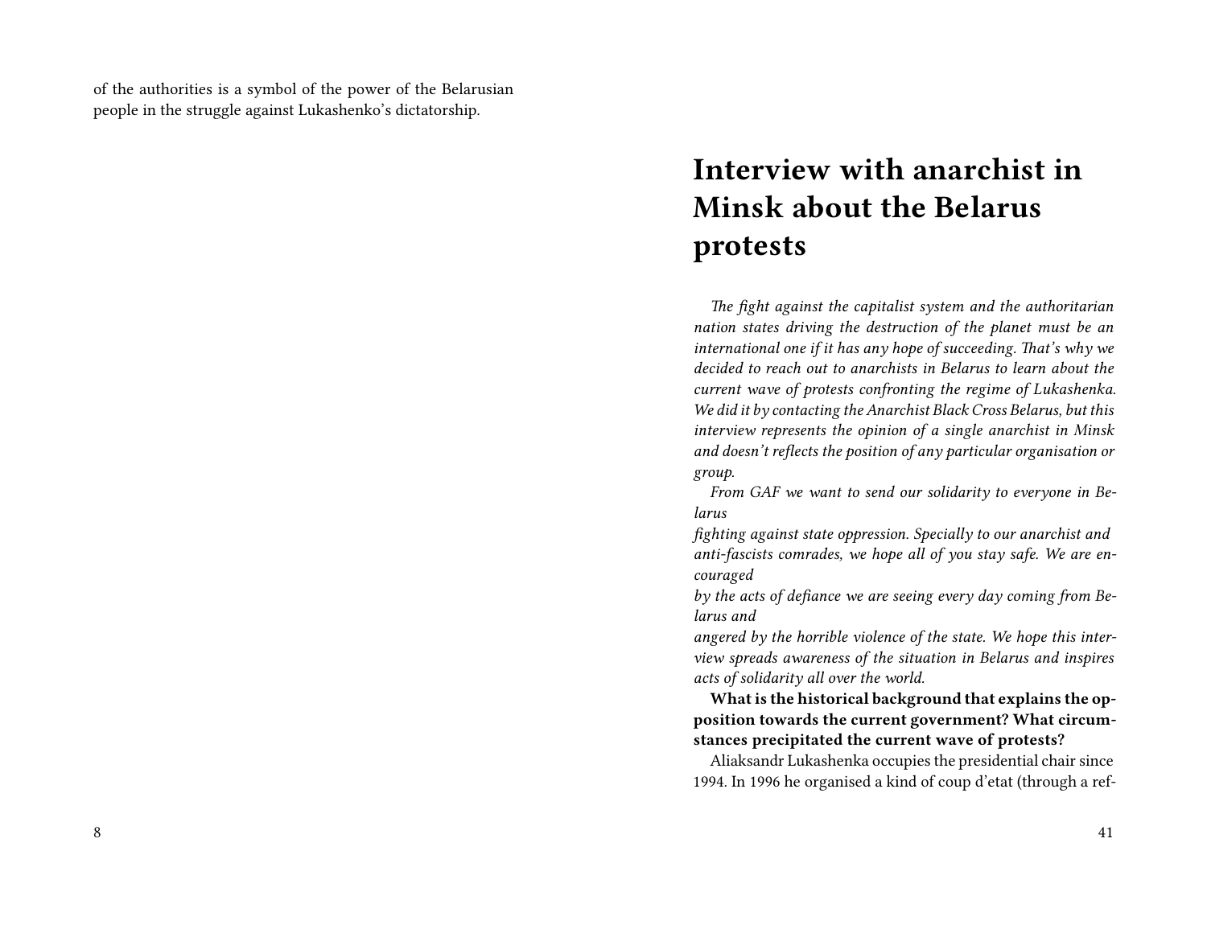of the authorities is a symbol of the power of the Belarusian people in the struggle against Lukashenko's dictatorship.

# Interview with anarchist in Minsk about the Belarus protests

*The fight against the capitalist system and the authoritarian nation states driving the destruction of the planet must be an international one if it has any hope of succeeding. That's why we decided to reach out to anarchists in Belarus to learn about the current wave of protests confronting the regime of Lukashenka. We did it by contacting the Anarchist Black Cross Belarus, but this interview represents the opinion of a single anarchist in Minsk and doesn't reflects the position of any particular organisation or group.*

*From GAF we want to send our solidarity to everyone in Belarus fighting against state oppression. Specially to our anarchist and anti-fascists comrades, we hope all of you stay safe. We are encouraged by the acts of defiance we are seeing every day coming from Belarus and angered by the horrible violence of the state. We hope this interview spreads awareness of the situation in Belarus and inspires acts of solidarity all over the world.*

**What is the historical background that explains the opposition towards the current government? What circumstances precipitated the current wave of protests?**

Aliaksandr Lukashenka occupies the presidential chair since 1994. In 1996 he organised a kind of coup d'etat (through a ref-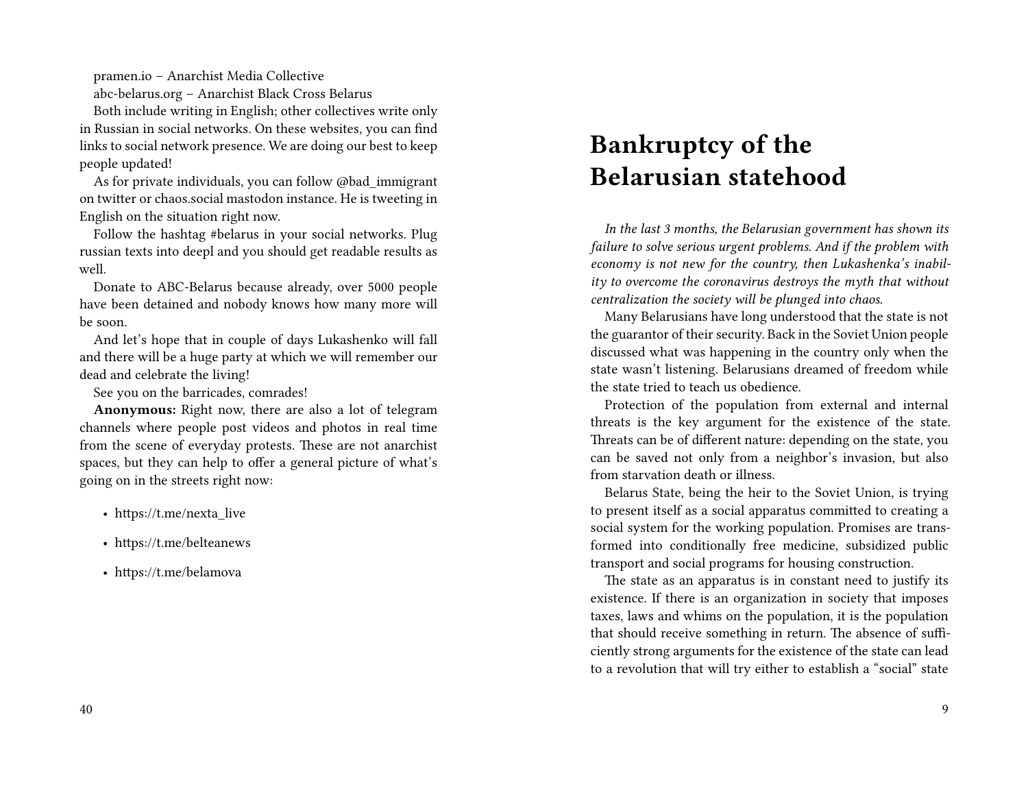pramen.io – Anarchist Media Collective

abc-belarus.org – Anarchist Black Cross Belarus

Both include writing in English; other collectives write only in Russian in social networks. On these websites, you can find links to social network presence. We are doing our best to keep people updated!

As for private individuals, you can follow @bad_immigrant on twitter or chaos.social mastodon instance. He is tweeting in English on the situation right now.

Follow the hashtag #belarus in your social networks. Plug russian texts into deepl and you should get readable results as well.

Donate to ABC-Belarus because already, over 5000 people have been detained and nobody knows how many more will be soon.

And let's hope that in couple of days Lukashenko will fall and there will be a huge party at which we will remember our dead and celebrate the living!

See you on the barricades, comrades!

**Anonymous:** Right now, there are also a lot of telegram channels where people post videos and photos in real time from the scene of everyday protests. These are not anarchist spaces, but they can help to offer a general picture of what's going on in the streets right now:

- https://t.me/nexta_live
- https://t.me/belteanews
- https://t.me/belamova

# Bankruptcy of the Belarusian statehood

*In the last 3 months, the Belarusian government has shown its failure to solve serious urgent problems. And if the problem with economy is not new for the country, then Lukashenka's inability to overcome the coronavirus destroys the myth that without centralization the society will be plunged into chaos.*

Many Belarusians have long understood that the state is not the guarantor of their security. Back in the Soviet Union people discussed what was happening in the country only when the state wasn't listening. Belarusians dreamed of freedom while the state tried to teach us obedience.

Protection of the population from external and internal threats is the key argument for the existence of the state. Threats can be of different nature: depending on the state, you can be saved not only from a neighbor's invasion, but also from starvation death or illness.

Belarus State, being the heir to the Soviet Union, is trying to present itself as a social apparatus committed to creating a social system for the working population. Promises are transformed into conditionally free medicine, subsidized public transport and social programs for housing construction.

The state as an apparatus is in constant need to justify its existence. If there is an organization in society that imposes taxes, laws and whims on the population, it is the population that should receive something in return. The absence of sufficiently strong arguments for the existence of the state can lead to a revolution that will try either to establish a "social" state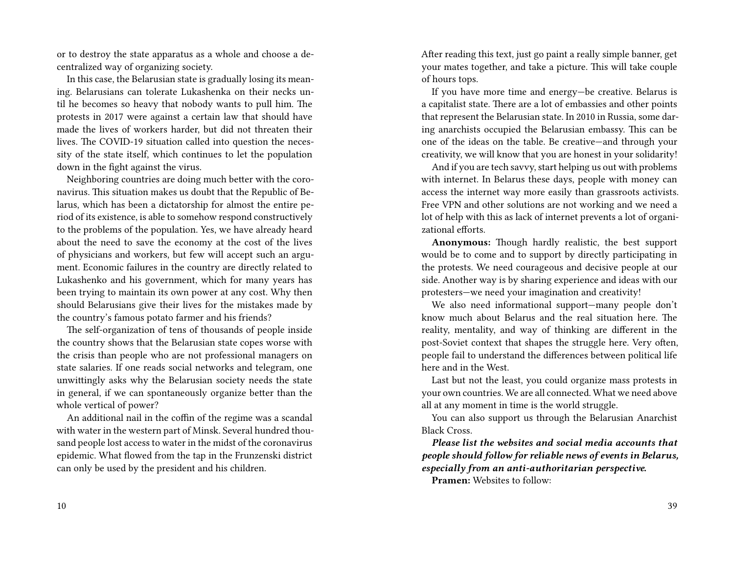or to destroy the state apparatus as a whole and choose a decentralized way of organizing society.

In this case, the Belarusian state is gradually losing its meaning. Belarusians can tolerate Lukashenka on their necks until he becomes so heavy that nobody wants to pull him. The protests in 2017 were against a certain law that should have made the lives of workers harder, but did not threaten their lives. The COVID-19 situation called into question the necessity of the state itself, which continues to let the population down in the fight against the virus.

Neighboring countries are doing much better with the coronavirus. This situation makes us doubt that the Republic of Belarus, which has been a dictatorship for almost the entire period of its existence, is able to somehow respond constructively to the problems of the population. Yes, we have already heard about the need to save the economy at the cost of the lives of physicians and workers, but few will accept such an argument. Economic failures in the country are directly related to Lukashenko and his government, which for many years has been trying to maintain its own power at any cost. Why then should Belarusians give their lives for the mistakes made by the country's famous potato farmer and his friends?

The self-organization of tens of thousands of people inside the country shows that the Belarusian state copes worse with the crisis than people who are not professional managers on state salaries. If one reads social networks and telegram, one unwittingly asks why the Belarusian society needs the state in general, if we can spontaneously organize better than the whole vertical of power?

An additional nail in the coffin of the regime was a scandal with water in the western part of Minsk. Several hundred thousand people lost access to water in the midst of the coronavirus epidemic. What flowed from the tap in the Frunzenski district can only be used by the president and his children.

After reading this text, just go paint a really simple banner, get your mates together, and take a picture. This will take couple of hours tops.

If you have more time and energy—be creative. Belarus is a capitalist state. There are a lot of embassies and other points that represent the Belarusian state. In 2010 in Russia, some daring anarchists occupied the Belarusian embassy. This can be one of the ideas on the table. Be creative—and through your creativity, we will know that you are honest in your solidarity!

And if you are tech savvy, start helping us out with problems with internet. In Belarus these days, people with money can access the internet way more easily than grassroots activists. Free VPN and other solutions are not working and we need a lot of help with this as lack of internet prevents a lot of organizational efforts.

**Anonymous:** Though hardly realistic, the best support would be to come and to support by directly participating in the protests. We need courageous and decisive people at our side. Another way is by sharing experience and ideas with our protesters—we need your imagination and creativity!

We also need informational support—many people don't know much about Belarus and the real situation here. The reality, mentality, and way of thinking are different in the post-Soviet context that shapes the struggle here. Very often, people fail to understand the differences between political life here and in the West.

Last but not the least, you could organize mass protests in your own countries. We are all connected. What we need above all at any moment in time is the world struggle.

You can also support us through the Belarusian Anarchist Black Cross.

***Please list the websites and social media accounts that people should follow for reliable news of events in Belarus, especially from an anti-authoritarian perspective.***

**Pramen:** Websites to follow: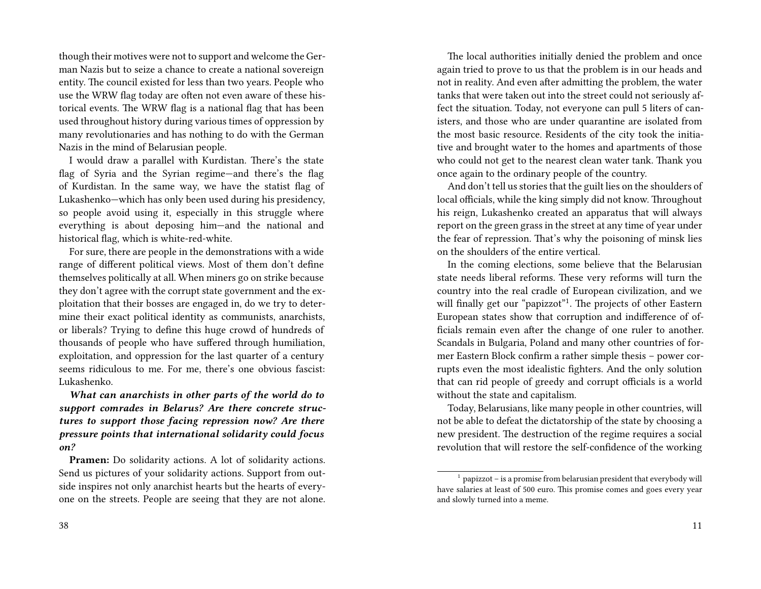though their motives were not to support and welcome the German Nazis but to seize a chance to create a national sovereign entity. The council existed for less than two years. People who use the WRW flag today are often not even aware of these historical events. The WRW flag is a national flag that has been used throughout history during various times of oppression by many revolutionaries and has nothing to do with the German Nazis in the mind of Belarusian people.

I would draw a parallel with Kurdistan. There's the state flag of Syria and the Syrian regime—and there's the flag of Kurdistan. In the same way, we have the statist flag of Lukashenko—which has only been used during his presidency, so people avoid using it, especially in this struggle where everything is about deposing him—and the national and historical flag, which is white-red-white.

For sure, there are people in the demonstrations with a wide range of different political views. Most of them don't define themselves politically at all. When miners go on strike because they don't agree with the corrupt state government and the exploitation that their bosses are engaged in, do we try to determine their exact political identity as communists, anarchists, or liberals? Trying to define this huge crowd of hundreds of thousands of people who have suffered through humiliation, exploitation, and oppression for the last quarter of a century seems ridiculous to me. For me, there's one obvious fascist: Lukashenko.

***What can anarchists in other parts of the world do to support comrades in Belarus? Are there concrete structures to support those facing repression now? Are there pressure points that international solidarity could focus on?***

**Pramen:** Do solidarity actions. A lot of solidarity actions. Send us pictures of your solidarity actions. Support from outside inspires not only anarchist hearts but the hearts of everyone on the streets. People are seeing that they are not alone.

The local authorities initially denied the problem and once again tried to prove to us that the problem is in our heads and not in reality. And even after admitting the problem, the water tanks that were taken out into the street could not seriously affect the situation. Today, not everyone can pull 5 liters of canisters, and those who are under quarantine are isolated from the most basic resource. Residents of the city took the initiative and brought water to the homes and apartments of those who could not get to the nearest clean water tank. Thank you once again to the ordinary people of the country.

And don't tell us stories that the guilt lies on the shoulders of local officials, while the king simply did not know. Throughout his reign, Lukashenko created an apparatus that will always report on the green grass in the street at any time of year under the fear of repression. That's why the poisoning of minsk lies on the shoulders of the entire vertical.

In the coming elections, some believe that the Belarusian state needs liberal reforms. These very reforms will turn the country into the real cradle of European civilization, and we will finally get our "papizzot"[1]. The projects of other Eastern European states show that corruption and indifference of officials remain even after the change of one ruler to another. Scandals in Bulgaria, Poland and many other countries of former Eastern Block confirm a rather simple thesis – power corrupts even the most idealistic fighters. And the only solution that can rid people of greedy and corrupt officials is a world without the state and capitalism.

Today, Belarusians, like many people in other countries, will not be able to defeat the dictatorship of the state by choosing a new president. The destruction of the regime requires a social revolution that will restore the self-confidence of the working

[1] papizzot – is a promise from belarusian president that everybody will have salaries at least of 500 euro. This promise comes and goes every year and slowly turned into a meme.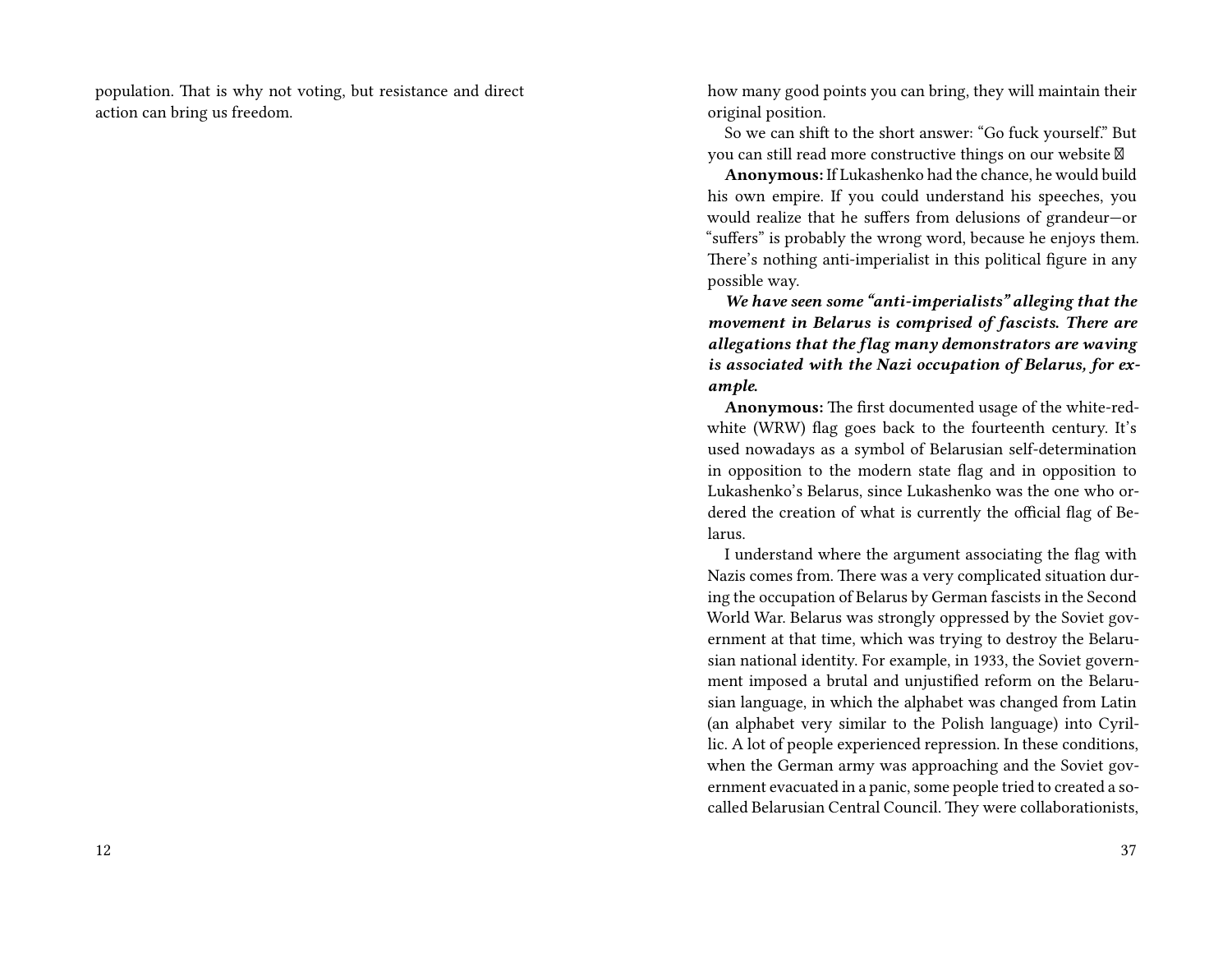population. That is why not voting, but resistance and direct action can bring us freedom.

how many good points you can bring, they will maintain their original position.

So we can shift to the short answer: “Go fuck yourself.” But you can still read more constructive things on our website 

**Anonymous:** If Lukashenko had the chance, he would build his own empire. If you could understand his speeches, you would realize that he suffers from delusions of grandeur—or “suffers” is probably the wrong word, because he enjoys them. There’s nothing anti-imperialist in this political figure in any possible way.

***We have seen some “anti-imperialists” alleging that the movement in Belarus is comprised of fascists. There are allegations that the flag many demonstrators are waving is associated with the Nazi occupation of Belarus, for example.***

**Anonymous:** The first documented usage of the white-red-white (WRW) flag goes back to the fourteenth century. It’s used nowadays as a symbol of Belarusian self-determination in opposition to the modern state flag and in opposition to Lukashenko’s Belarus, since Lukashenko was the one who ordered the creation of what is currently the official flag of Belarus.

I understand where the argument associating the flag with Nazis comes from. There was a very complicated situation during the occupation of Belarus by German fascists in the Second World War. Belarus was strongly oppressed by the Soviet government at that time, which was trying to destroy the Belarusian national identity. For example, in 1933, the Soviet government imposed a brutal and unjustified reform on the Belarusian language, in which the alphabet was changed from Latin (an alphabet very similar to the Polish language) into Cyrillic. A lot of people experienced repression. In these conditions, when the German army was approaching and the Soviet government evacuated in a panic, some people tried to created a so-called Belarusian Central Council. They were collaborationists,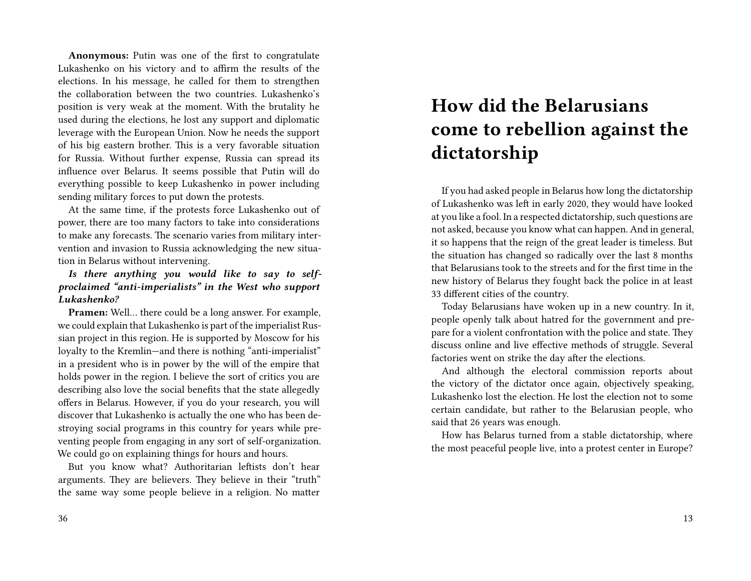**Anonymous:** Putin was one of the first to congratulate Lukashenko on his victory and to affirm the results of the elections. In his message, he called for them to strengthen the collaboration between the two countries. Lukashenko's position is very weak at the moment. With the brutality he used during the elections, he lost any support and diplomatic leverage with the European Union. Now he needs the support of his big eastern brother. This is a very favorable situation for Russia. Without further expense, Russia can spread its influence over Belarus. It seems possible that Putin will do everything possible to keep Lukashenko in power including sending military forces to put down the protests.

At the same time, if the protests force Lukashenko out of power, there are too many factors to take into considerations to make any forecasts. The scenario varies from military intervention and invasion to Russia acknowledging the new situation in Belarus without intervening.

***Is there anything you would like to say to self-proclaimed "anti-imperialists" in the West who support Lukashenko?***

**Pramen:** Well… there could be a long answer. For example, we could explain that Lukashenko is part of the imperialist Russian project in this region. He is supported by Moscow for his loyalty to the Kremlin—and there is nothing "anti-imperialist" in a president who is in power by the will of the empire that holds power in the region. I believe the sort of critics you are describing also love the social benefits that the state allegedly offers in Belarus. However, if you do your research, you will discover that Lukashenko is actually the one who has been destroying social programs in this country for years while preventing people from engaging in any sort of self-organization. We could go on explaining things for hours and hours.

But you know what? Authoritarian leftists don't hear arguments. They are believers. They believe in their "truth" the same way some people believe in a religion. No matter

# How did the Belarusians come to rebellion against the dictatorship

If you had asked people in Belarus how long the dictatorship of Lukashenko was left in early 2020, they would have looked at you like a fool. In a respected dictatorship, such questions are not asked, because you know what can happen. And in general, it so happens that the reign of the great leader is timeless. But the situation has changed so radically over the last 8 months that Belarusians took to the streets and for the first time in the new history of Belarus they fought back the police in at least 33 different cities of the country.

Today Belarusians have woken up in a new country. In it, people openly talk about hatred for the government and prepare for a violent confrontation with the police and state. They discuss online and live effective methods of struggle. Several factories went on strike the day after the elections.

And although the electoral commission reports about the victory of the dictator once again, objectively speaking, Lukashenko lost the election. He lost the election not to some certain candidate, but rather to the Belarusian people, who said that 26 years was enough.

How has Belarus turned from a stable dictatorship, where the most peaceful people live, into a protest center in Europe?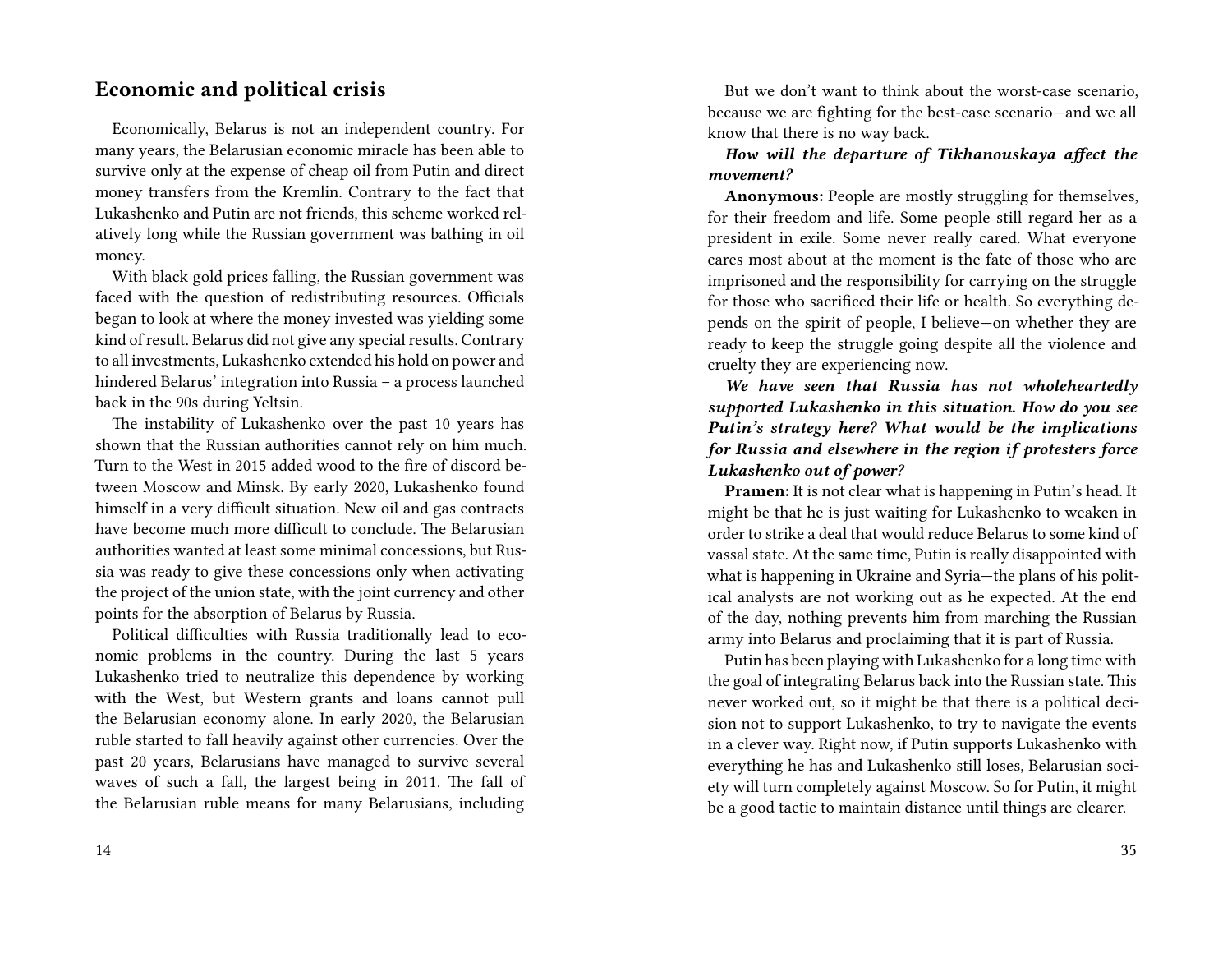## Economic and political crisis

Economically, Belarus is not an independent country. For many years, the Belarusian economic miracle has been able to survive only at the expense of cheap oil from Putin and direct money transfers from the Kremlin. Contrary to the fact that Lukashenko and Putin are not friends, this scheme worked relatively long while the Russian government was bathing in oil money.

With black gold prices falling, the Russian government was faced with the question of redistributing resources. Officials began to look at where the money invested was yielding some kind of result. Belarus did not give any special results. Contrary to all investments, Lukashenko extended his hold on power and hindered Belarus' integration into Russia – a process launched back in the 90s during Yeltsin.

The instability of Lukashenko over the past 10 years has shown that the Russian authorities cannot rely on him much. Turn to the West in 2015 added wood to the fire of discord between Moscow and Minsk. By early 2020, Lukashenko found himself in a very difficult situation. New oil and gas contracts have become much more difficult to conclude. The Belarusian authorities wanted at least some minimal concessions, but Russia was ready to give these concessions only when activating the project of the union state, with the joint currency and other points for the absorption of Belarus by Russia.

Political difficulties with Russia traditionally lead to economic problems in the country. During the last 5 years Lukashenko tried to neutralize this dependence by working with the West, but Western grants and loans cannot pull the Belarusian economy alone. In early 2020, the Belarusian ruble started to fall heavily against other currencies. Over the past 20 years, Belarusians have managed to survive several waves of such a fall, the largest being in 2011. The fall of the Belarusian ruble means for many Belarusians, including

But we don't want to think about the worst-case scenario, because we are fighting for the best-case scenario—and we all know that there is no way back.

***How will the departure of Tikhanouskaya affect the movement?***

**Anonymous:** People are mostly struggling for themselves, for their freedom and life. Some people still regard her as a president in exile. Some never really cared. What everyone cares most about at the moment is the fate of those who are imprisoned and the responsibility for carrying on the struggle for those who sacrificed their life or health. So everything depends on the spirit of people, I believe—on whether they are ready to keep the struggle going despite all the violence and cruelty they are experiencing now.

***We have seen that Russia has not wholeheartedly supported Lukashenko in this situation. How do you see Putin's strategy here? What would be the implications for Russia and elsewhere in the region if protesters force Lukashenko out of power?***

**Pramen:** It is not clear what is happening in Putin's head. It might be that he is just waiting for Lukashenko to weaken in order to strike a deal that would reduce Belarus to some kind of vassal state. At the same time, Putin is really disappointed with what is happening in Ukraine and Syria—the plans of his political analysts are not working out as he expected. At the end of the day, nothing prevents him from marching the Russian army into Belarus and proclaiming that it is part of Russia.

Putin has been playing with Lukashenko for a long time with the goal of integrating Belarus back into the Russian state. This never worked out, so it might be that there is a political decision not to support Lukashenko, to try to navigate the events in a clever way. Right now, if Putin supports Lukashenko with everything he has and Lukashenko still loses, Belarusian society will turn completely against Moscow. So for Putin, it might be a good tactic to maintain distance until things are clearer.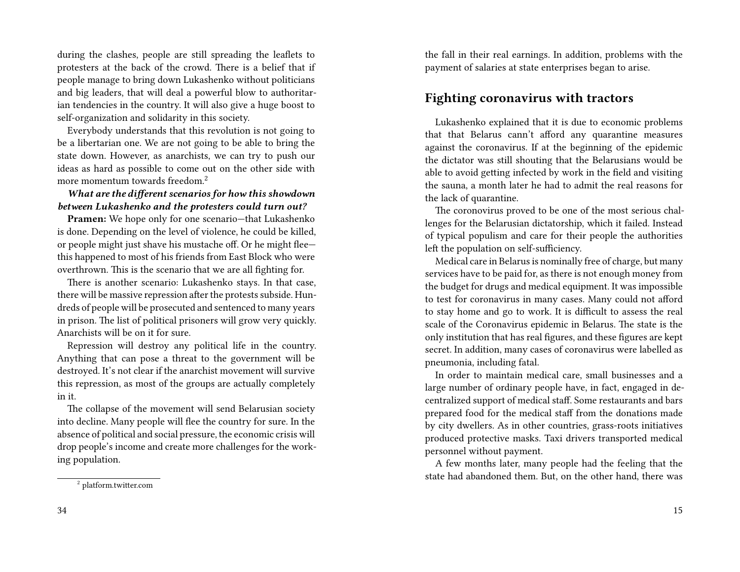during the clashes, people are still spreading the leaflets to protesters at the back of the crowd. There is a belief that if people manage to bring down Lukashenko without politicians and big leaders, that will deal a powerful blow to authoritarian tendencies in the country. It will also give a huge boost to self-organization and solidarity in this society.

Everybody understands that this revolution is not going to be a libertarian one. We are not going to be able to bring the state down. However, as anarchists, we can try to push our ideas as hard as possible to come out on the other side with more momentum towards freedom.[2]

***What are the different scenarios for how this showdown between Lukashenko and the protesters could turn out?***

**Pramen:** We hope only for one scenario—that Lukashenko is done. Depending on the level of violence, he could be killed, or people might just shave his mustache off. Or he might flee—this happened to most of his friends from East Block who were overthrown. This is the scenario that we are all fighting for.

There is another scenario: Lukashenko stays. In that case, there will be massive repression after the protests subside. Hundreds of people will be prosecuted and sentenced to many years in prison. The list of political prisoners will grow very quickly. Anarchists will be on it for sure.

Repression will destroy any political life in the country. Anything that can pose a threat to the government will be destroyed. It's not clear if the anarchist movement will survive this repression, as most of the groups are actually completely in it.

The collapse of the movement will send Belarusian society into decline. Many people will flee the country for sure. In the absence of political and social pressure, the economic crisis will drop people's income and create more challenges for the working population.

[2] platform.twitter.com

the fall in their real earnings. In addition, problems with the payment of salaries at state enterprises began to arise.

## Fighting coronavirus with tractors

Lukashenko explained that it is due to economic problems that that Belarus cann't afford any quarantine measures against the coronavirus. If at the beginning of the epidemic the dictator was still shouting that the Belarusians would be able to avoid getting infected by work in the field and visiting the sauna, a month later he had to admit the real reasons for the lack of quarantine.

The coronovirus proved to be one of the most serious challenges for the Belarusian dictatorship, which it failed. Instead of typical populism and care for their people the authorities left the population on self-sufficiency.

Medical care in Belarus is nominally free of charge, but many services have to be paid for, as there is not enough money from the budget for drugs and medical equipment. It was impossible to test for coronavirus in many cases. Many could not afford to stay home and go to work. It is difficult to assess the real scale of the Coronavirus epidemic in Belarus. The state is the only institution that has real figures, and these figures are kept secret. In addition, many cases of coronavirus were labelled as pneumonia, including fatal.

In order to maintain medical care, small businesses and a large number of ordinary people have, in fact, engaged in decentralized support of medical staff. Some restaurants and bars prepared food for the medical staff from the donations made by city dwellers. As in other countries, grass-roots initiatives produced protective masks. Taxi drivers transported medical personnel without payment.

A few months later, many people had the feeling that the state had abandoned them. But, on the other hand, there was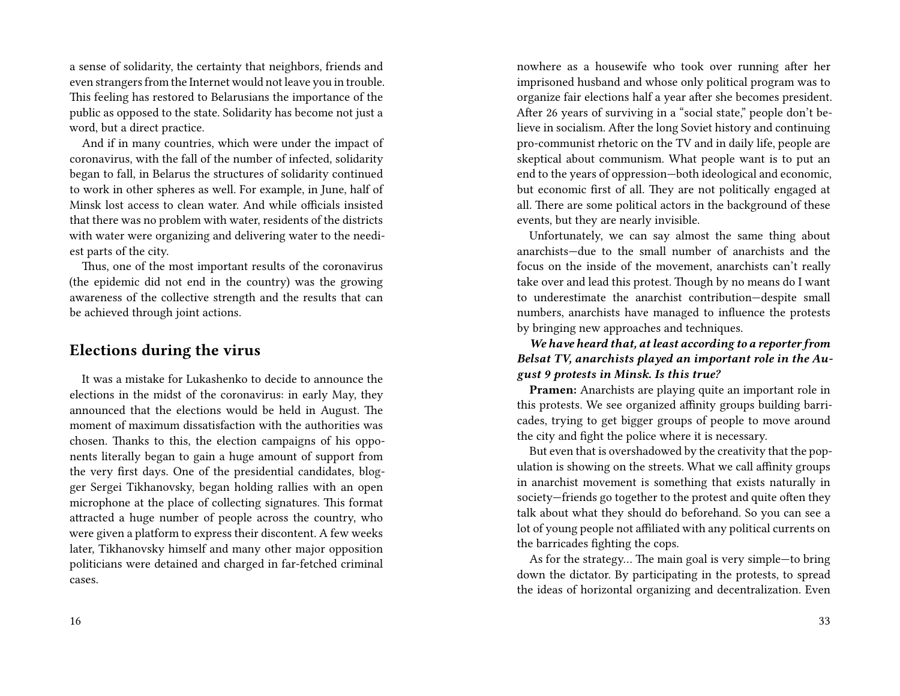a sense of solidarity, the certainty that neighbors, friends and even strangers from the Internet would not leave you in trouble. This feeling has restored to Belarusians the importance of the public as opposed to the state. Solidarity has become not just a word, but a direct practice.

And if in many countries, which were under the impact of coronavirus, with the fall of the number of infected, solidarity began to fall, in Belarus the structures of solidarity continued to work in other spheres as well. For example, in June, half of Minsk lost access to clean water. And while officials insisted that there was no problem with water, residents of the districts with water were organizing and delivering water to the neediest parts of the city.

Thus, one of the most important results of the coronavirus (the epidemic did not end in the country) was the growing awareness of the collective strength and the results that can be achieved through joint actions.

## Elections during the virus

It was a mistake for Lukashenko to decide to announce the elections in the midst of the coronavirus: in early May, they announced that the elections would be held in August. The moment of maximum dissatisfaction with the authorities was chosen. Thanks to this, the election campaigns of his opponents literally began to gain a huge amount of support from the very first days. One of the presidential candidates, blogger Sergei Tikhanovsky, began holding rallies with an open microphone at the place of collecting signatures. This format attracted a huge number of people across the country, who were given a platform to express their discontent. A few weeks later, Tikhanovsky himself and many other major opposition politicians were detained and charged in far-fetched criminal cases.

nowhere as a housewife who took over running after her imprisoned husband and whose only political program was to organize fair elections half a year after she becomes president. After 26 years of surviving in a "social state," people don't believe in socialism. After the long Soviet history and continuing pro-communist rhetoric on the TV and in daily life, people are skeptical about communism. What people want is to put an end to the years of oppression—both ideological and economic, but economic first of all. They are not politically engaged at all. There are some political actors in the background of these events, but they are nearly invisible.

Unfortunately, we can say almost the same thing about anarchists—due to the small number of anarchists and the focus on the inside of the movement, anarchists can't really take over and lead this protest. Though by no means do I want to underestimate the anarchist contribution—despite small numbers, anarchists have managed to influence the protests by bringing new approaches and techniques.

***We have heard that, at least according to a reporter from Belsat TV, anarchists played an important role in the August 9 protests in Minsk. Is this true?***

**Pramen:** Anarchists are playing quite an important role in this protests. We see organized affinity groups building barricades, trying to get bigger groups of people to move around the city and fight the police where it is necessary.

But even that is overshadowed by the creativity that the population is showing on the streets. What we call affinity groups in anarchist movement is something that exists naturally in society—friends go together to the protest and quite often they talk about what they should do beforehand. So you can see a lot of young people not affiliated with any political currents on the barricades fighting the cops.

As for the strategy… The main goal is very simple—to bring down the dictator. By participating in the protests, to spread the ideas of horizontal organizing and decentralization. Even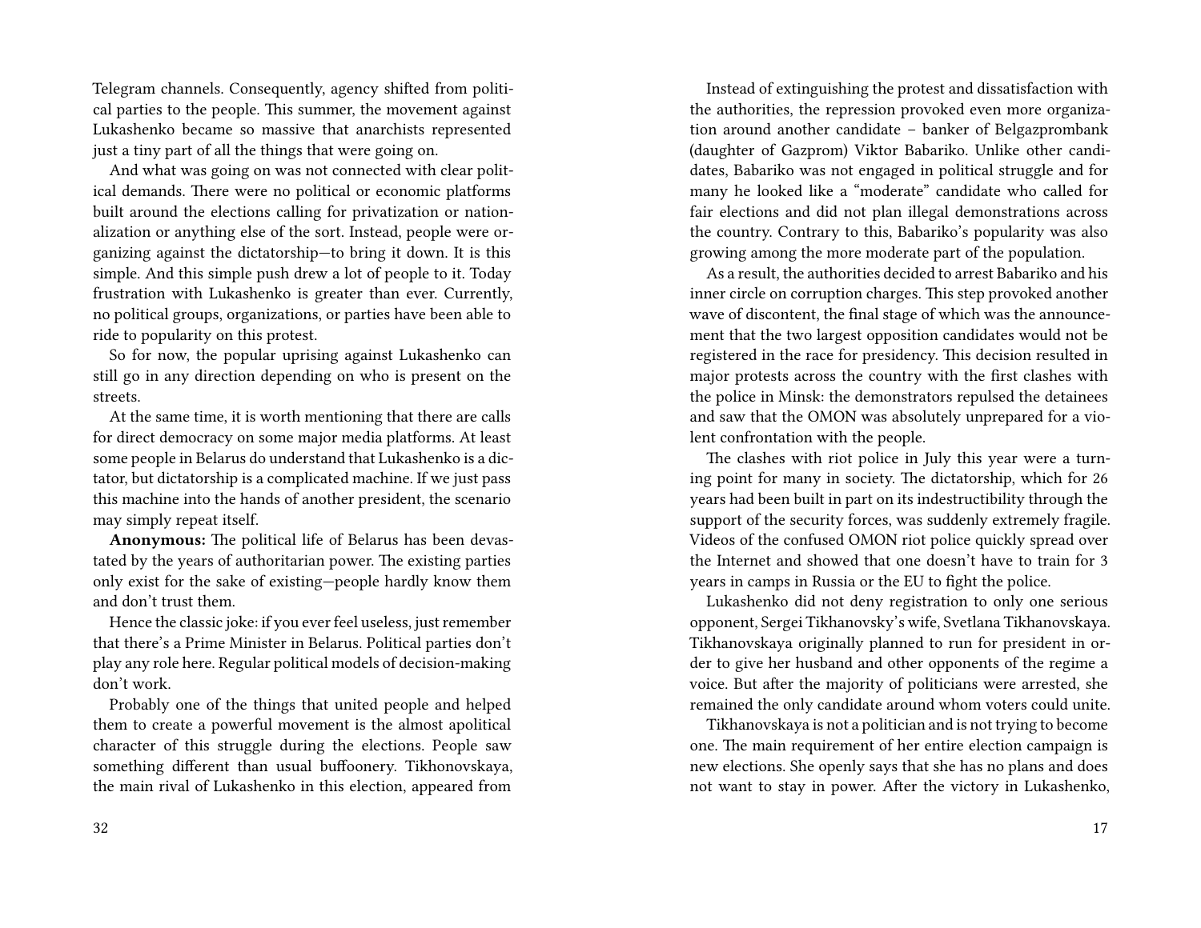Telegram channels. Consequently, agency shifted from political parties to the people. This summer, the movement against Lukashenko became so massive that anarchists represented just a tiny part of all the things that were going on.

And what was going on was not connected with clear political demands. There were no political or economic platforms built around the elections calling for privatization or nationalization or anything else of the sort. Instead, people were organizing against the dictatorship—to bring it down. It is this simple. And this simple push drew a lot of people to it. Today frustration with Lukashenko is greater than ever. Currently, no political groups, organizations, or parties have been able to ride to popularity on this protest.

So for now, the popular uprising against Lukashenko can still go in any direction depending on who is present on the streets.

At the same time, it is worth mentioning that there are calls for direct democracy on some major media platforms. At least some people in Belarus do understand that Lukashenko is a dictator, but dictatorship is a complicated machine. If we just pass this machine into the hands of another president, the scenario may simply repeat itself.

**Anonymous:** The political life of Belarus has been devastated by the years of authoritarian power. The existing parties only exist for the sake of existing—people hardly know them and don't trust them.

Hence the classic joke: if you ever feel useless, just remember that there's a Prime Minister in Belarus. Political parties don't play any role here. Regular political models of decision-making don't work.

Probably one of the things that united people and helped them to create a powerful movement is the almost apolitical character of this struggle during the elections. People saw something different than usual buffoonery. Tikhonovskaya, the main rival of Lukashenko in this election, appeared from

Instead of extinguishing the protest and dissatisfaction with the authorities, the repression provoked even more organization around another candidate – banker of Belgazprombank (daughter of Gazprom) Viktor Babariko. Unlike other candidates, Babariko was not engaged in political struggle and for many he looked like a "moderate" candidate who called for fair elections and did not plan illegal demonstrations across the country. Contrary to this, Babariko's popularity was also growing among the more moderate part of the population.

As a result, the authorities decided to arrest Babariko and his inner circle on corruption charges. This step provoked another wave of discontent, the final stage of which was the announcement that the two largest opposition candidates would not be registered in the race for presidency. This decision resulted in major protests across the country with the first clashes with the police in Minsk: the demonstrators repulsed the detainees and saw that the OMON was absolutely unprepared for a violent confrontation with the people.

The clashes with riot police in July this year were a turning point for many in society. The dictatorship, which for 26 years had been built in part on its indestructibility through the support of the security forces, was suddenly extremely fragile. Videos of the confused OMON riot police quickly spread over the Internet and showed that one doesn't have to train for 3 years in camps in Russia or the EU to fight the police.

Lukashenko did not deny registration to only one serious opponent, Sergei Tikhanovsky's wife, Svetlana Tikhanovskaya. Tikhanovskaya originally planned to run for president in order to give her husband and other opponents of the regime a voice. But after the majority of politicians were arrested, she remained the only candidate around whom voters could unite.

Tikhanovskaya is not a politician and is not trying to become one. The main requirement of her entire election campaign is new elections. She openly says that she has no plans and does not want to stay in power. After the victory in Lukashenko,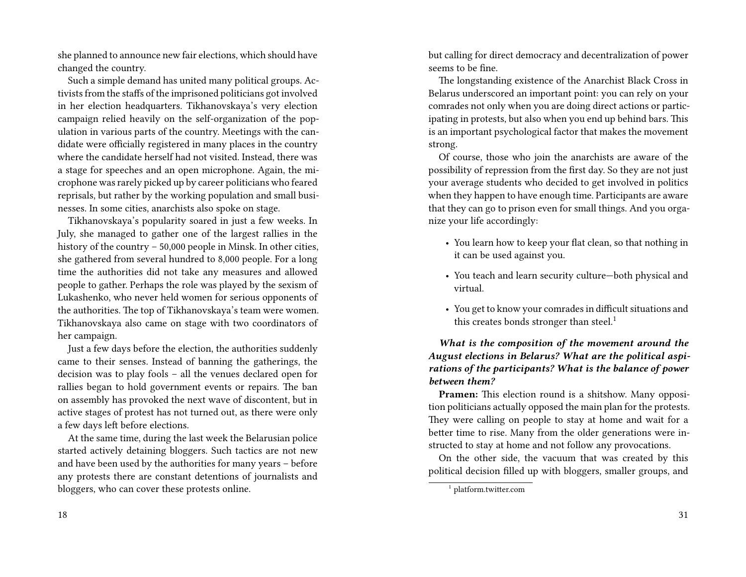she planned to announce new fair elections, which should have changed the country.

Such a simple demand has united many political groups. Activists from the staffs of the imprisoned politicians got involved in her election headquarters. Tikhanovskaya's very election campaign relied heavily on the self-organization of the population in various parts of the country. Meetings with the candidate were officially registered in many places in the country where the candidate herself had not visited. Instead, there was a stage for speeches and an open microphone. Again, the microphone was rarely picked up by career politicians who feared reprisals, but rather by the working population and small businesses. In some cities, anarchists also spoke on stage.

Tikhanovskaya's popularity soared in just a few weeks. In July, she managed to gather one of the largest rallies in the history of the country – 50,000 people in Minsk. In other cities, she gathered from several hundred to 8,000 people. For a long time the authorities did not take any measures and allowed people to gather. Perhaps the role was played by the sexism of Lukashenko, who never held women for serious opponents of the authorities. The top of Tikhanovskaya's team were women. Tikhanovskaya also came on stage with two coordinators of her campaign.

Just a few days before the election, the authorities suddenly came to their senses. Instead of banning the gatherings, the decision was to play fools – all the venues declared open for rallies began to hold government events or repairs. The ban on assembly has provoked the next wave of discontent, but in active stages of protest has not turned out, as there were only a few days left before elections.

At the same time, during the last week the Belarusian police started actively detaining bloggers. Such tactics are not new and have been used by the authorities for many years – before any protests there are constant detentions of journalists and bloggers, who can cover these protests online.

but calling for direct democracy and decentralization of power seems to be fine.

The longstanding existence of the Anarchist Black Cross in Belarus underscored an important point: you can rely on your comrades not only when you are doing direct actions or participating in protests, but also when you end up behind bars. This is an important psychological factor that makes the movement strong.

Of course, those who join the anarchists are aware of the possibility of repression from the first day. So they are not just your average students who decided to get involved in politics when they happen to have enough time. Participants are aware that they can go to prison even for small things. And you organize your life accordingly:

- You learn how to keep your flat clean, so that nothing in it can be used against you.
- You teach and learn security culture—both physical and virtual.
- You get to know your comrades in difficult situations and this creates bonds stronger than steel.[1]

***What is the composition of the movement around the August elections in Belarus? What are the political aspirations of the participants? What is the balance of power between them?***

**Pramen:** This election round is a shitshow. Many opposition politicians actually opposed the main plan for the protests. They were calling on people to stay at home and wait for a better time to rise. Many from the older generations were instructed to stay at home and not follow any provocations.

On the other side, the vacuum that was created by this political decision filled up with bloggers, smaller groups, and

[1] platform.twitter.com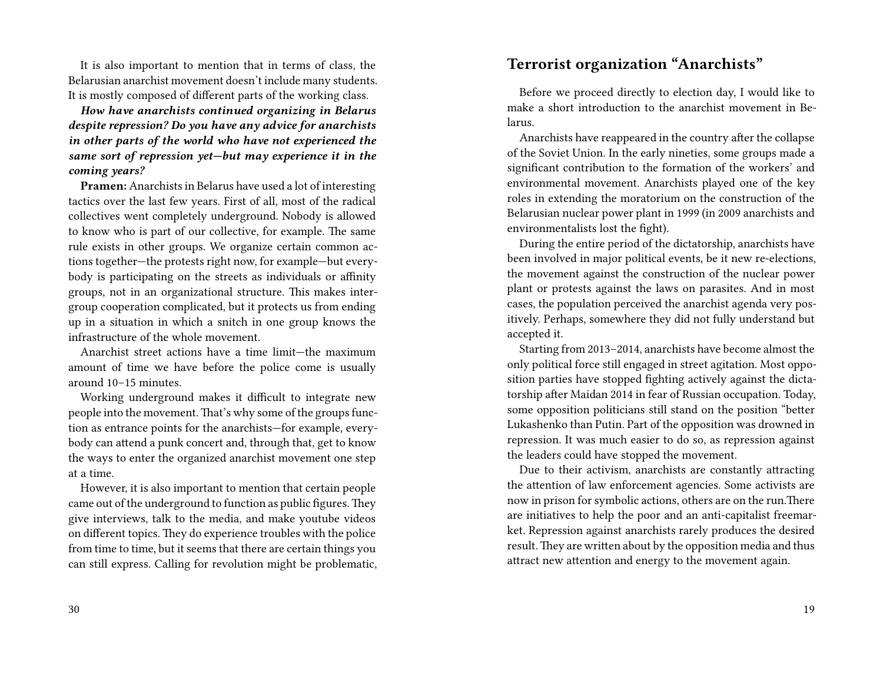It is also important to mention that in terms of class, the Belarusian anarchist movement doesn't include many students. It is mostly composed of different parts of the working class.

***How have anarchists continued organizing in Belarus despite repression? Do you have any advice for anarchists in other parts of the world who have not experienced the same sort of repression yet—but may experience it in the coming years?***

**Pramen:** Anarchists in Belarus have used a lot of interesting tactics over the last few years. First of all, most of the radical collectives went completely underground. Nobody is allowed to know who is part of our collective, for example. The same rule exists in other groups. We organize certain common actions together—the protests right now, for example—but everybody is participating on the streets as individuals or affinity groups, not in an organizational structure. This makes intergroup cooperation complicated, but it protects us from ending up in a situation in which a snitch in one group knows the infrastructure of the whole movement.

Anarchist street actions have a time limit—the maximum amount of time we have before the police come is usually around 10–15 minutes.

Working underground makes it difficult to integrate new people into the movement. That's why some of the groups function as entrance points for the anarchists—for example, everybody can attend a punk concert and, through that, get to know the ways to enter the organized anarchist movement one step at a time.

However, it is also important to mention that certain people came out of the underground to function as public figures. They give interviews, talk to the media, and make youtube videos on different topics. They do experience troubles with the police from time to time, but it seems that there are certain things you can still express. Calling for revolution might be problematic,

## Terrorist organization "Anarchists"

Before we proceed directly to election day, I would like to make a short introduction to the anarchist movement in Belarus.

Anarchists have reappeared in the country after the collapse of the Soviet Union. In the early nineties, some groups made a significant contribution to the formation of the workers' and environmental movement. Anarchists played one of the key roles in extending the moratorium on the construction of the Belarusian nuclear power plant in 1999 (in 2009 anarchists and environmentalists lost the fight).

During the entire period of the dictatorship, anarchists have been involved in major political events, be it new re-elections, the movement against the construction of the nuclear power plant or protests against the laws on parasites. And in most cases, the population perceived the anarchist agenda very positively. Perhaps, somewhere they did not fully understand but accepted it.

Starting from 2013–2014, anarchists have become almost the only political force still engaged in street agitation. Most opposition parties have stopped fighting actively against the dictatorship after Maidan 2014 in fear of Russian occupation. Today, some opposition politicians still stand on the position "better Lukashenko than Putin. Part of the opposition was drowned in repression. It was much easier to do so, as repression against the leaders could have stopped the movement.

Due to their activism, anarchists are constantly attracting the attention of law enforcement agencies. Some activists are now in prison for symbolic actions, others are on the run.There are initiatives to help the poor and an anti-capitalist freemarket. Repression against anarchists rarely produces the desired result. They are written about by the opposition media and thus attract new attention and energy to the movement again.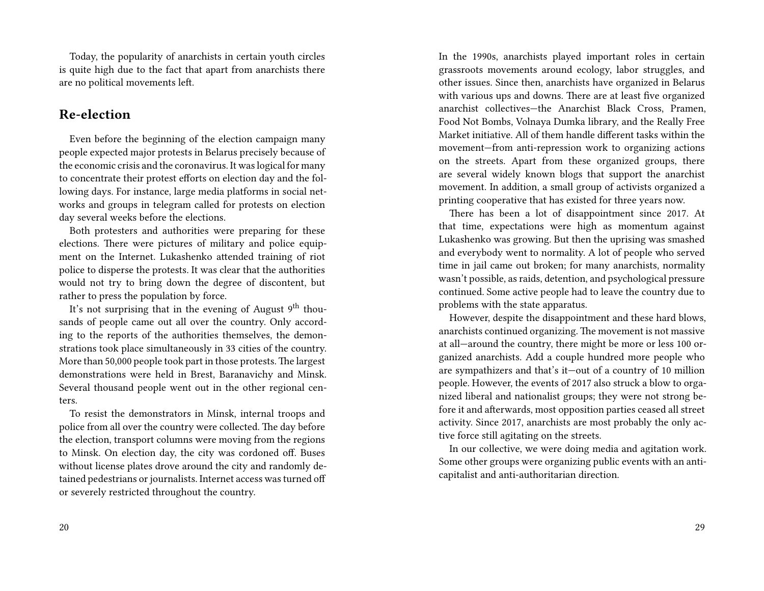Today, the popularity of anarchists in certain youth circles is quite high due to the fact that apart from anarchists there are no political movements left.

## Re-election

Even before the beginning of the election campaign many people expected major protests in Belarus precisely because of the economic crisis and the coronavirus. It was logical for many to concentrate their protest efforts on election day and the following days. For instance, large media platforms in social networks and groups in telegram called for protests on election day several weeks before the elections.

Both protesters and authorities were preparing for these elections. There were pictures of military and police equipment on the Internet. Lukashenko attended training of riot police to disperse the protests. It was clear that the authorities would not try to bring down the degree of discontent, but rather to press the population by force.

It's not surprising that in the evening of August 9th thousands of people came out all over the country. Only according to the reports of the authorities themselves, the demonstrations took place simultaneously in 33 cities of the country. More than 50,000 people took part in those protests. The largest demonstrations were held in Brest, Baranavichy and Minsk. Several thousand people went out in the other regional centers.

To resist the demonstrators in Minsk, internal troops and police from all over the country were collected. The day before the election, transport columns were moving from the regions to Minsk. On election day, the city was cordoned off. Buses without license plates drove around the city and randomly detained pedestrians or journalists. Internet access was turned off or severely restricted throughout the country.

In the 1990s, anarchists played important roles in certain grassroots movements around ecology, labor struggles, and other issues. Since then, anarchists have organized in Belarus with various ups and downs. There are at least five organized anarchist collectives—the Anarchist Black Cross, Pramen, Food Not Bombs, Volnaya Dumka library, and the Really Free Market initiative. All of them handle different tasks within the movement—from anti-repression work to organizing actions on the streets. Apart from these organized groups, there are several widely known blogs that support the anarchist movement. In addition, a small group of activists organized a printing cooperative that has existed for three years now.

There has been a lot of disappointment since 2017. At that time, expectations were high as momentum against Lukashenko was growing. But then the uprising was smashed and everybody went to normality. A lot of people who served time in jail came out broken; for many anarchists, normality wasn't possible, as raids, detention, and psychological pressure continued. Some active people had to leave the country due to problems with the state apparatus.

However, despite the disappointment and these hard blows, anarchists continued organizing. The movement is not massive at all—around the country, there might be more or less 100 organized anarchists. Add a couple hundred more people who are sympathizers and that's it—out of a country of 10 million people. However, the events of 2017 also struck a blow to organized liberal and nationalist groups; they were not strong before it and afterwards, most opposition parties ceased all street activity. Since 2017, anarchists are most probably the only active force still agitating on the streets.

In our collective, we were doing media and agitation work. Some other groups were organizing public events with an anti-capitalist and anti-authoritarian direction.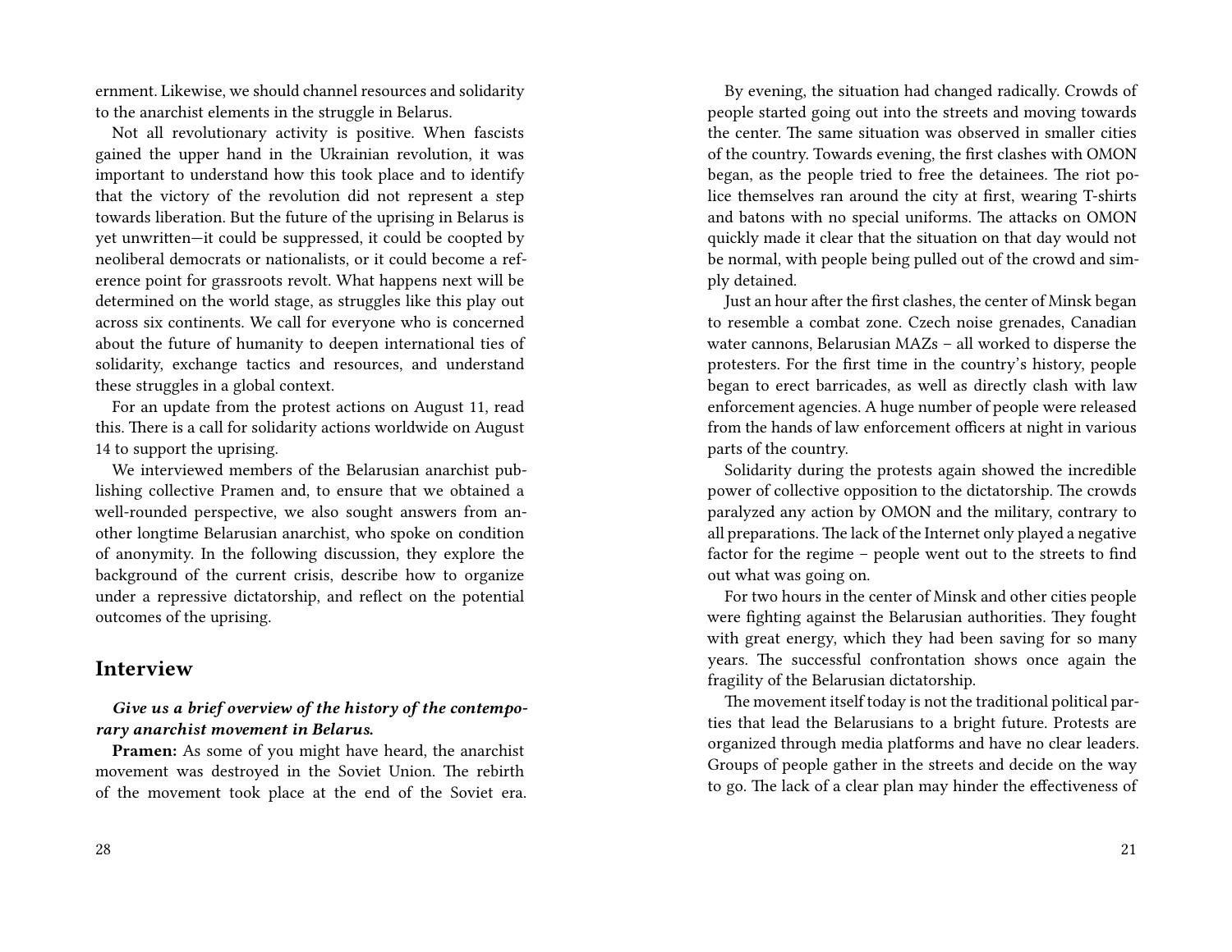ernment. Likewise, we should channel resources and solidarity to the anarchist elements in the struggle in Belarus.

Not all revolutionary activity is positive. When fascists gained the upper hand in the Ukrainian revolution, it was important to understand how this took place and to identify that the victory of the revolution did not represent a step towards liberation. But the future of the uprising in Belarus is yet unwritten—it could be suppressed, it could be coopted by neoliberal democrats or nationalists, or it could become a reference point for grassroots revolt. What happens next will be determined on the world stage, as struggles like this play out across six continents. We call for everyone who is concerned about the future of humanity to deepen international ties of solidarity, exchange tactics and resources, and understand these struggles in a global context.

For an update from the protest actions on August 11, read this. There is a call for solidarity actions worldwide on August 14 to support the uprising.

We interviewed members of the Belarusian anarchist publishing collective Pramen and, to ensure that we obtained a well-rounded perspective, we also sought answers from another longtime Belarusian anarchist, who spoke on condition of anonymity. In the following discussion, they explore the background of the current crisis, describe how to organize under a repressive dictatorship, and reflect on the potential outcomes of the uprising.

## Interview

***Give us a brief overview of the history of the contemporary anarchist movement in Belarus.***

**Pramen:** As some of you might have heard, the anarchist movement was destroyed in the Soviet Union. The rebirth of the movement took place at the end of the Soviet era.

By evening, the situation had changed radically. Crowds of people started going out into the streets and moving towards the center. The same situation was observed in smaller cities of the country. Towards evening, the first clashes with OMON began, as the people tried to free the detainees. The riot police themselves ran around the city at first, wearing T-shirts and batons with no special uniforms. The attacks on OMON quickly made it clear that the situation on that day would not be normal, with people being pulled out of the crowd and simply detained.

Just an hour after the first clashes, the center of Minsk began to resemble a combat zone. Czech noise grenades, Canadian water cannons, Belarusian MAZs – all worked to disperse the protesters. For the first time in the country's history, people began to erect barricades, as well as directly clash with law enforcement agencies. A huge number of people were released from the hands of law enforcement officers at night in various parts of the country.

Solidarity during the protests again showed the incredible power of collective opposition to the dictatorship. The crowds paralyzed any action by OMON and the military, contrary to all preparations. The lack of the Internet only played a negative factor for the regime – people went out to the streets to find out what was going on.

For two hours in the center of Minsk and other cities people were fighting against the Belarusian authorities. They fought with great energy, which they had been saving for so many years. The successful confrontation shows once again the fragility of the Belarusian dictatorship.

The movement itself today is not the traditional political parties that lead the Belarusians to a bright future. Protests are organized through media platforms and have no clear leaders. Groups of people gather in the streets and decide on the way to go. The lack of a clear plan may hinder the effectiveness of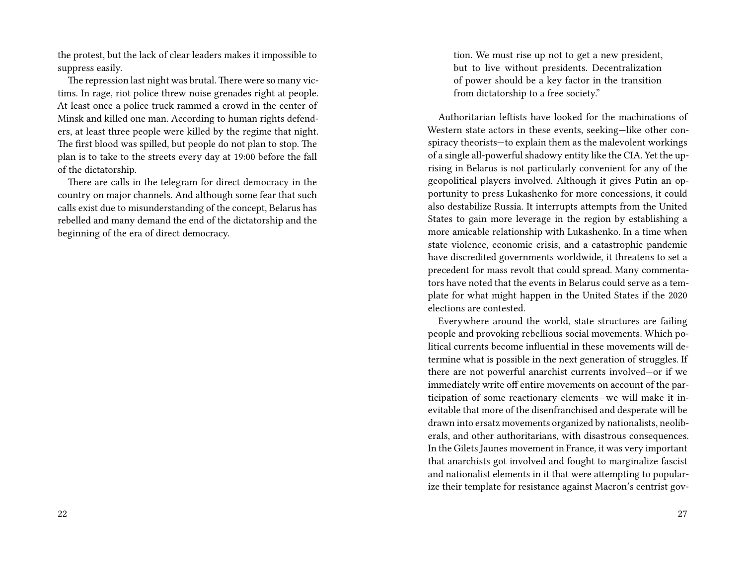the protest, but the lack of clear leaders makes it impossible to suppress easily.

The repression last night was brutal. There were so many victims. In rage, riot police threw noise grenades right at people. At least once a police truck rammed a crowd in the center of Minsk and killed one man. According to human rights defenders, at least three people were killed by the regime that night. The first blood was spilled, but people do not plan to stop. The plan is to take to the streets every day at 19:00 before the fall of the dictatorship.

There are calls in the telegram for direct democracy in the country on major channels. And although some fear that such calls exist due to misunderstanding of the concept, Belarus has rebelled and many demand the end of the dictatorship and the beginning of the era of direct democracy.

> tion. We must rise up not to get a new president, but to live without presidents. Decentralization of power should be a key factor in the transition from dictatorship to a free society."

Authoritarian leftists have looked for the machinations of Western state actors in these events, seeking—like other conspiracy theorists—to explain them as the malevolent workings of a single all-powerful shadowy entity like the CIA. Yet the uprising in Belarus is not particularly convenient for any of the geopolitical players involved. Although it gives Putin an opportunity to press Lukashenko for more concessions, it could also destabilize Russia. It interrupts attempts from the United States to gain more leverage in the region by establishing a more amicable relationship with Lukashenko. In a time when state violence, economic crisis, and a catastrophic pandemic have discredited governments worldwide, it threatens to set a precedent for mass revolt that could spread. Many commentators have noted that the events in Belarus could serve as a template for what might happen in the United States if the 2020 elections are contested.

Everywhere around the world, state structures are failing people and provoking rebellious social movements. Which political currents become influential in these movements will determine what is possible in the next generation of struggles. If there are not powerful anarchist currents involved—or if we immediately write off entire movements on account of the participation of some reactionary elements—we will make it inevitable that more of the disenfranchised and desperate will be drawn into ersatz movements organized by nationalists, neoliberals, and other authoritarians, with disastrous consequences. In the Gilets Jaunes movement in France, it was very important that anarchists got involved and fought to marginalize fascist and nationalist elements in it that were attempting to popularize their template for resistance against Macron's centrist gov-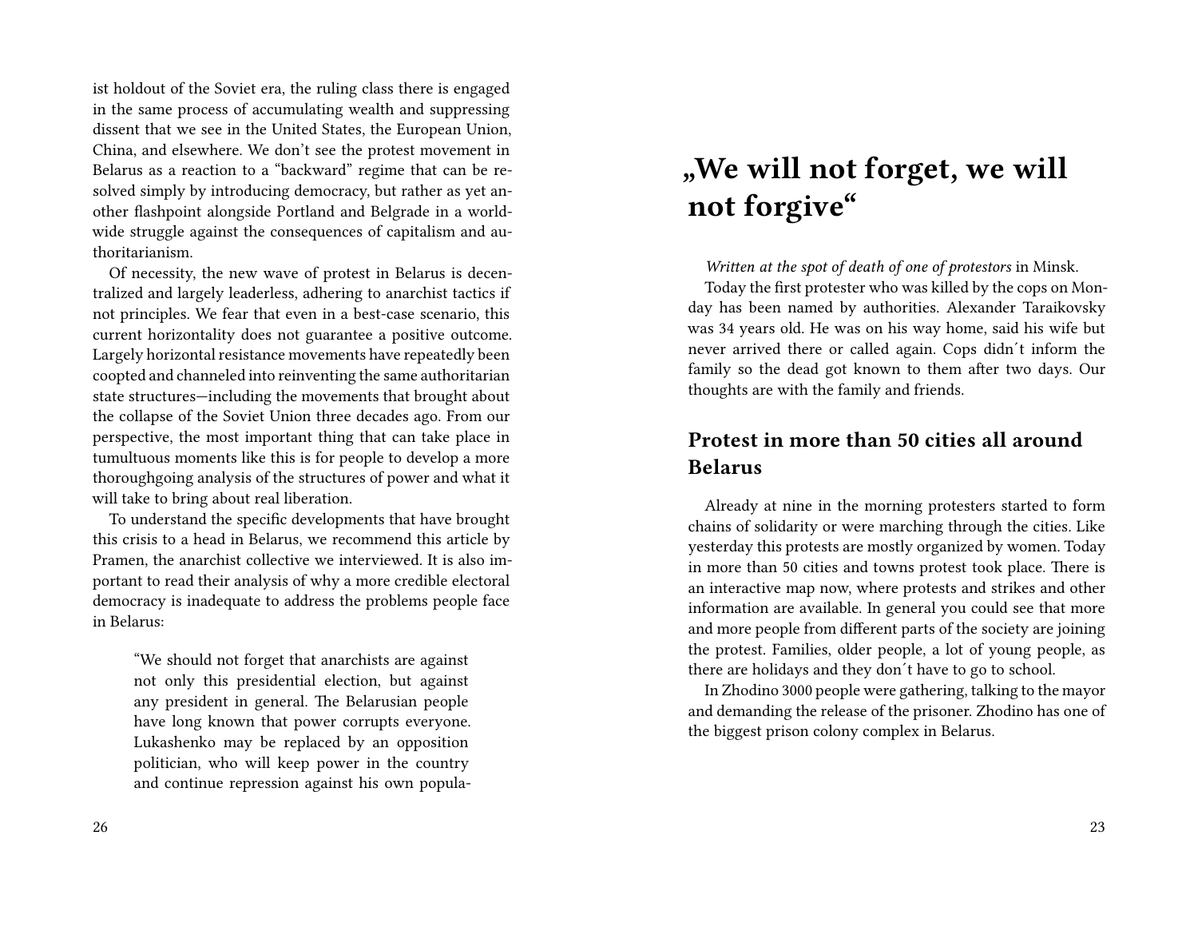ist holdout of the Soviet era, the ruling class there is engaged in the same process of accumulating wealth and suppressing dissent that we see in the United States, the European Union, China, and elsewhere. We don't see the protest movement in Belarus as a reaction to a "backward" regime that can be resolved simply by introducing democracy, but rather as yet another flashpoint alongside Portland and Belgrade in a worldwide struggle against the consequences of capitalism and authoritarianism.

Of necessity, the new wave of protest in Belarus is decentralized and largely leaderless, adhering to anarchist tactics if not principles. We fear that even in a best-case scenario, this current horizontality does not guarantee a positive outcome. Largely horizontal resistance movements have repeatedly been coopted and channeled into reinventing the same authoritarian state structures—including the movements that brought about the collapse of the Soviet Union three decades ago. From our perspective, the most important thing that can take place in tumultuous moments like this is for people to develop a more thoroughgoing analysis of the structures of power and what it will take to bring about real liberation.

To understand the specific developments that have brought this crisis to a head in Belarus, we recommend this article by Pramen, the anarchist collective we interviewed. It is also important to read their analysis of why a more credible electoral democracy is inadequate to address the problems people face in Belarus:

> "We should not forget that anarchists are against not only this presidential election, but against any president in general. The Belarusian people have long known that power corrupts everyone. Lukashenko may be replaced by an opposition politician, who will keep power in the country and continue repression against his own popula-

# „We will not forget, we will not forgive"

*Written at the spot of death of one of protestors* in Minsk.

Today the first protester who was killed by the cops on Monday has been named by authorities. Alexander Taraikovsky was 34 years old. He was on his way home, said his wife but never arrived there or called again. Cops didn´t inform the family so the dead got known to them after two days. Our thoughts are with the family and friends.

## Protest in more than 50 cities all around Belarus

Already at nine in the morning protesters started to form chains of solidarity or were marching through the cities. Like yesterday this protests are mostly organized by women. Today in more than 50 cities and towns protest took place. There is an interactive map now, where protests and strikes and other information are available. In general you could see that more and more people from different parts of the society are joining the protest. Families, older people, a lot of young people, as there are holidays and they don´t have to go to school.

In Zhodino 3000 people were gathering, talking to the mayor and demanding the release of the prisoner. Zhodino has one of the biggest prison colony complex in Belarus.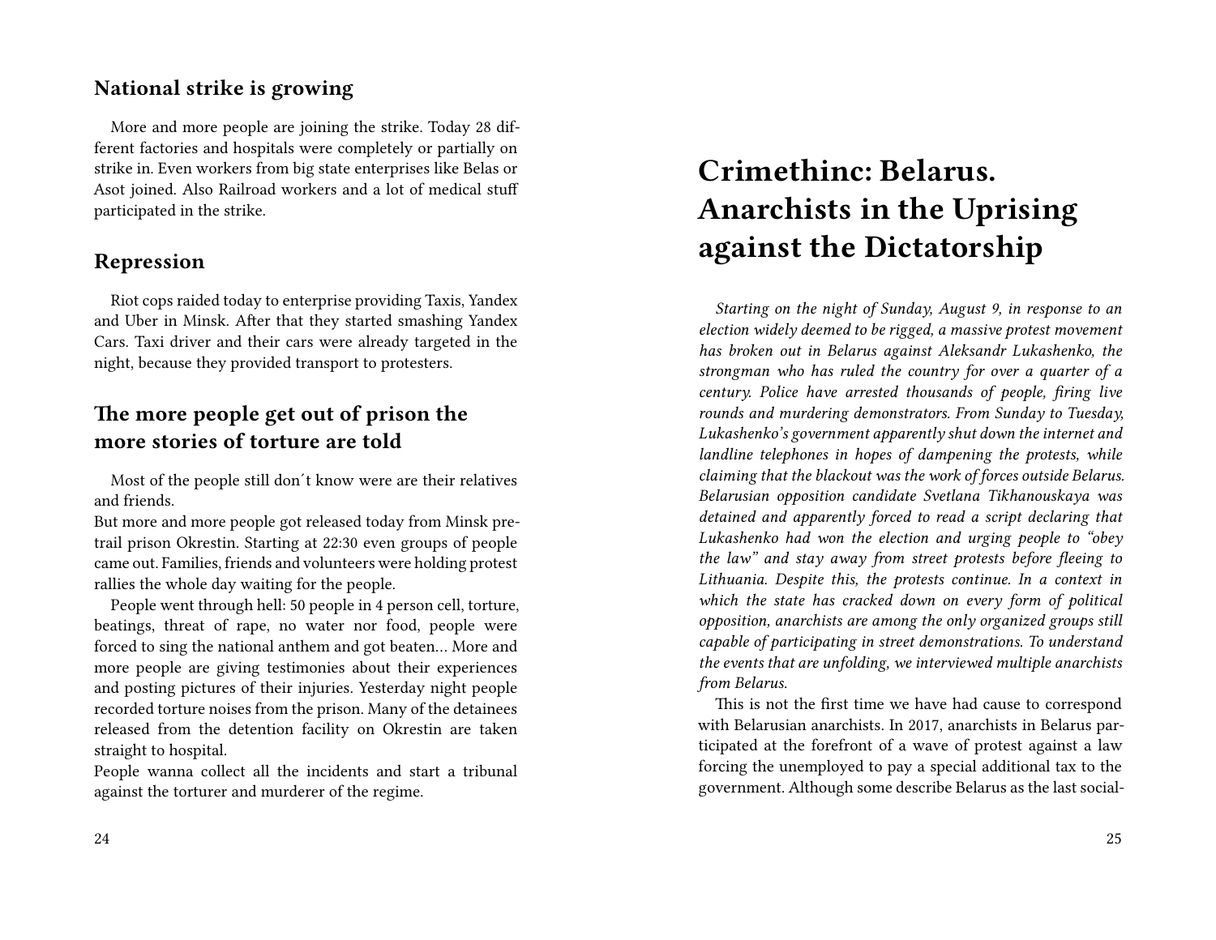### National strike is growing

More and more people are joining the strike. Today 28 different factories and hospitals were completely or partially on strike in. Even workers from big state enterprises like Belas or Asot joined. Also Railroad workers and a lot of medical stuff participated in the strike.

### Repression

Riot cops raided today to enterprise providing Taxis, Yandex and Uber in Minsk. After that they started smashing Yandex Cars. Taxi driver and their cars were already targeted in the night, because they provided transport to protesters.

### The more people get out of prison the more stories of torture are told

Most of the people still don´t know were are their relatives and friends.
But more and more people got released today from Minsk pretrail prison Okrestin. Starting at 22:30 even groups of people came out. Families, friends and volunteers were holding protest rallies the whole day waiting for the people.

People went through hell: 50 people in 4 person cell, torture, beatings, threat of rape, no water nor food, people were forced to sing the national anthem and got beaten… More and more people are giving testimonies about their experiences and posting pictures of their injuries. Yesterday night people recorded torture noises from the prison. Many of the detainees released from the detention facility on Okrestin are taken straight to hospital.
People wanna collect all the incidents and start a tribunal against the torturer and murderer of the regime.

# Crimethinc: Belarus. Anarchists in the Uprising against the Dictatorship

*Starting on the night of Sunday, August 9, in response to an election widely deemed to be rigged, a massive protest movement has broken out in Belarus against Aleksandr Lukashenko, the strongman who has ruled the country for over a quarter of a century. Police have arrested thousands of people, firing live rounds and murdering demonstrators. From Sunday to Tuesday, Lukashenko's government apparently shut down the internet and landline telephones in hopes of dampening the protests, while claiming that the blackout was the work of forces outside Belarus. Belarusian opposition candidate Svetlana Tikhanouskaya was detained and apparently forced to read a script declaring that Lukashenko had won the election and urging people to "obey the law" and stay away from street protests before fleeing to Lithuania. Despite this, the protests continue. In a context in which the state has cracked down on every form of political opposition, anarchists are among the only organized groups still capable of participating in street demonstrations. To understand the events that are unfolding, we interviewed multiple anarchists from Belarus.*

This is not the first time we have had cause to correspond with Belarusian anarchists. In 2017, anarchists in Belarus participated at the forefront of a wave of protest against a law forcing the unemployed to pay a special additional tax to the government. Although some describe Belarus as the last social-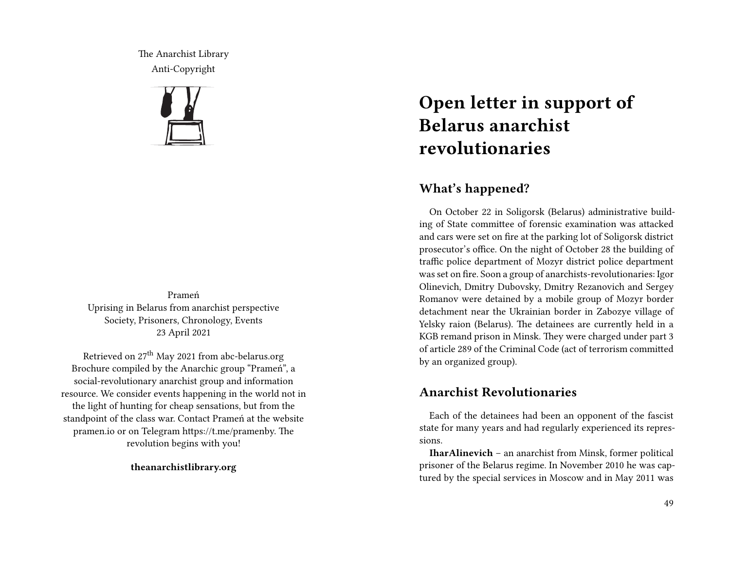The Anarchist Library
Anti-Copyright

Prameń
Uprising in Belarus from anarchist perspective
Society, Prisoners, Chronology, Events
23 April 2021

Retrieved on 27th May 2021 from abc-belarus.org
Brochure compiled by the Anarchic group "Prameń", a social-revolutionary anarchist group and information resource. We consider events happening in the world not in the light of hunting for cheap sensations, but from the standpoint of the class war. Contact Prameń at the website pramen.io or on Telegram https://t.me/pramenby. The revolution begins with you!

**theanarchistlibrary.org**

# Open letter in support of Belarus anarchist revolutionaries

## What's happened?

On October 22 in Soligorsk (Belarus) administrative building of State committee of forensic examination was attacked and cars were set on fire at the parking lot of Soligorsk district prosecutor's office. On the night of October 28 the building of traffic police department of Mozyr district police department was set on fire. Soon a group of anarchists-revolutionaries: Igor Olinevich, Dmitry Dubovsky, Dmitry Rezanovich and Sergey Romanov were detained by a mobile group of Mozyr border detachment near the Ukrainian border in Zabozye village of Yelsky raion (Belarus). The detainees are currently held in a KGB remand prison in Minsk. They were charged under part 3 of article 289 of the Criminal Code (act of terrorism committed by an organized group).

## Anarchist Revolutionaries

Each of the detainees had been an opponent of the fascist state for many years and had regularly experienced its repressions.

**IharAlinevich** – an anarchist from Minsk, former political prisoner of the Belarus regime. In November 2010 he was captured by the special services in Moscow and in May 2011 was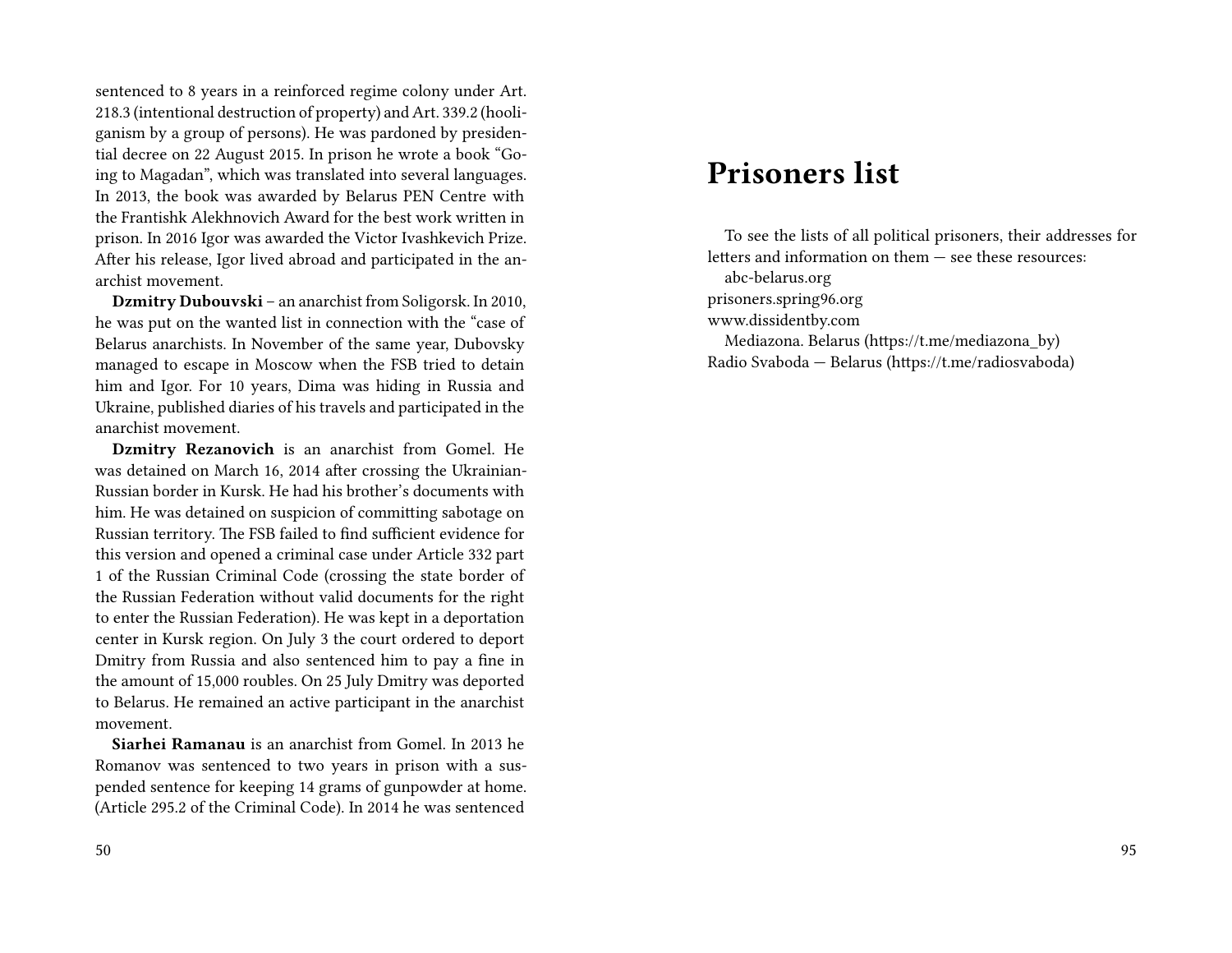sentenced to 8 years in a reinforced regime colony under Art. 218.3 (intentional destruction of property) and Art. 339.2 (hooliganism by a group of persons). He was pardoned by presidential decree on 22 August 2015. In prison he wrote a book "Going to Magadan", which was translated into several languages. In 2013, the book was awarded by Belarus PEN Centre with the Frantishk Alekhnovich Award for the best work written in prison. In 2016 Igor was awarded the Victor Ivashkevich Prize. After his release, Igor lived abroad and participated in the anarchist movement.

**Dzmitry Dubouvski** – an anarchist from Soligorsk. In 2010, he was put on the wanted list in connection with the "case of Belarus anarchists. In November of the same year, Dubovsky managed to escape in Moscow when the FSB tried to detain him and Igor. For 10 years, Dima was hiding in Russia and Ukraine, published diaries of his travels and participated in the anarchist movement.

**Dzmitry Rezanovich** is an anarchist from Gomel. He was detained on March 16, 2014 after crossing the Ukrainian-Russian border in Kursk. He had his brother's documents with him. He was detained on suspicion of committing sabotage on Russian territory. The FSB failed to find sufficient evidence for this version and opened a criminal case under Article 332 part 1 of the Russian Criminal Code (crossing the state border of the Russian Federation without valid documents for the right to enter the Russian Federation). He was kept in a deportation center in Kursk region. On July 3 the court ordered to deport Dmitry from Russia and also sentenced him to pay a fine in the amount of 15,000 roubles. On 25 July Dmitry was deported to Belarus. He remained an active participant in the anarchist movement.

**Siarhei Ramanau** is an anarchist from Gomel. In 2013 he Romanov was sentenced to two years in prison with a suspended sentence for keeping 14 grams of gunpowder at home. (Article 295.2 of the Criminal Code). In 2014 he was sentenced

# Prisoners list

To see the lists of all political prisoners, their addresses for letters and information on them — see these resources:

abc-belarus.org
prisoners.spring96.org
www.dissidentby.com

Mediazona. Belarus (https://t.me/mediazona_by)
Radio Svaboda — Belarus (https://t.me/radiosvaboda)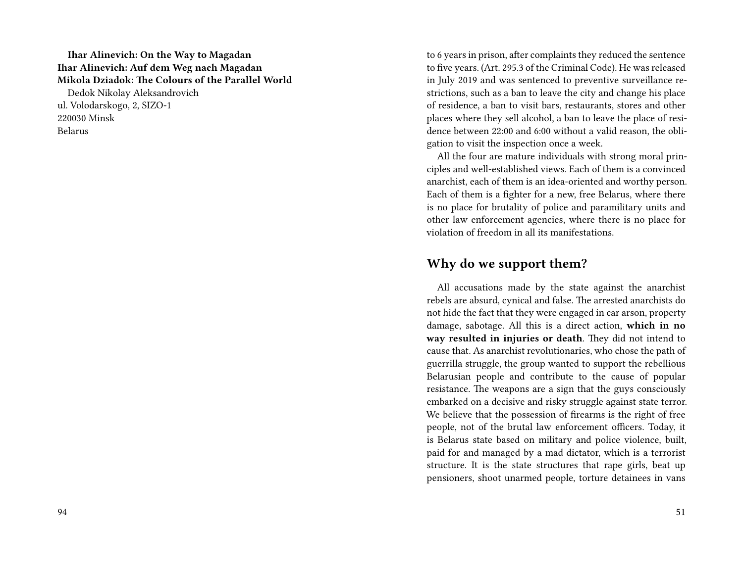**Ihar Alinevich: On the Way to Magadan**
**Ihar Alinevich: Auf dem Weg nach Magadan**
**Mikola Dziadok: The Colours of the Parallel World**

Dedok Nikolay Aleksandrovich
ul. Volodarskogo, 2, SIZO-1
220030 Minsk
Belarus

to 6 years in prison, after complaints they reduced the sentence to five years. (Art. 295.3 of the Criminal Code). He was released in July 2019 and was sentenced to preventive surveillance restrictions, such as a ban to leave the city and change his place of residence, a ban to visit bars, restaurants, stores and other places where they sell alcohol, a ban to leave the place of residence between 22:00 and 6:00 without a valid reason, the obligation to visit the inspection once a week.

All the four are mature individuals with strong moral principles and well-established views. Each of them is a convinced anarchist, each of them is an idea-oriented and worthy person. Each of them is a fighter for a new, free Belarus, where there is no place for brutality of police and paramilitary units and other law enforcement agencies, where there is no place for violation of freedom in all its manifestations.

## Why do we support them?

All accusations made by the state against the anarchist rebels are absurd, cynical and false. The arrested anarchists do not hide the fact that they were engaged in car arson, property damage, sabotage. All this is a direct action, **which in no way resulted in injuries or death**. They did not intend to cause that. As anarchist revolutionaries, who chose the path of guerrilla struggle, the group wanted to support the rebellious Belarusian people and contribute to the cause of popular resistance. The weapons are a sign that the guys consciously embarked on a decisive and risky struggle against state terror. We believe that the possession of firearms is the right of free people, not of the brutal law enforcement officers. Today, it is Belarus state based on military and police violence, built, paid for and managed by a mad dictator, which is a terrorist structure. It is the state structures that rape girls, beat up pensioners, shoot unarmed people, torture detainees in vans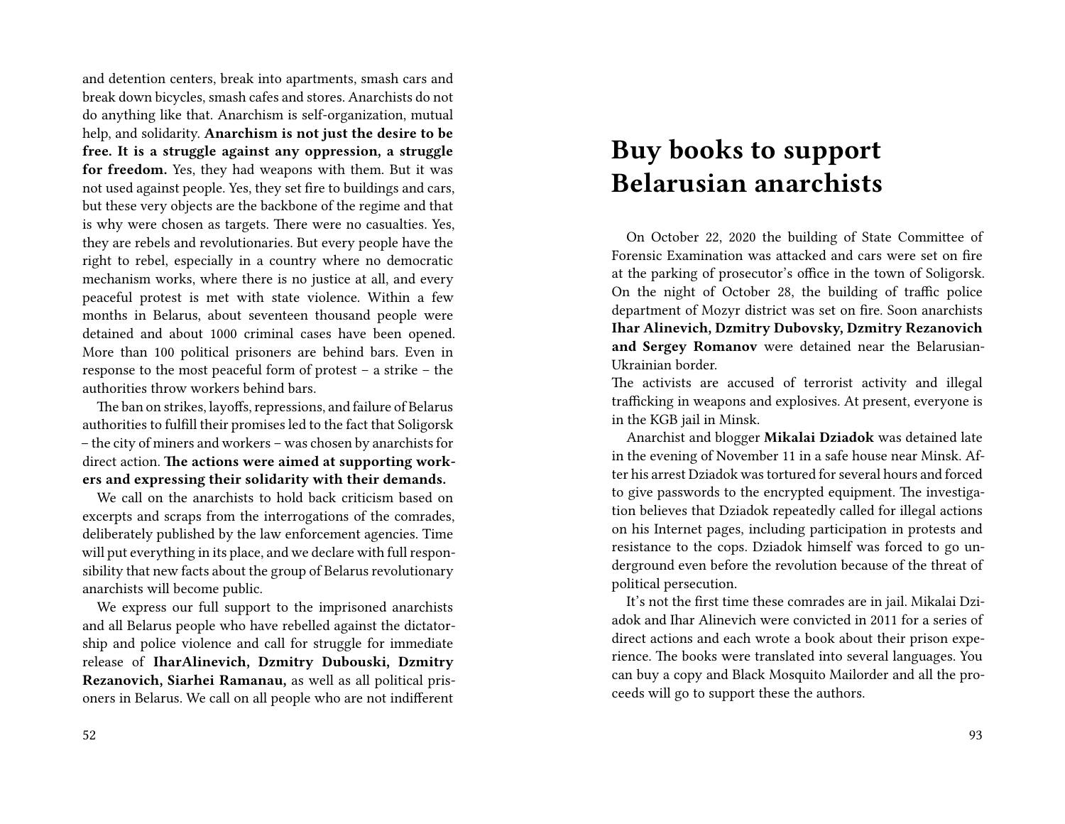and detention centers, break into apartments, smash cars and break down bicycles, smash cafes and stores. Anarchists do not do anything like that. Anarchism is self-organization, mutual help, and solidarity. **Anarchism is not just the desire to be free. It is a struggle against any oppression, a struggle for freedom.** Yes, they had weapons with them. But it was not used against people. Yes, they set fire to buildings and cars, but these very objects are the backbone of the regime and that is why were chosen as targets. There were no casualties. Yes, they are rebels and revolutionaries. But every people have the right to rebel, especially in a country where no democratic mechanism works, where there is no justice at all, and every peaceful protest is met with state violence. Within a few months in Belarus, about seventeen thousand people were detained and about 1000 criminal cases have been opened. More than 100 political prisoners are behind bars. Even in response to the most peaceful form of protest – a strike – the authorities throw workers behind bars.

The ban on strikes, layoffs, repressions, and failure of Belarus authorities to fulfill their promises led to the fact that Soligorsk – the city of miners and workers – was chosen by anarchists for direct action. **The actions were aimed at supporting workers and expressing their solidarity with their demands.**

We call on the anarchists to hold back criticism based on excerpts and scraps from the interrogations of the comrades, deliberately published by the law enforcement agencies. Time will put everything in its place, and we declare with full responsibility that new facts about the group of Belarus revolutionary anarchists will become public.

We express our full support to the imprisoned anarchists and all Belarus people who have rebelled against the dictatorship and police violence and call for struggle for immediate release of **IharAlinevich, Dzmitry Dubouski, Dzmitry Rezanovich, Siarhei Ramanau,** as well as all political prisoners in Belarus. We call on all people who are not indifferent

# Buy books to support Belarusian anarchists

On October 22, 2020 the building of State Committee of Forensic Examination was attacked and cars were set on fire at the parking of prosecutor's office in the town of Soligorsk. On the night of October 28, the building of traffic police department of Mozyr district was set on fire. Soon anarchists **Ihar Alinevich, Dzmitry Dubovsky, Dzmitry Rezanovich and Sergey Romanov** were detained near the Belarusian-Ukrainian border.

The activists are accused of terrorist activity and illegal trafficking in weapons and explosives. At present, everyone is in the KGB jail in Minsk.

Anarchist and blogger **Mikalai Dziadok** was detained late in the evening of November 11 in a safe house near Minsk. After his arrest Dziadok was tortured for several hours and forced to give passwords to the encrypted equipment. The investigation believes that Dziadok repeatedly called for illegal actions on his Internet pages, including participation in protests and resistance to the cops. Dziadok himself was forced to go underground even before the revolution because of the threat of political persecution.

It's not the first time these comrades are in jail. Mikalai Dziadok and Ihar Alinevich were convicted in 2011 for a series of direct actions and each wrote a book about their prison experience. The books were translated into several languages. You can buy a copy and Black Mosquito Mailorder and all the proceeds will go to support these the authors.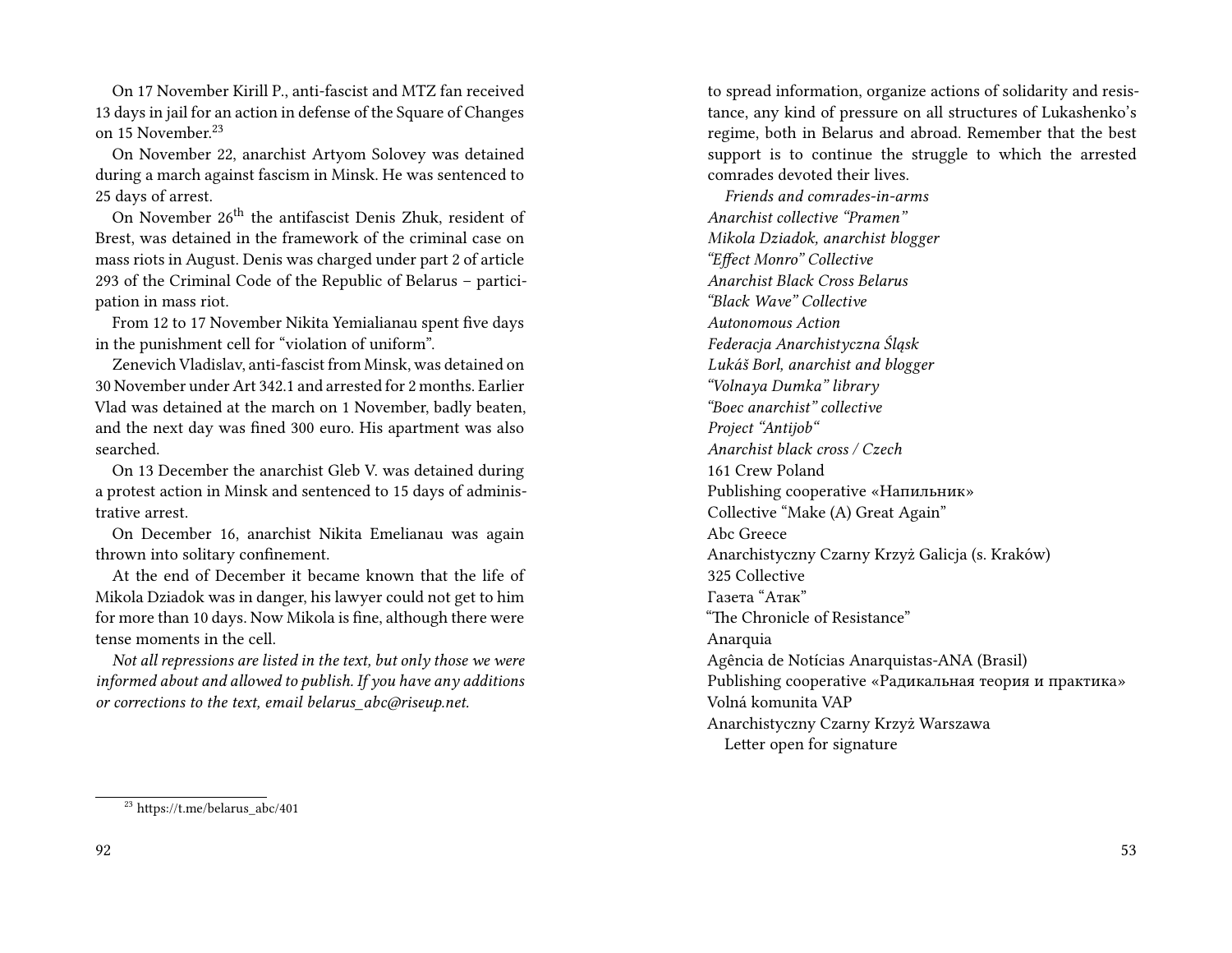On 17 November Kirill P., anti-fascist and MTZ fan received 13 days in jail for an action in defense of the Square of Changes on 15 November.[23]

On November 22, anarchist Artyom Solovey was detained during a march against fascism in Minsk. He was sentenced to 25 days of arrest.

On November 26th the antifascist Denis Zhuk, resident of Brest, was detained in the framework of the criminal case on mass riots in August. Denis was charged under part 2 of article 293 of the Criminal Code of the Republic of Belarus – participation in mass riot.

From 12 to 17 November Nikita Yemialianau spent five days in the punishment cell for "violation of uniform".

Zenevich Vladislav, anti-fascist from Minsk, was detained on 30 November under Art 342.1 and arrested for 2 months. Earlier Vlad was detained at the march on 1 November, badly beaten, and the next day was fined 300 euro. His apartment was also searched.

On 13 December the anarchist Gleb V. was detained during a protest action in Minsk and sentenced to 15 days of administrative arrest.

On December 16, anarchist Nikita Emelianau was again thrown into solitary confinement.

At the end of December it became known that the life of Mikola Dziadok was in danger, his lawyer could not get to him for more than 10 days. Now Mikola is fine, although there were tense moments in the cell.

*Not all repressions are listed in the text, but only those we were informed about and allowed to publish. If you have any additions or corrections to the text, email belarus_abc@riseup.net.*

[23] https://t.me/belarus_abc/401

to spread information, organize actions of solidarity and resistance, any kind of pressure on all structures of Lukashenko's regime, both in Belarus and abroad. Remember that the best support is to continue the struggle to which the arrested comrades devoted their lives.

*Friends and comrades-in-arms*
*Anarchist collective "Pramen"*
*Mikola Dziadok, anarchist blogger*
*"Effect Monro" Collective*
*Anarchist Black Cross Belarus*
*"Black Wave" Collective*
*Autonomous Action*
*Federacja Anarchistyczna Śląsk*
*Lukáš Borl, anarchist and blogger*
*"Volnaya Dumka" library*
*"Boec anarchist" collective*
*Project "Antijob"*
*Anarchist black cross / Czech*
161 Crew Poland
Publishing cooperative «Напильник»
Collective "Make (A) Great Again"
Abc Greece
Anarchistyczny Czarny Krzyż Galicja (s. Kraków)
325 Collective
Газета "Атак"
"The Chronicle of Resistance"
Anarquia
Agência de Notícias Anarquistas-ANA (Brasil)
Publishing cooperative «Радикальная теория и практика»
Volná komunita VAP
Anarchistyczny Czarny Krzyż Warszawa

Letter open for signature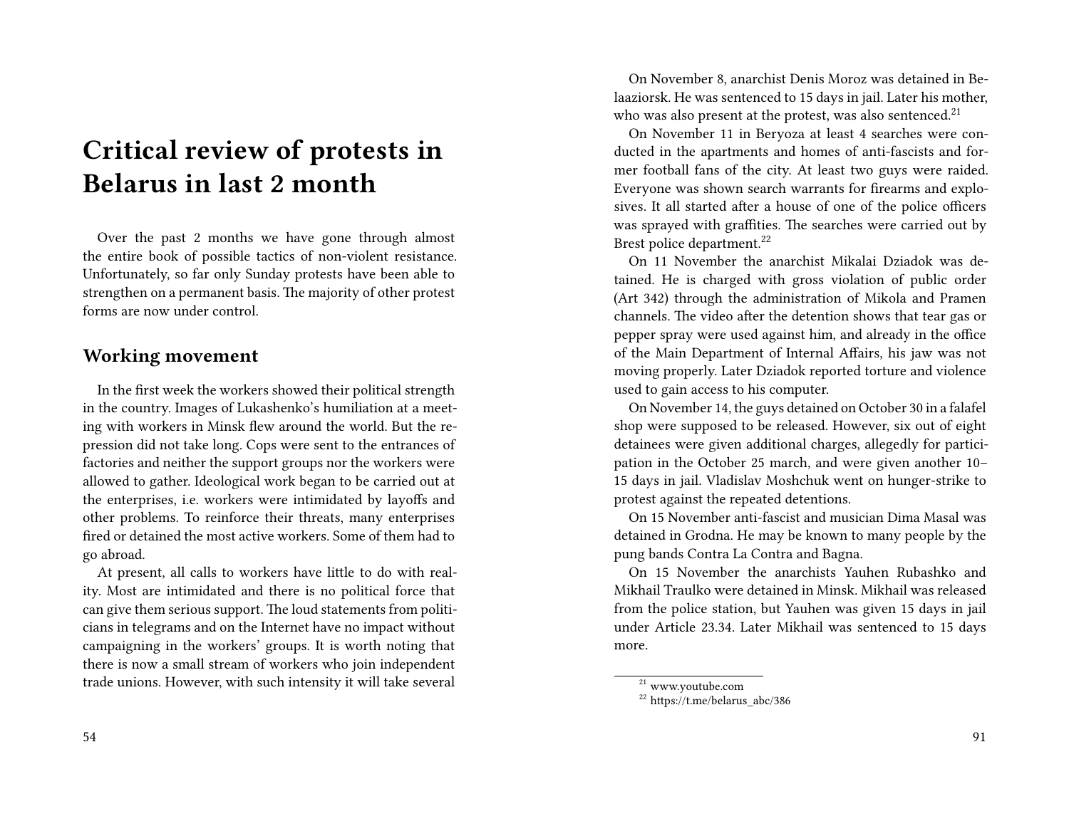# Critical review of protests in Belarus in last 2 month

Over the past 2 months we have gone through almost the entire book of possible tactics of non-violent resistance. Unfortunately, so far only Sunday protests have been able to strengthen on a permanent basis. The majority of other protest forms are now under control.

## Working movement

In the first week the workers showed their political strength in the country. Images of Lukashenko's humiliation at a meeting with workers in Minsk flew around the world. But the repression did not take long. Cops were sent to the entrances of factories and neither the support groups nor the workers were allowed to gather. Ideological work began to be carried out at the enterprises, i.e. workers were intimidated by layoffs and other problems. To reinforce their threats, many enterprises fired or detained the most active workers. Some of them had to go abroad.

At present, all calls to workers have little to do with reality. Most are intimidated and there is no political force that can give them serious support. The loud statements from politicians in telegrams and on the Internet have no impact without campaigning in the workers' groups. It is worth noting that there is now a small stream of workers who join independent trade unions. However, with such intensity it will take several

On November 8, anarchist Denis Moroz was detained in Belaaziorsk. He was sentenced to 15 days in jail. Later his mother, who was also present at the protest, was also sentenced.[21]

On November 11 in Beryoza at least 4 searches were conducted in the apartments and homes of anti-fascists and former football fans of the city. At least two guys were raided. Everyone was shown search warrants for firearms and explosives. It all started after a house of one of the police officers was sprayed with graffities. The searches were carried out by Brest police department.[22]

On 11 November the anarchist Mikalai Dziadok was detained. He is charged with gross violation of public order (Art 342) through the administration of Mikola and Pramen channels. The video after the detention shows that tear gas or pepper spray were used against him, and already in the office of the Main Department of Internal Affairs, his jaw was not moving properly. Later Dziadok reported torture and violence used to gain access to his computer.

On November 14, the guys detained on October 30 in a falafel shop were supposed to be released. However, six out of eight detainees were given additional charges, allegedly for participation in the October 25 march, and were given another 10–15 days in jail. Vladislav Moshchuk went on hunger-strike to protest against the repeated detentions.

On 15 November anti-fascist and musician Dima Masal was detained in Grodna. He may be known to many people by the pung bands Contra La Contra and Bagna.

On 15 November the anarchists Yauhen Rubashko and Mikhail Traulko were detained in Minsk. Mikhail was released from the police station, but Yauhen was given 15 days in jail under Article 23.34. Later Mikhail was sentenced to 15 days more.

[21] www.youtube.com

[22] https://t.me/belarus_abc/386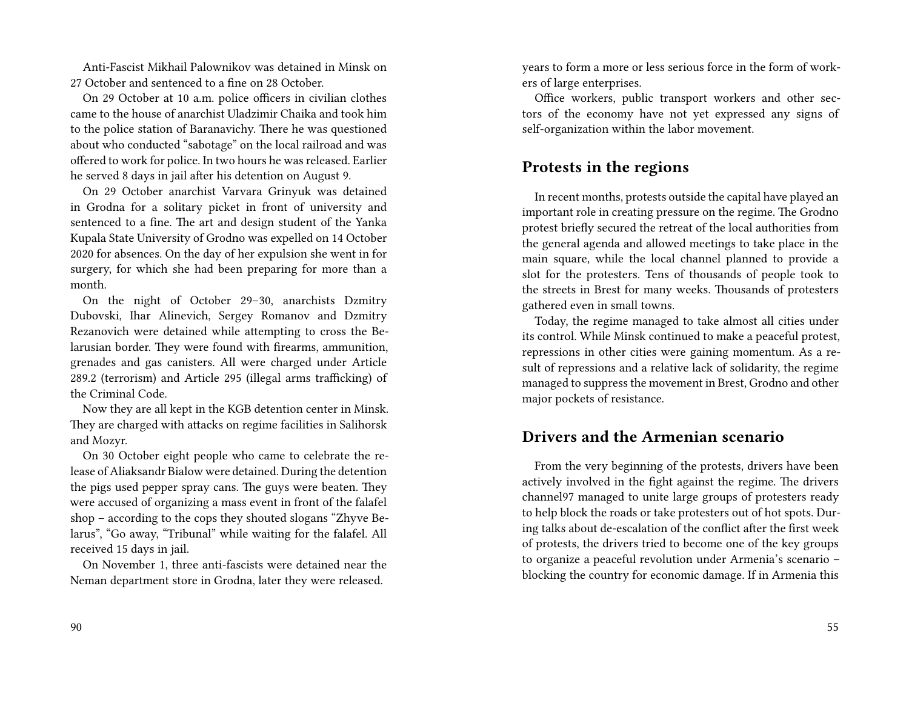Anti-Fascist Mikhail Palownikov was detained in Minsk on 27 October and sentenced to a fine on 28 October.

On 29 October at 10 a.m. police officers in civilian clothes came to the house of anarchist Uladzimir Chaika and took him to the police station of Baranavichy. There he was questioned about who conducted "sabotage" on the local railroad and was offered to work for police. In two hours he was released. Earlier he served 8 days in jail after his detention on August 9.

On 29 October anarchist Varvara Grinyuk was detained in Grodna for a solitary picket in front of university and sentenced to a fine. The art and design student of the Yanka Kupala State University of Grodno was expelled on 14 October 2020 for absences. On the day of her expulsion she went in for surgery, for which she had been preparing for more than a month.

On the night of October 29–30, anarchists Dzmitry Dubovski, Ihar Alinevich, Sergey Romanov and Dzmitry Rezanovich were detained while attempting to cross the Belarusian border. They were found with firearms, ammunition, grenades and gas canisters. All were charged under Article 289.2 (terrorism) and Article 295 (illegal arms trafficking) of the Criminal Code.

Now they are all kept in the KGB detention center in Minsk. They are charged with attacks on regime facilities in Salihorsk and Mozyr.

On 30 October eight people who came to celebrate the release of Aliaksandr Bialow were detained. During the detention the pigs used pepper spray cans. The guys were beaten. They were accused of organizing a mass event in front of the falafel shop – according to the cops they shouted slogans "Zhyve Belarus", "Go away, "Tribunal" while waiting for the falafel. All received 15 days in jail.

On November 1, three anti-fascists were detained near the Neman department store in Grodna, later they were released.

years to form a more or less serious force in the form of workers of large enterprises.

Office workers, public transport workers and other sectors of the economy have not yet expressed any signs of self-organization within the labor movement.

## Protests in the regions

In recent months, protests outside the capital have played an important role in creating pressure on the regime. The Grodno protest briefly secured the retreat of the local authorities from the general agenda and allowed meetings to take place in the main square, while the local channel planned to provide a slot for the protesters. Tens of thousands of people took to the streets in Brest for many weeks. Thousands of protesters gathered even in small towns.

Today, the regime managed to take almost all cities under its control. While Minsk continued to make a peaceful protest, repressions in other cities were gaining momentum. As a result of repressions and a relative lack of solidarity, the regime managed to suppress the movement in Brest, Grodno and other major pockets of resistance.

## Drivers and the Armenian scenario

From the very beginning of the protests, drivers have been actively involved in the fight against the regime. The drivers channel97 managed to unite large groups of protesters ready to help block the roads or take protesters out of hot spots. During talks about de-escalation of the conflict after the first week of protests, the drivers tried to become one of the key groups to organize a peaceful revolution under Armenia's scenario – blocking the country for economic damage. If in Armenia this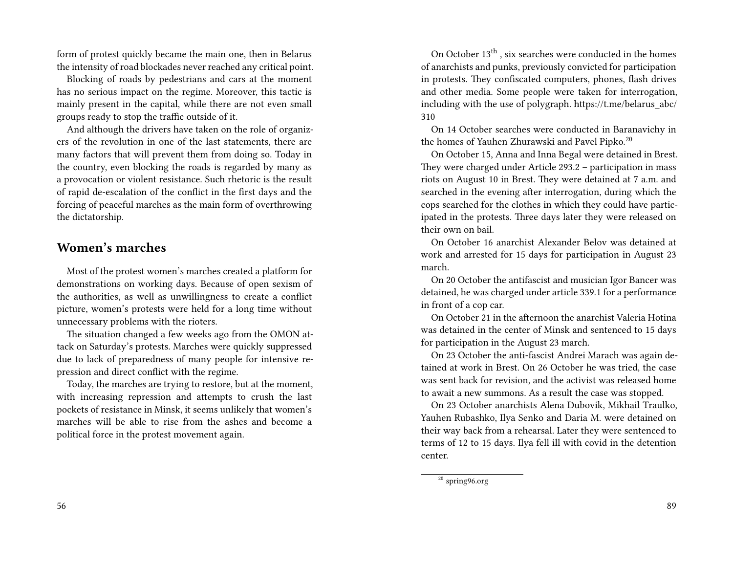form of protest quickly became the main one, then in Belarus the intensity of road blockades never reached any critical point.

Blocking of roads by pedestrians and cars at the moment has no serious impact on the regime. Moreover, this tactic is mainly present in the capital, while there are not even small groups ready to stop the traffic outside of it.

And although the drivers have taken on the role of organizers of the revolution in one of the last statements, there are many factors that will prevent them from doing so. Today in the country, even blocking the roads is regarded by many as a provocation or violent resistance. Such rhetoric is the result of rapid de-escalation of the conflict in the first days and the forcing of peaceful marches as the main form of overthrowing the dictatorship.

## Women's marches

Most of the protest women's marches created a platform for demonstrations on working days. Because of open sexism of the authorities, as well as unwillingness to create a conflict picture, women's protests were held for a long time without unnecessary problems with the rioters.

The situation changed a few weeks ago from the OMON attack on Saturday's protests. Marches were quickly suppressed due to lack of preparedness of many people for intensive repression and direct conflict with the regime.

Today, the marches are trying to restore, but at the moment, with increasing repression and attempts to crush the last pockets of resistance in Minsk, it seems unlikely that women's marches will be able to rise from the ashes and become a political force in the protest movement again.

On October 13th , six searches were conducted in the homes of anarchists and punks, previously convicted for participation in protests. They confiscated computers, phones, flash drives and other media. Some people were taken for interrogation, including with the use of polygraph. https://t.me/belarus_abc/310

On 14 October searches were conducted in Baranavichy in the homes of Yauhen Zhurawski and Pavel Pipko.[20]

On October 15, Anna and Inna Begal were detained in Brest. They were charged under Article 293.2 – participation in mass riots on August 10 in Brest. They were detained at 7 a.m. and searched in the evening after interrogation, during which the cops searched for the clothes in which they could have participated in the protests. Three days later they were released on their own on bail.

On October 16 anarchist Alexander Belov was detained at work and arrested for 15 days for participation in August 23 march.

On 20 October the antifascist and musician Igor Bancer was detained, he was charged under article 339.1 for a performance in front of a cop car.

On October 21 in the afternoon the anarchist Valeria Hotina was detained in the center of Minsk and sentenced to 15 days for participation in the August 23 march.

On 23 October the anti-fascist Andrei Marach was again detained at work in Brest. On 26 October he was tried, the case was sent back for revision, and the activist was released home to await a new summons. As a result the case was stopped.

On 23 October anarchists Alena Dubovik, Mikhail Traulko, Yauhen Rubashko, Ilya Senko and Daria M. were detained on their way back from a rehearsal. Later they were sentenced to terms of 12 to 15 days. Ilya fell ill with covid in the detention center.

[20] spring96.org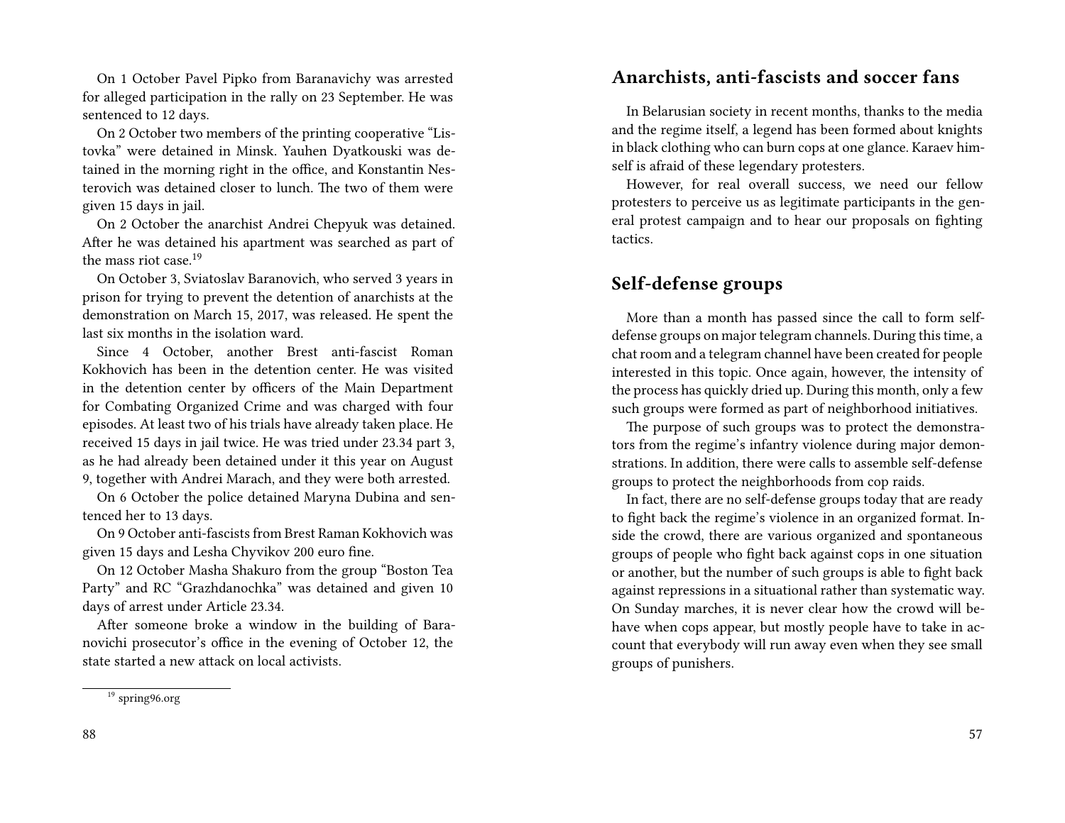On 1 October Pavel Pipko from Baranavichy was arrested for alleged participation in the rally on 23 September. He was sentenced to 12 days.

On 2 October two members of the printing cooperative "Listovka" were detained in Minsk. Yauhen Dyatkouski was detained in the morning right in the office, and Konstantin Nesterovich was detained closer to lunch. The two of them were given 15 days in jail.

On 2 October the anarchist Andrei Chepyuk was detained. After he was detained his apartment was searched as part of the mass riot case.[19]

On October 3, Sviatoslav Baranovich, who served 3 years in prison for trying to prevent the detention of anarchists at the demonstration on March 15, 2017, was released. He spent the last six months in the isolation ward.

Since 4 October, another Brest anti-fascist Roman Kokhovich has been in the detention center. He was visited in the detention center by officers of the Main Department for Combating Organized Crime and was charged with four episodes. At least two of his trials have already taken place. He received 15 days in jail twice. He was tried under 23.34 part 3, as he had already been detained under it this year on August 9, together with Andrei Marach, and they were both arrested.

On 6 October the police detained Maryna Dubina and sentenced her to 13 days.

On 9 October anti-fascists from Brest Raman Kokhovich was given 15 days and Lesha Chyvikov 200 euro fine.

On 12 October Masha Shakuro from the group "Boston Tea Party" and RC "Grazhdanochka" was detained and given 10 days of arrest under Article 23.34.

After someone broke a window in the building of Baranovichi prosecutor's office in the evening of October 12, the state started a new attack on local activists.

[19] spring96.org

## Anarchists, anti-fascists and soccer fans

In Belarusian society in recent months, thanks to the media and the regime itself, a legend has been formed about knights in black clothing who can burn cops at one glance. Karaev himself is afraid of these legendary protesters.

However, for real overall success, we need our fellow protesters to perceive us as legitimate participants in the general protest campaign and to hear our proposals on fighting tactics.

## Self-defense groups

More than a month has passed since the call to form self-defense groups on major telegram channels. During this time, a chat room and a telegram channel have been created for people interested in this topic. Once again, however, the intensity of the process has quickly dried up. During this month, only a few such groups were formed as part of neighborhood initiatives.

The purpose of such groups was to protect the demonstrators from the regime's infantry violence during major demonstrations. In addition, there were calls to assemble self-defense groups to protect the neighborhoods from cop raids.

In fact, there are no self-defense groups today that are ready to fight back the regime's violence in an organized format. Inside the crowd, there are various organized and spontaneous groups of people who fight back against cops in one situation or another, but the number of such groups is able to fight back against repressions in a situational rather than systematic way. On Sunday marches, it is never clear how the crowd will behave when cops appear, but mostly people have to take in account that everybody will run away even when they see small groups of punishers.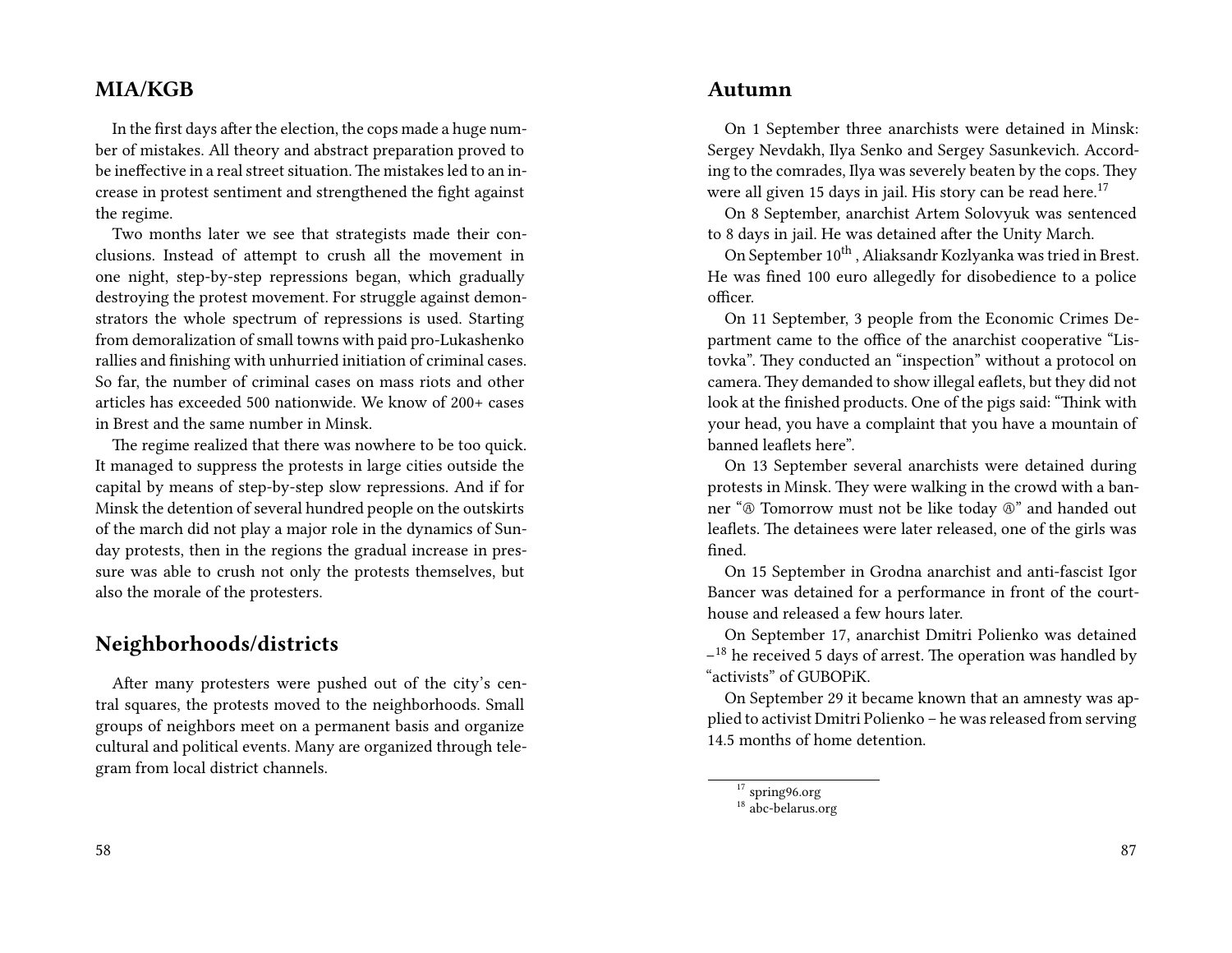## MIA/KGB

In the first days after the election, the cops made a huge number of mistakes. All theory and abstract preparation proved to be ineffective in a real street situation. The mistakes led to an increase in protest sentiment and strengthened the fight against the regime.

Two months later we see that strategists made their conclusions. Instead of attempt to crush all the movement in one night, step-by-step repressions began, which gradually destroying the protest movement. For struggle against demonstrators the whole spectrum of repressions is used. Starting from demoralization of small towns with paid pro-Lukashenko rallies and finishing with unhurried initiation of criminal cases. So far, the number of criminal cases on mass riots and other articles has exceeded 500 nationwide. We know of 200+ cases in Brest and the same number in Minsk.

The regime realized that there was nowhere to be too quick. It managed to suppress the protests in large cities outside the capital by means of step-by-step slow repressions. And if for Minsk the detention of several hundred people on the outskirts of the march did not play a major role in the dynamics of Sunday protests, then in the regions the gradual increase in pressure was able to crush not only the protests themselves, but also the morale of the protesters.

## Neighborhoods/districts

After many protesters were pushed out of the city's central squares, the protests moved to the neighborhoods. Small groups of neighbors meet on a permanent basis and organize cultural and political events. Many are organized through telegram from local district channels.

## Autumn

On 1 September three anarchists were detained in Minsk: Sergey Nevdakh, Ilya Senko and Sergey Sasunkevich. According to the comrades, Ilya was severely beaten by the cops. They were all given 15 days in jail. His story can be read here.[17]

On 8 September, anarchist Artem Solovyuk was sentenced to 8 days in jail. He was detained after the Unity March.

On September 10th, Aliaksandr Kozlyanka was tried in Brest. He was fined 100 euro allegedly for disobedience to a police officer.

On 11 September, 3 people from the Economic Crimes Department came to the office of the anarchist cooperative "Listovka". They conducted an "inspection" without a protocol on camera. They demanded to show illegal eaflets, but they did not look at the finished products. One of the pigs said: "Think with your head, you have a complaint that you have a mountain of banned leaflets here".

On 13 September several anarchists were detained during protests in Minsk. They were walking in the crowd with a banner "Ⓐ Tomorrow must not be like today Ⓐ" and handed out leaflets. The detainees were later released, one of the girls was fined.

On 15 September in Grodna anarchist and anti-fascist Igor Bancer was detained for a performance in front of the courthouse and released a few hours later.

On September 17, anarchist Dmitri Polienko was detained –[18] he received 5 days of arrest. The operation was handled by "activists" of GUBOPiK.

On September 29 it became known that an amnesty was applied to activist Dmitri Polienko – he was released from serving 14.5 months of home detention.

[17] spring96.org

[18] abc-belarus.org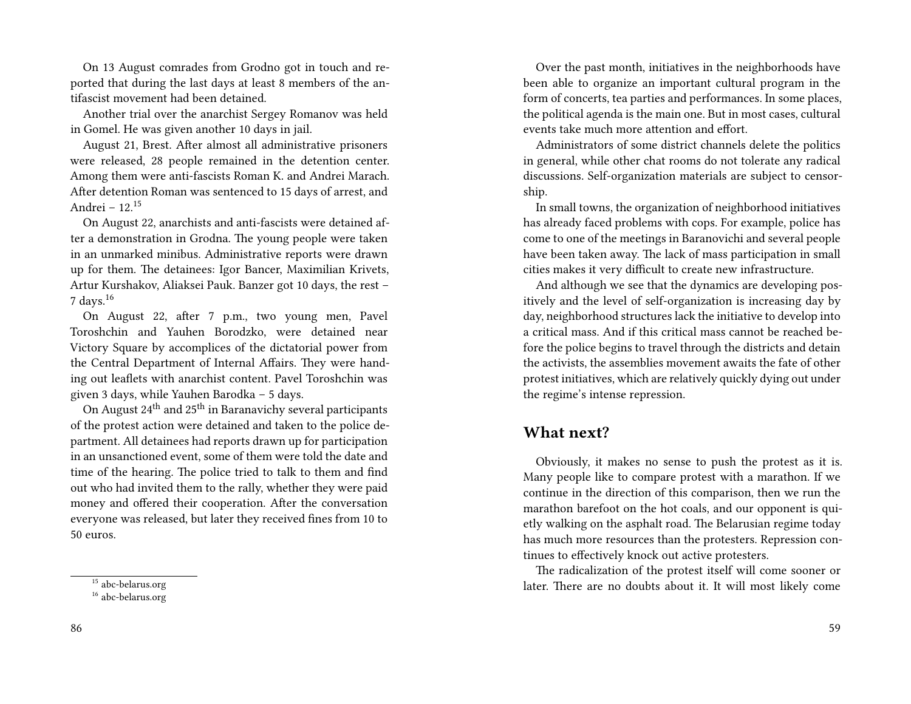On 13 August comrades from Grodno got in touch and reported that during the last days at least 8 members of the antifascist movement had been detained.

Another trial over the anarchist Sergey Romanov was held in Gomel. He was given another 10 days in jail.

August 21, Brest. After almost all administrative prisoners were released, 28 people remained in the detention center. Among them were anti-fascists Roman K. and Andrei Marach. After detention Roman was sentenced to 15 days of arrest, and Andrei – 12.[15]

On August 22, anarchists and anti-fascists were detained after a demonstration in Grodna. The young people were taken in an unmarked minibus. Administrative reports were drawn up for them. The detainees: Igor Bancer, Maximilian Krivets, Artur Kurshakov, Aliaksei Pauk. Banzer got 10 days, the rest – 7 days.[16]

On August 22, after 7 p.m., two young men, Pavel Toroshchin and Yauhen Borodzko, were detained near Victory Square by accomplices of the dictatorial power from the Central Department of Internal Affairs. They were handing out leaflets with anarchist content. Pavel Toroshchin was given 3 days, while Yauhen Barodka – 5 days.

On August 24th and 25th in Baranavichy several participants of the protest action were detained and taken to the police department. All detainees had reports drawn up for participation in an unsanctioned event, some of them were told the date and time of the hearing. The police tried to talk to them and find out who had invited them to the rally, whether they were paid money and offered their cooperation. After the conversation everyone was released, but later they received fines from 10 to 50 euros.

[15] abc-belarus.org

[16] abc-belarus.org

Over the past month, initiatives in the neighborhoods have been able to organize an important cultural program in the form of concerts, tea parties and performances. In some places, the political agenda is the main one. But in most cases, cultural events take much more attention and effort.

Administrators of some district channels delete the politics in general, while other chat rooms do not tolerate any radical discussions. Self-organization materials are subject to censorship.

In small towns, the organization of neighborhood initiatives has already faced problems with cops. For example, police has come to one of the meetings in Baranovichi and several people have been taken away. The lack of mass participation in small cities makes it very difficult to create new infrastructure.

And although we see that the dynamics are developing positively and the level of self-organization is increasing day by day, neighborhood structures lack the initiative to develop into a critical mass. And if this critical mass cannot be reached before the police begins to travel through the districts and detain the activists, the assemblies movement awaits the fate of other protest initiatives, which are relatively quickly dying out under the regime's intense repression.

## What next?

Obviously, it makes no sense to push the protest as it is. Many people like to compare protest with a marathon. If we continue in the direction of this comparison, then we run the marathon barefoot on the hot coals, and our opponent is quietly walking on the asphalt road. The Belarusian regime today has much more resources than the protesters. Repression continues to effectively knock out active protesters.

The radicalization of the protest itself will come sooner or later. There are no doubts about it. It will most likely come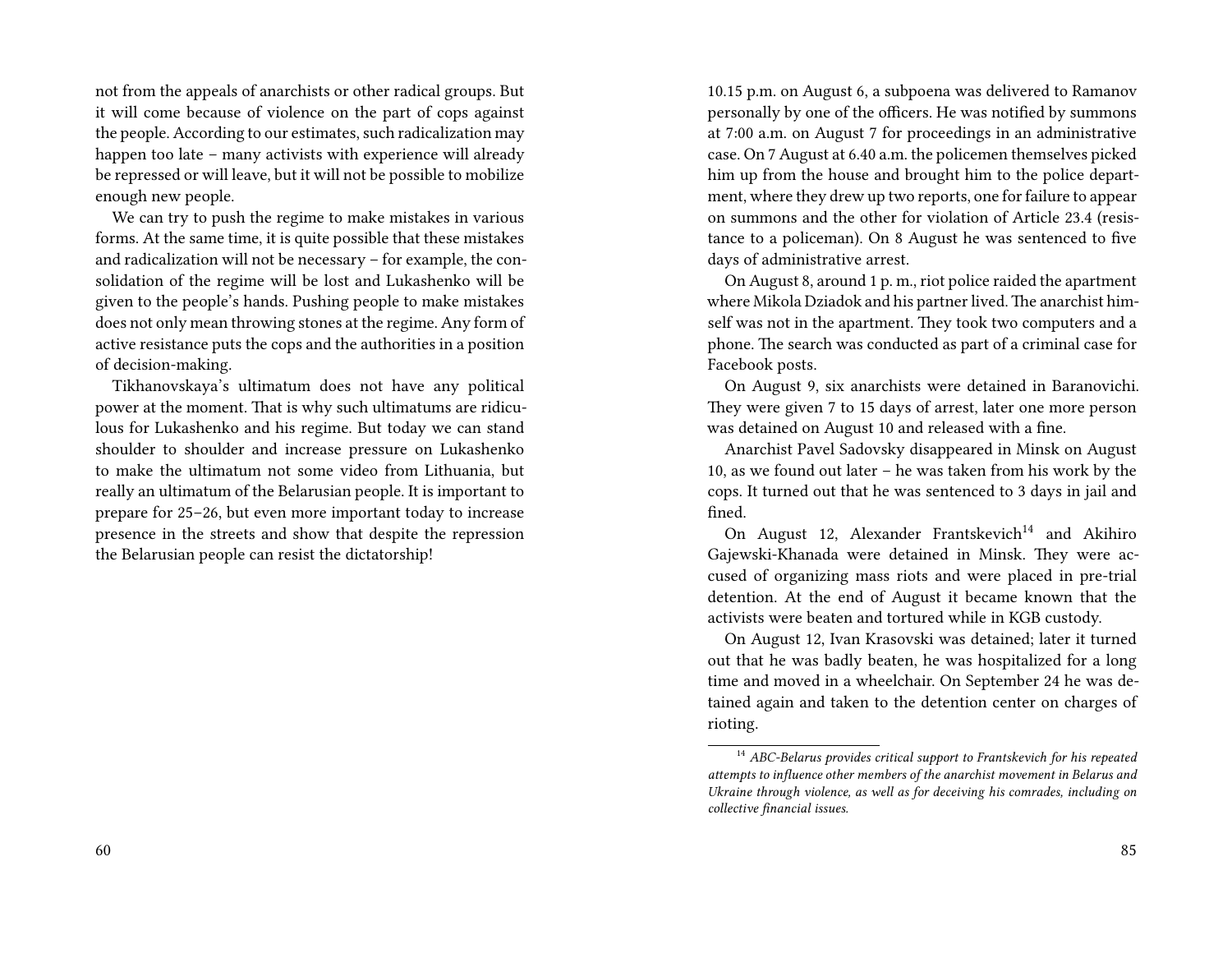not from the appeals of anarchists or other radical groups. But it will come because of violence on the part of cops against the people. According to our estimates, such radicalization may happen too late – many activists with experience will already be repressed or will leave, but it will not be possible to mobilize enough new people.

We can try to push the regime to make mistakes in various forms. At the same time, it is quite possible that these mistakes and radicalization will not be necessary – for example, the consolidation of the regime will be lost and Lukashenko will be given to the people's hands. Pushing people to make mistakes does not only mean throwing stones at the regime. Any form of active resistance puts the cops and the authorities in a position of decision-making.

Tikhanovskaya's ultimatum does not have any political power at the moment. That is why such ultimatums are ridiculous for Lukashenko and his regime. But today we can stand shoulder to shoulder and increase pressure on Lukashenko to make the ultimatum not some video from Lithuania, but really an ultimatum of the Belarusian people. It is important to prepare for 25–26, but even more important today to increase presence in the streets and show that despite the repression the Belarusian people can resist the dictatorship!

10.15 p.m. on August 6, a subpoena was delivered to Ramanov personally by one of the officers. He was notified by summons at 7:00 a.m. on August 7 for proceedings in an administrative case. On 7 August at 6.40 a.m. the policemen themselves picked him up from the house and brought him to the police department, where they drew up two reports, one for failure to appear on summons and the other for violation of Article 23.4 (resistance to a policeman). On 8 August he was sentenced to five days of administrative arrest.

On August 8, around 1 p. m., riot police raided the apartment where Mikola Dziadok and his partner lived. The anarchist himself was not in the apartment. They took two computers and a phone. The search was conducted as part of a criminal case for Facebook posts.

On August 9, six anarchists were detained in Baranovichi. They were given 7 to 15 days of arrest, later one more person was detained on August 10 and released with a fine.

Anarchist Pavel Sadovsky disappeared in Minsk on August 10, as we found out later – he was taken from his work by the cops. It turned out that he was sentenced to 3 days in jail and fined.

On August 12, Alexander Frantskevich[14] and Akihiro Gajewski-Khanada were detained in Minsk. They were accused of organizing mass riots and were placed in pre-trial detention. At the end of August it became known that the activists were beaten and tortured while in KGB custody.

On August 12, Ivan Krasovski was detained; later it turned out that he was badly beaten, he was hospitalized for a long time and moved in a wheelchair. On September 24 he was detained again and taken to the detention center on charges of rioting.

[14] *ABC-Belarus provides critical support to Frantskevich for his repeated attempts to influence other members of the anarchist movement in Belarus and Ukraine through violence, as well as for deceiving his comrades, including on collective financial issues.*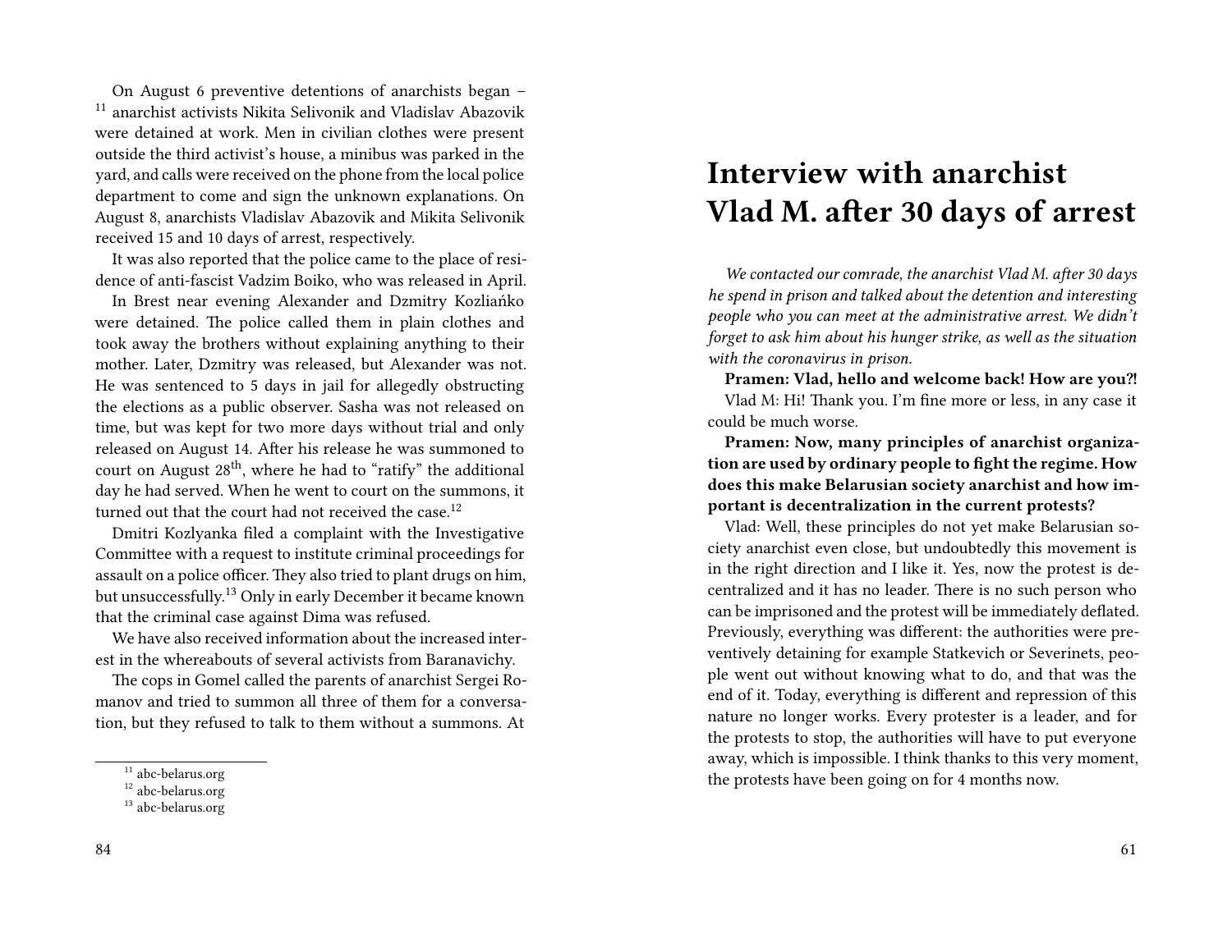On August 6 preventive detentions of anarchists began – [11] anarchist activists Nikita Selivonik and Vladislav Abazovik were detained at work. Men in civilian clothes were present outside the third activist's house, a minibus was parked in the yard, and calls were received on the phone from the local police department to come and sign the unknown explanations. On August 8, anarchists Vladislav Abazovik and Mikita Selivonik received 15 and 10 days of arrest, respectively.

It was also reported that the police came to the place of residence of anti-fascist Vadzim Boiko, who was released in April.

In Brest near evening Alexander and Dzmitry Kozliańko were detained. The police called them in plain clothes and took away the brothers without explaining anything to their mother. Later, Dzmitry was released, but Alexander was not. He was sentenced to 5 days in jail for allegedly obstructing the elections as a public observer. Sasha was not released on time, but was kept for two more days without trial and only released on August 14. After his release he was summoned to court on August 28th, where he had to "ratify" the additional day he had served. When he went to court on the summons, it turned out that the court had not received the case.[12]

Dmitri Kozlyanka filed a complaint with the Investigative Committee with a request to institute criminal proceedings for assault on a police officer. They also tried to plant drugs on him, but unsuccessfully.[13] Only in early December it became known that the criminal case against Dima was refused.

We have also received information about the increased interest in the whereabouts of several activists from Baranavichy.

The cops in Gomel called the parents of anarchist Sergei Romanov and tried to summon all three of them for a conversation, but they refused to talk to them without a summons. At

[11] abc-belarus.org

[12] abc-belarus.org

[13] abc-belarus.org

# Interview with anarchist Vlad M. after 30 days of arrest

*We contacted our comrade, the anarchist Vlad M. after 30 days he spend in prison and talked about the detention and interesting people who you can meet at the administrative arrest. We didn't forget to ask him about his hunger strike, as well as the situation with the coronavirus in prison.*

**Pramen: Vlad, hello and welcome back! How are you?!**

Vlad M: Hi! Thank you. I'm fine more or less, in any case it could be much worse.

**Pramen: Now, many principles of anarchist organization are used by ordinary people to fight the regime. How does this make Belarusian society anarchist and how important is decentralization in the current protests?**

Vlad: Well, these principles do not yet make Belarusian society anarchist even close, but undoubtedly this movement is in the right direction and I like it. Yes, now the protest is decentralized and it has no leader. There is no such person who can be imprisoned and the protest will be immediately deflated. Previously, everything was different: the authorities were preventively detaining for example Statkevich or Severinets, people went out without knowing what to do, and that was the end of it. Today, everything is different and repression of this nature no longer works. Every protester is a leader, and for the protests to stop, the authorities will have to put everyone away, which is impossible. I think thanks to this very moment, the protests have been going on for 4 months now.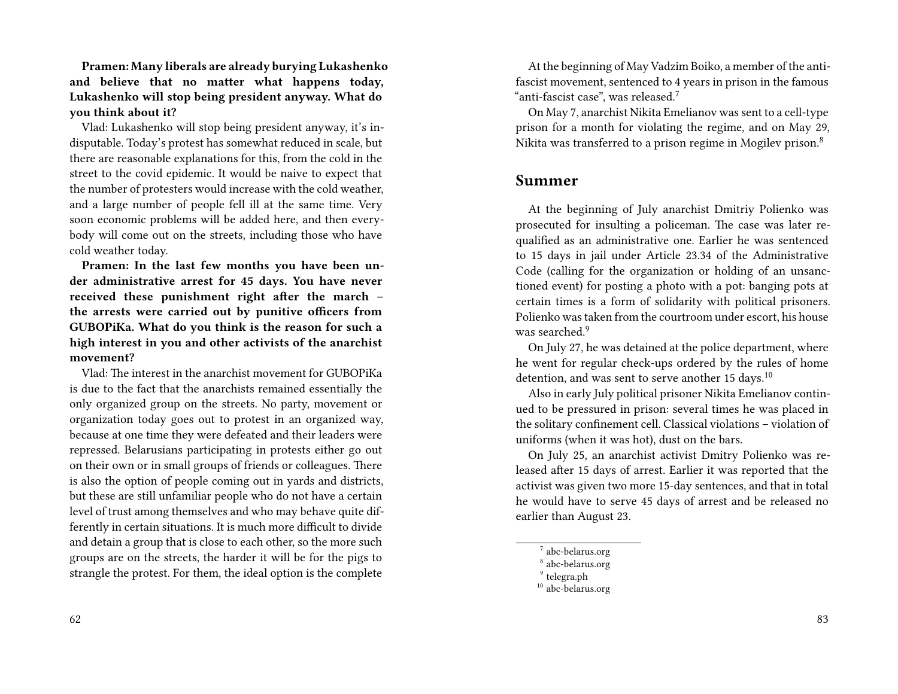**Pramen: Many liberals are already burying Lukashenko and believe that no matter what happens today, Lukashenko will stop being president anyway. What do you think about it?**

Vlad: Lukashenko will stop being president anyway, it's indisputable. Today's protest has somewhat reduced in scale, but there are reasonable explanations for this, from the cold in the street to the covid epidemic. It would be naive to expect that the number of protesters would increase with the cold weather, and a large number of people fell ill at the same time. Very soon economic problems will be added here, and then everybody will come out on the streets, including those who have cold weather today.

**Pramen: In the last few months you have been under administrative arrest for 45 days. You have never received these punishment right after the march – the arrests were carried out by punitive officers from GUBOPiKa. What do you think is the reason for such a high interest in you and other activists of the anarchist movement?**

Vlad: The interest in the anarchist movement for GUBOPiKa is due to the fact that the anarchists remained essentially the only organized group on the streets. No party, movement or organization today goes out to protest in an organized way, because at one time they were defeated and their leaders were repressed. Belarusians participating in protests either go out on their own or in small groups of friends or colleagues. There is also the option of people coming out in yards and districts, but these are still unfamiliar people who do not have a certain level of trust among themselves and who may behave quite differently in certain situations. It is much more difficult to divide and detain a group that is close to each other, so the more such groups are on the streets, the harder it will be for the pigs to strangle the protest. For them, the ideal option is the complete

At the beginning of May Vadzim Boiko, a member of the anti-fascist movement, sentenced to 4 years in prison in the famous "anti-fascist case", was released.[7]

On May 7, anarchist Nikita Emelianov was sent to a cell-type prison for a month for violating the regime, and on May 29, Nikita was transferred to a prison regime in Mogilev prison.[8]

## Summer

At the beginning of July anarchist Dmitriy Polienko was prosecuted for insulting a policeman. The case was later requalified as an administrative one. Earlier he was sentenced to 15 days in jail under Article 23.34 of the Administrative Code (calling for the organization or holding of an unsanctioned event) for posting a photo with a pot: banging pots at certain times is a form of solidarity with political prisoners. Polienko was taken from the courtroom under escort, his house was searched.[9]

On July 27, he was detained at the police department, where he went for regular check-ups ordered by the rules of home detention, and was sent to serve another 15 days.[10]

Also in early July political prisoner Nikita Emelianov continued to be pressured in prison: several times he was placed in the solitary confinement cell. Classical violations – violation of uniforms (when it was hot), dust on the bars.

On July 25, an anarchist activist Dmitry Polienko was released after 15 days of arrest. Earlier it was reported that the activist was given two more 15-day sentences, and that in total he would have to serve 45 days of arrest and be released no earlier than August 23.

[7] abc-belarus.org

[8] abc-belarus.org

[9] telegra.ph

[10] abc-belarus.org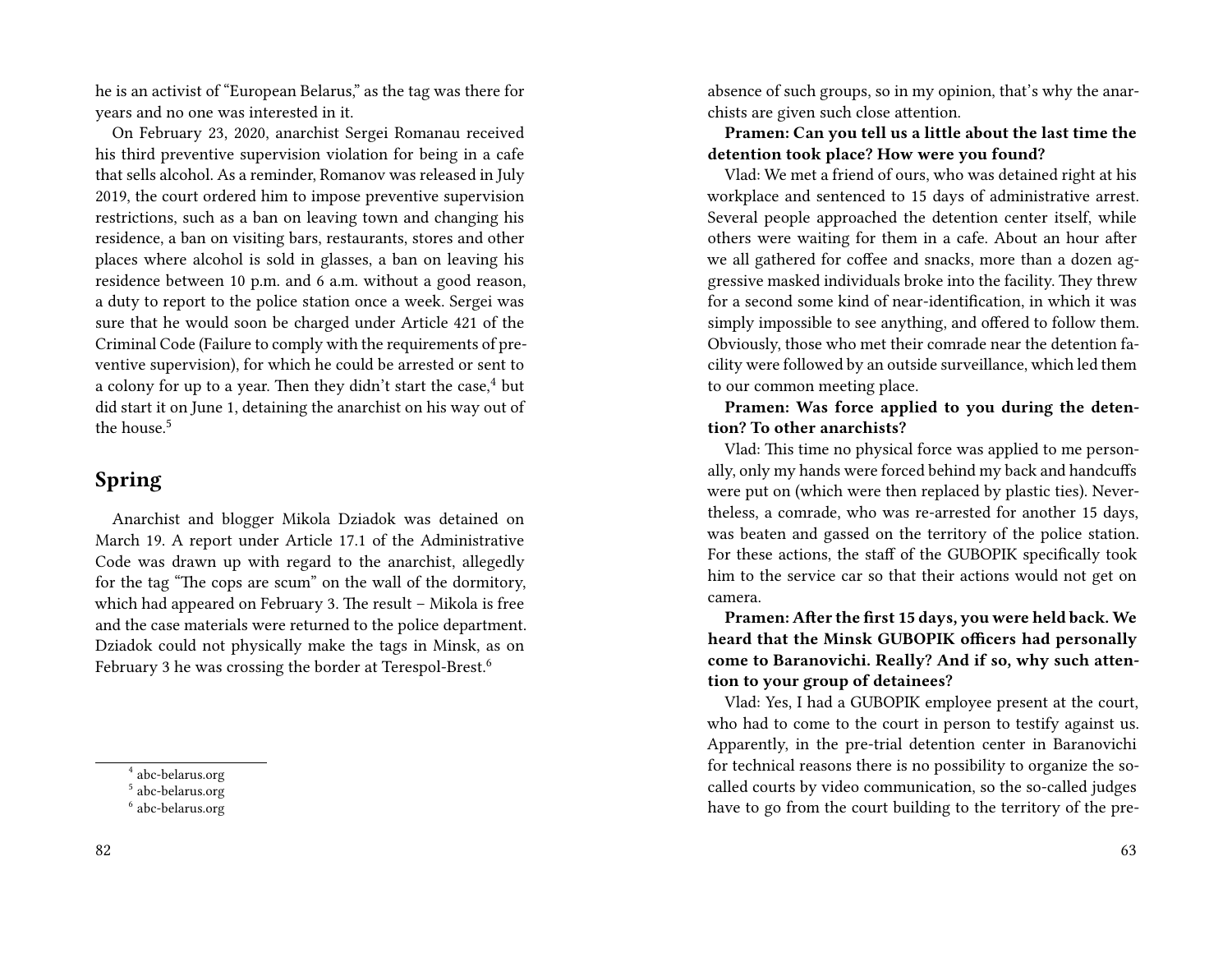he is an activist of "European Belarus," as the tag was there for years and no one was interested in it.

On February 23, 2020, anarchist Sergei Romanau received his third preventive supervision violation for being in a cafe that sells alcohol. As a reminder, Romanov was released in July 2019, the court ordered him to impose preventive supervision restrictions, such as a ban on leaving town and changing his residence, a ban on visiting bars, restaurants, stores and other places where alcohol is sold in glasses, a ban on leaving his residence between 10 p.m. and 6 a.m. without a good reason, a duty to report to the police station once a week. Sergei was sure that he would soon be charged under Article 421 of the Criminal Code (Failure to comply with the requirements of preventive supervision), for which he could be arrested or sent to a colony for up to a year. Then they didn't start the case,[4] but did start it on June 1, detaining the anarchist on his way out of the house.[5]

## Spring

Anarchist and blogger Mikola Dziadok was detained on March 19. A report under Article 17.1 of the Administrative Code was drawn up with regard to the anarchist, allegedly for the tag "The cops are scum" on the wall of the dormitory, which had appeared on February 3. The result – Mikola is free and the case materials were returned to the police department. Dziadok could not physically make the tags in Minsk, as on February 3 he was crossing the border at Terespol-Brest.[6]

[4] abc-belarus.org

[5] abc-belarus.org

[6] abc-belarus.org

absence of such groups, so in my opinion, that's why the anarchists are given such close attention.

**Pramen: Can you tell us a little about the last time the detention took place? How were you found?**

Vlad: We met a friend of ours, who was detained right at his workplace and sentenced to 15 days of administrative arrest. Several people approached the detention center itself, while others were waiting for them in a cafe. About an hour after we all gathered for coffee and snacks, more than a dozen aggressive masked individuals broke into the facility. They threw for a second some kind of near-identification, in which it was simply impossible to see anything, and offered to follow them. Obviously, those who met their comrade near the detention facility were followed by an outside surveillance, which led them to our common meeting place.

**Pramen: Was force applied to you during the detention? To other anarchists?**

Vlad: This time no physical force was applied to me personally, only my hands were forced behind my back and handcuffs were put on (which were then replaced by plastic ties). Nevertheless, a comrade, who was re-arrested for another 15 days, was beaten and gassed on the territory of the police station. For these actions, the staff of the GUBOPIK specifically took him to the service car so that their actions would not get on camera.

**Pramen: After the first 15 days, you were held back. We heard that the Minsk GUBOPIK officers had personally come to Baranovichi. Really? And if so, why such attention to your group of detainees?**

Vlad: Yes, I had a GUBOPIK employee present at the court, who had to come to the court in person to testify against us. Apparently, in the pre-trial detention center in Baranovichi for technical reasons there is no possibility to organize the so-called courts by video communication, so the so-called judges have to go from the court building to the territory of the pre-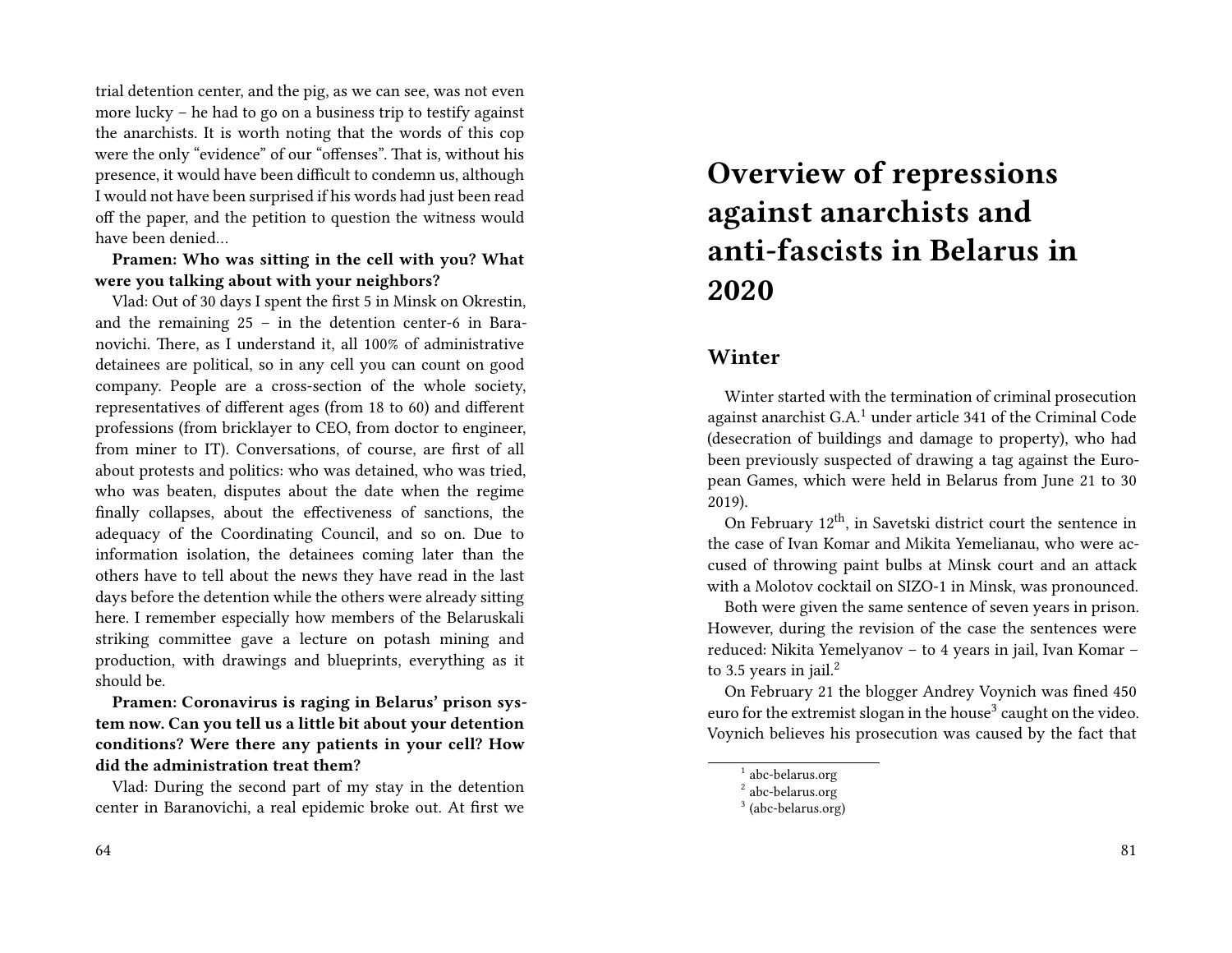trial detention center, and the pig, as we can see, was not even more lucky – he had to go on a business trip to testify against the anarchists. It is worth noting that the words of this cop were the only "evidence" of our "offenses". That is, without his presence, it would have been difficult to condemn us, although I would not have been surprised if his words had just been read off the paper, and the petition to question the witness would have been denied…

**Pramen: Who was sitting in the cell with you? What were you talking about with your neighbors?**

Vlad: Out of 30 days I spent the first 5 in Minsk on Okrestin, and the remaining 25 – in the detention center-6 in Baranovichi. There, as I understand it, all 100% of administrative detainees are political, so in any cell you can count on good company. People are a cross-section of the whole society, representatives of different ages (from 18 to 60) and different professions (from bricklayer to CEO, from doctor to engineer, from miner to IT). Conversations, of course, are first of all about protests and politics: who was detained, who was tried, who was beaten, disputes about the date when the regime finally collapses, about the effectiveness of sanctions, the adequacy of the Coordinating Council, and so on. Due to information isolation, the detainees coming later than the others have to tell about the news they have read in the last days before the detention while the others were already sitting here. I remember especially how members of the Belaruskali striking committee gave a lecture on potash mining and production, with drawings and blueprints, everything as it should be.

**Pramen: Coronavirus is raging in Belarus' prison system now. Can you tell us a little bit about your detention conditions? Were there any patients in your cell? How did the administration treat them?**

Vlad: During the second part of my stay in the detention center in Baranovichi, a real epidemic broke out. At first we

# Overview of repressions against anarchists and anti-fascists in Belarus in 2020

## Winter

Winter started with the termination of criminal prosecution against anarchist G.A.[1] under article 341 of the Criminal Code (desecration of buildings and damage to property), who had been previously suspected of drawing a tag against the European Games, which were held in Belarus from June 21 to 30 2019).

On February 12th, in Savetski district court the sentence in the case of Ivan Komar and Mikita Yemelianau, who were accused of throwing paint bulbs at Minsk court and an attack with a Molotov cocktail on SIZO-1 in Minsk, was pronounced.

Both were given the same sentence of seven years in prison. However, during the revision of the case the sentences were reduced: Nikita Yemelyanov – to 4 years in jail, Ivan Komar – to 3.5 years in jail.[2]

On February 21 the blogger Andrey Voynich was fined 450 euro for the extremist slogan in the house[3] caught on the video. Voynich believes his prosecution was caused by the fact that

[1] abc-belarus.org

[2] abc-belarus.org

[3] (abc-belarus.org)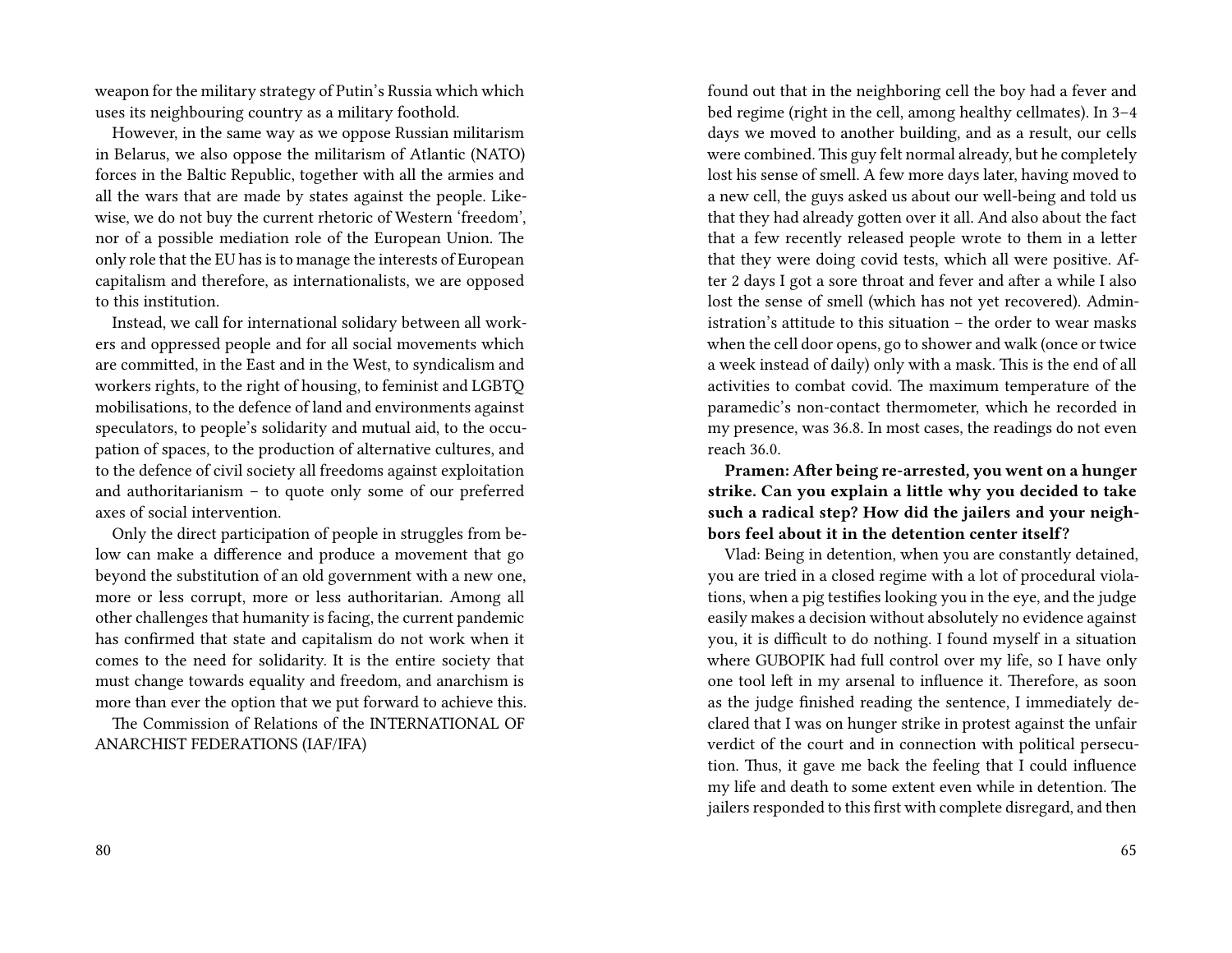weapon for the military strategy of Putin's Russia which which uses its neighbouring country as a military foothold.

However, in the same way as we oppose Russian militarism in Belarus, we also oppose the militarism of Atlantic (NATO) forces in the Baltic Republic, together with all the armies and all the wars that are made by states against the people. Likewise, we do not buy the current rhetoric of Western 'freedom', nor of a possible mediation role of the European Union. The only role that the EU has is to manage the interests of European capitalism and therefore, as internationalists, we are opposed to this institution.

Instead, we call for international solidary between all workers and oppressed people and for all social movements which are committed, in the East and in the West, to syndicalism and workers rights, to the right of housing, to feminist and LGBTQ mobilisations, to the defence of land and environments against speculators, to people's solidarity and mutual aid, to the occupation of spaces, to the production of alternative cultures, and to the defence of civil society all freedoms against exploitation and authoritarianism – to quote only some of our preferred axes of social intervention.

Only the direct participation of people in struggles from below can make a difference and produce a movement that go beyond the substitution of an old government with a new one, more or less corrupt, more or less authoritarian. Among all other challenges that humanity is facing, the current pandemic has confirmed that state and capitalism do not work when it comes to the need for solidarity. It is the entire society that must change towards equality and freedom, and anarchism is more than ever the option that we put forward to achieve this.

The Commission of Relations of the INTERNATIONAL OF ANARCHIST FEDERATIONS (IAF/IFA)

found out that in the neighboring cell the boy had a fever and bed regime (right in the cell, among healthy cellmates). In 3–4 days we moved to another building, and as a result, our cells were combined. This guy felt normal already, but he completely lost his sense of smell. A few more days later, having moved to a new cell, the guys asked us about our well-being and told us that they had already gotten over it all. And also about the fact that a few recently released people wrote to them in a letter that they were doing covid tests, which all were positive. After 2 days I got a sore throat and fever and after a while I also lost the sense of smell (which has not yet recovered). Administration's attitude to this situation – the order to wear masks when the cell door opens, go to shower and walk (once or twice a week instead of daily) only with a mask. This is the end of all activities to combat covid. The maximum temperature of the paramedic's non-contact thermometer, which he recorded in my presence, was 36.8. In most cases, the readings do not even reach 36.0.

**Pramen: After being re-arrested, you went on a hunger strike. Can you explain a little why you decided to take such a radical step? How did the jailers and your neighbors feel about it in the detention center itself?**

Vlad: Being in detention, when you are constantly detained, you are tried in a closed regime with a lot of procedural violations, when a pig testifies looking you in the eye, and the judge easily makes a decision without absolutely no evidence against you, it is difficult to do nothing. I found myself in a situation where GUBOPIK had full control over my life, so I have only one tool left in my arsenal to influence it. Therefore, as soon as the judge finished reading the sentence, I immediately declared that I was on hunger strike in protest against the unfair verdict of the court and in connection with political persecution. Thus, it gave me back the feeling that I could influence my life and death to some extent even while in detention. The jailers responded to this first with complete disregard, and then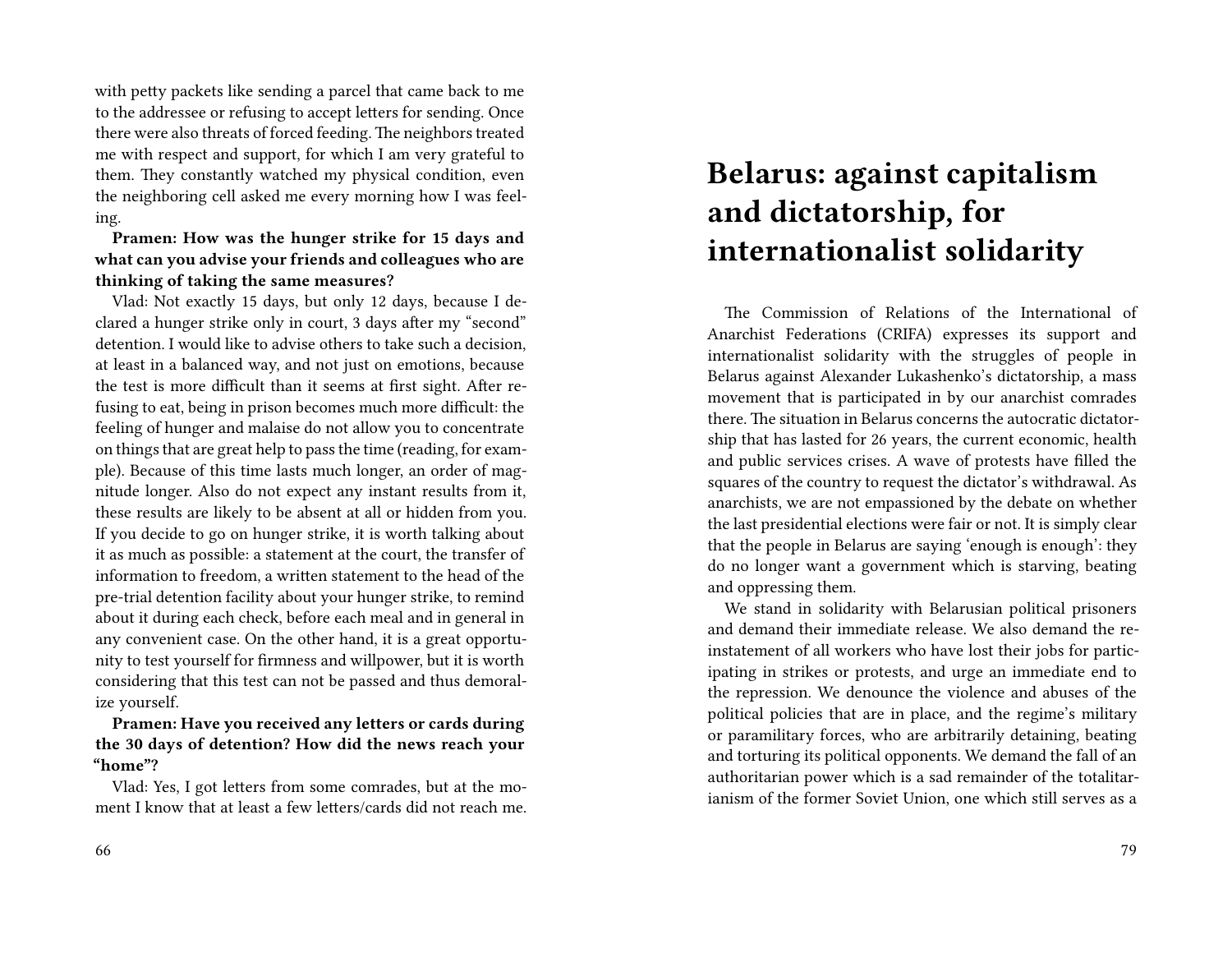with petty packets like sending a parcel that came back to me to the addressee or refusing to accept letters for sending. Once there were also threats of forced feeding. The neighbors treated me with respect and support, for which I am very grateful to them. They constantly watched my physical condition, even the neighboring cell asked me every morning how I was feeling.

**Pramen: How was the hunger strike for 15 days and what can you advise your friends and colleagues who are thinking of taking the same measures?**

Vlad: Not exactly 15 days, but only 12 days, because I declared a hunger strike only in court, 3 days after my "second" detention. I would like to advise others to take such a decision, at least in a balanced way, and not just on emotions, because the test is more difficult than it seems at first sight. After refusing to eat, being in prison becomes much more difficult: the feeling of hunger and malaise do not allow you to concentrate on things that are great help to pass the time (reading, for example). Because of this time lasts much longer, an order of magnitude longer. Also do not expect any instant results from it, these results are likely to be absent at all or hidden from you. If you decide to go on hunger strike, it is worth talking about it as much as possible: a statement at the court, the transfer of information to freedom, a written statement to the head of the pre-trial detention facility about your hunger strike, to remind about it during each check, before each meal and in general in any convenient case. On the other hand, it is a great opportunity to test yourself for firmness and willpower, but it is worth considering that this test can not be passed and thus demoralize yourself.

**Pramen: Have you received any letters or cards during the 30 days of detention? How did the news reach your "home"?**

Vlad: Yes, I got letters from some comrades, but at the moment I know that at least a few letters/cards did not reach me.

# Belarus: against capitalism and dictatorship, for internationalist solidarity

The Commission of Relations of the International of Anarchist Federations (CRIFA) expresses its support and internationalist solidarity with the struggles of people in Belarus against Alexander Lukashenko's dictatorship, a mass movement that is participated in by our anarchist comrades there. The situation in Belarus concerns the autocratic dictatorship that has lasted for 26 years, the current economic, health and public services crises. A wave of protests have filled the squares of the country to request the dictator's withdrawal. As anarchists, we are not empassioned by the debate on whether the last presidential elections were fair or not. It is simply clear that the people in Belarus are saying 'enough is enough': they do no longer want a government which is starving, beating and oppressing them.

We stand in solidarity with Belarusian political prisoners and demand their immediate release. We also demand the reinstatement of all workers who have lost their jobs for participating in strikes or protests, and urge an immediate end to the repression. We denounce the violence and abuses of the political policies that are in place, and the regime's military or paramilitary forces, who are arbitrarily detaining, beating and torturing its political opponents. We demand the fall of an authoritarian power which is a sad remainder of the totalitarianism of the former Soviet Union, one which still serves as a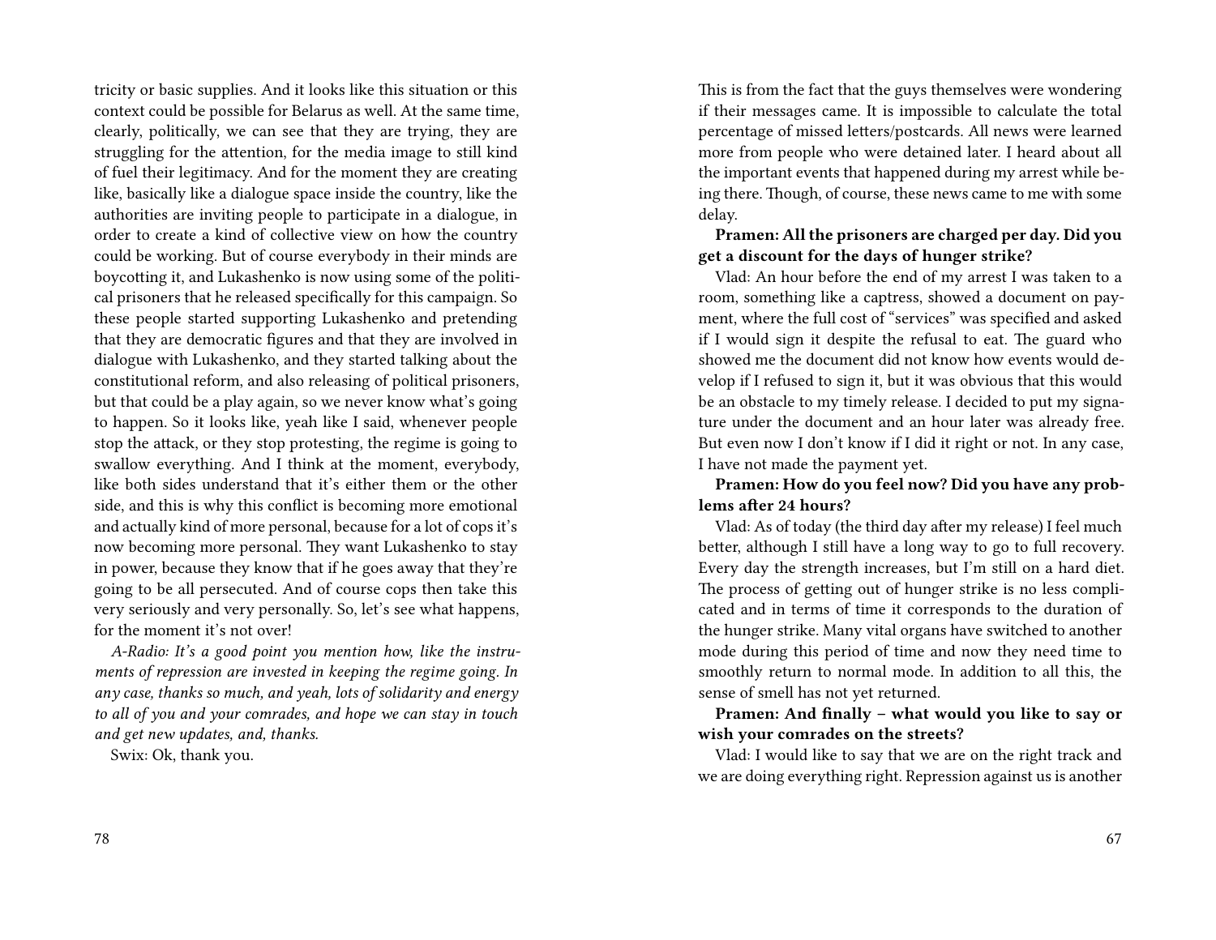tricity or basic supplies. And it looks like this situation or this context could be possible for Belarus as well. At the same time, clearly, politically, we can see that they are trying, they are struggling for the attention, for the media image to still kind of fuel their legitimacy. And for the moment they are creating like, basically like a dialogue space inside the country, like the authorities are inviting people to participate in a dialogue, in order to create a kind of collective view on how the country could be working. But of course everybody in their minds are boycotting it, and Lukashenko is now using some of the political prisoners that he released specifically for this campaign. So these people started supporting Lukashenko and pretending that they are democratic figures and that they are involved in dialogue with Lukashenko, and they started talking about the constitutional reform, and also releasing of political prisoners, but that could be a play again, so we never know what's going to happen. So it looks like, yeah like I said, whenever people stop the attack, or they stop protesting, the regime is going to swallow everything. And I think at the moment, everybody, like both sides understand that it's either them or the other side, and this is why this conflict is becoming more emotional and actually kind of more personal, because for a lot of cops it's now becoming more personal. They want Lukashenko to stay in power, because they know that if he goes away that they're going to be all persecuted. And of course cops then take this very seriously and very personally. So, let's see what happens, for the moment it's not over!

*A-Radio: It's a good point you mention how, like the instruments of repression are invested in keeping the regime going. In any case, thanks so much, and yeah, lots of solidarity and energy to all of you and your comrades, and hope we can stay in touch and get new updates, and, thanks.*

Swix: Ok, thank you.

This is from the fact that the guys themselves were wondering if their messages came. It is impossible to calculate the total percentage of missed letters/postcards. All news were learned more from people who were detained later. I heard about all the important events that happened during my arrest while being there. Though, of course, these news came to me with some delay.

**Pramen: All the prisoners are charged per day. Did you get a discount for the days of hunger strike?**

Vlad: An hour before the end of my arrest I was taken to a room, something like a captress, showed a document on payment, where the full cost of "services" was specified and asked if I would sign it despite the refusal to eat. The guard who showed me the document did not know how events would develop if I refused to sign it, but it was obvious that this would be an obstacle to my timely release. I decided to put my signature under the document and an hour later was already free. But even now I don't know if I did it right or not. In any case, I have not made the payment yet.

**Pramen: How do you feel now? Did you have any problems after 24 hours?**

Vlad: As of today (the third day after my release) I feel much better, although I still have a long way to go to full recovery. Every day the strength increases, but I'm still on a hard diet. The process of getting out of hunger strike is no less complicated and in terms of time it corresponds to the duration of the hunger strike. Many vital organs have switched to another mode during this period of time and now they need time to smoothly return to normal mode. In addition to all this, the sense of smell has not yet returned.

**Pramen: And finally – what would you like to say or wish your comrades on the streets?**

Vlad: I would like to say that we are on the right track and we are doing everything right. Repression against us is another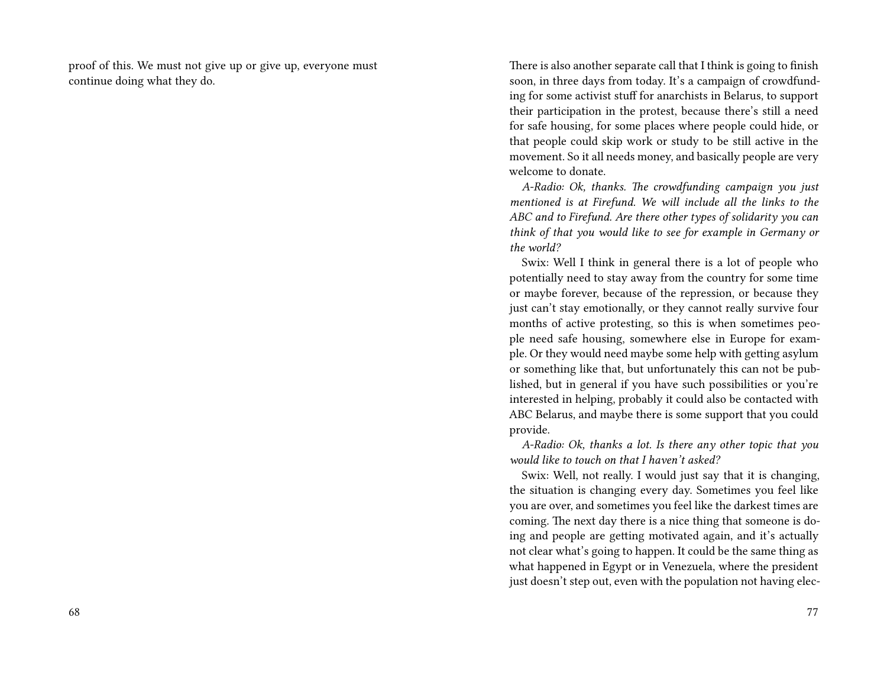proof of this. We must not give up or give up, everyone must continue doing what they do.

There is also another separate call that I think is going to finish soon, in three days from today. It's a campaign of crowdfunding for some activist stuff for anarchists in Belarus, to support their participation in the protest, because there's still a need for safe housing, for some places where people could hide, or that people could skip work or study to be still active in the movement. So it all needs money, and basically people are very welcome to donate.

*A-Radio: Ok, thanks. The crowdfunding campaign you just mentioned is at Firefund. We will include all the links to the ABC and to Firefund. Are there other types of solidarity you can think of that you would like to see for example in Germany or the world?*

Swix: Well I think in general there is a lot of people who potentially need to stay away from the country for some time or maybe forever, because of the repression, or because they just can't stay emotionally, or they cannot really survive four months of active protesting, so this is when sometimes people need safe housing, somewhere else in Europe for example. Or they would need maybe some help with getting asylum or something like that, but unfortunately this can not be published, but in general if you have such possibilities or you're interested in helping, probably it could also be contacted with ABC Belarus, and maybe there is some support that you could provide.

*A-Radio: Ok, thanks a lot. Is there any other topic that you would like to touch on that I haven't asked?*

Swix: Well, not really. I would just say that it is changing, the situation is changing every day. Sometimes you feel like you are over, and sometimes you feel like the darkest times are coming. The next day there is a nice thing that someone is doing and people are getting motivated again, and it's actually not clear what's going to happen. It could be the same thing as what happened in Egypt or in Venezuela, where the president just doesn't step out, even with the population not having elec-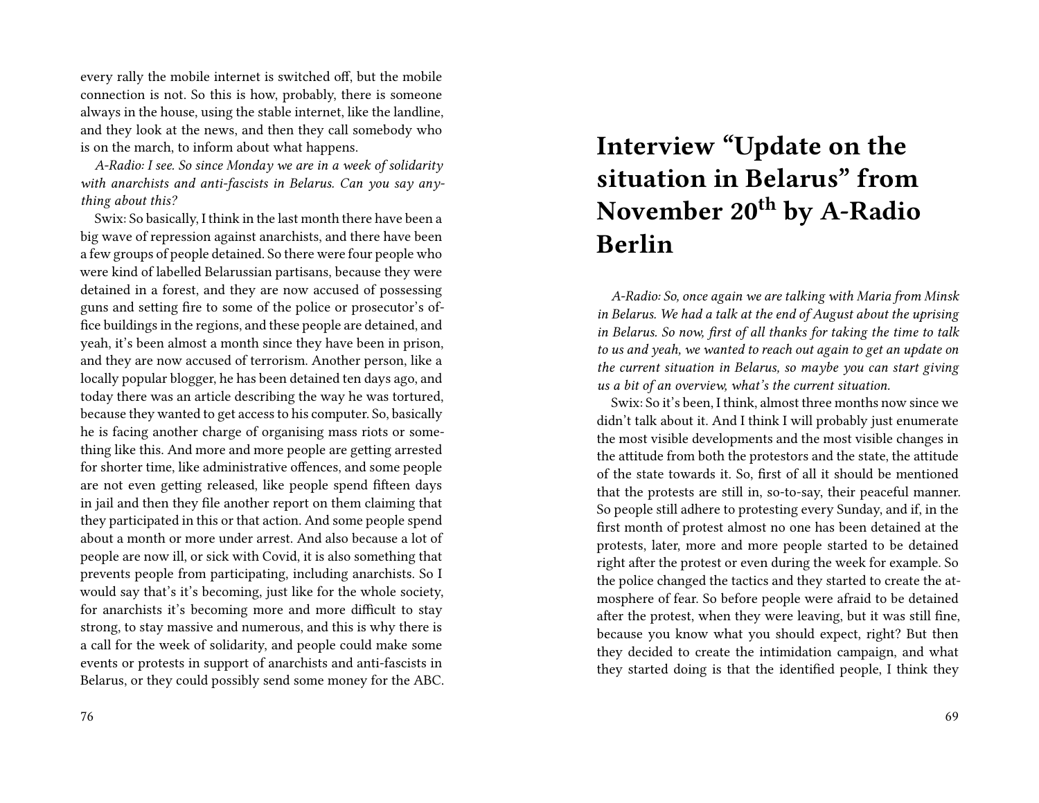every rally the mobile internet is switched off, but the mobile connection is not. So this is how, probably, there is someone always in the house, using the stable internet, like the landline, and they look at the news, and then they call somebody who is on the march, to inform about what happens.

*A-Radio: I see. So since Monday we are in a week of solidarity with anarchists and anti-fascists in Belarus. Can you say anything about this?*

Swix: So basically, I think in the last month there have been a big wave of repression against anarchists, and there have been a few groups of people detained. So there were four people who were kind of labelled Belarussian partisans, because they were detained in a forest, and they are now accused of possessing guns and setting fire to some of the police or prosecutor's office buildings in the regions, and these people are detained, and yeah, it's been almost a month since they have been in prison, and they are now accused of terrorism. Another person, like a locally popular blogger, he has been detained ten days ago, and today there was an article describing the way he was tortured, because they wanted to get access to his computer. So, basically he is facing another charge of organising mass riots or something like this. And more and more people are getting arrested for shorter time, like administrative offences, and some people are not even getting released, like people spend fifteen days in jail and then they file another report on them claiming that they participated in this or that action. And some people spend about a month or more under arrest. And also because a lot of people are now ill, or sick with Covid, it is also something that prevents people from participating, including anarchists. So I would say that's it's becoming, just like for the whole society, for anarchists it's becoming more and more difficult to stay strong, to stay massive and numerous, and this is why there is a call for the week of solidarity, and people could make some events or protests in support of anarchists and anti-fascists in Belarus, or they could possibly send some money for the ABC.

# Interview "Update on the situation in Belarus" from November 20th by A-Radio Berlin

*A-Radio: So, once again we are talking with Maria from Minsk in Belarus. We had a talk at the end of August about the uprising in Belarus. So now, first of all thanks for taking the time to talk to us and yeah, we wanted to reach out again to get an update on the current situation in Belarus, so maybe you can start giving us a bit of an overview, what's the current situation.*

Swix: So it's been, I think, almost three months now since we didn't talk about it. And I think I will probably just enumerate the most visible developments and the most visible changes in the attitude from both the protestors and the state, the attitude of the state towards it. So, first of all it should be mentioned that the protests are still in, so-to-say, their peaceful manner. So people still adhere to protesting every Sunday, and if, in the first month of protest almost no one has been detained at the protests, later, more and more people started to be detained right after the protest or even during the week for example. So the police changed the tactics and they started to create the atmosphere of fear. So before people were afraid to be detained after the protest, when they were leaving, but it was still fine, because you know what you should expect, right? But then they decided to create the intimidation campaign, and what they started doing is that the identified people, I think they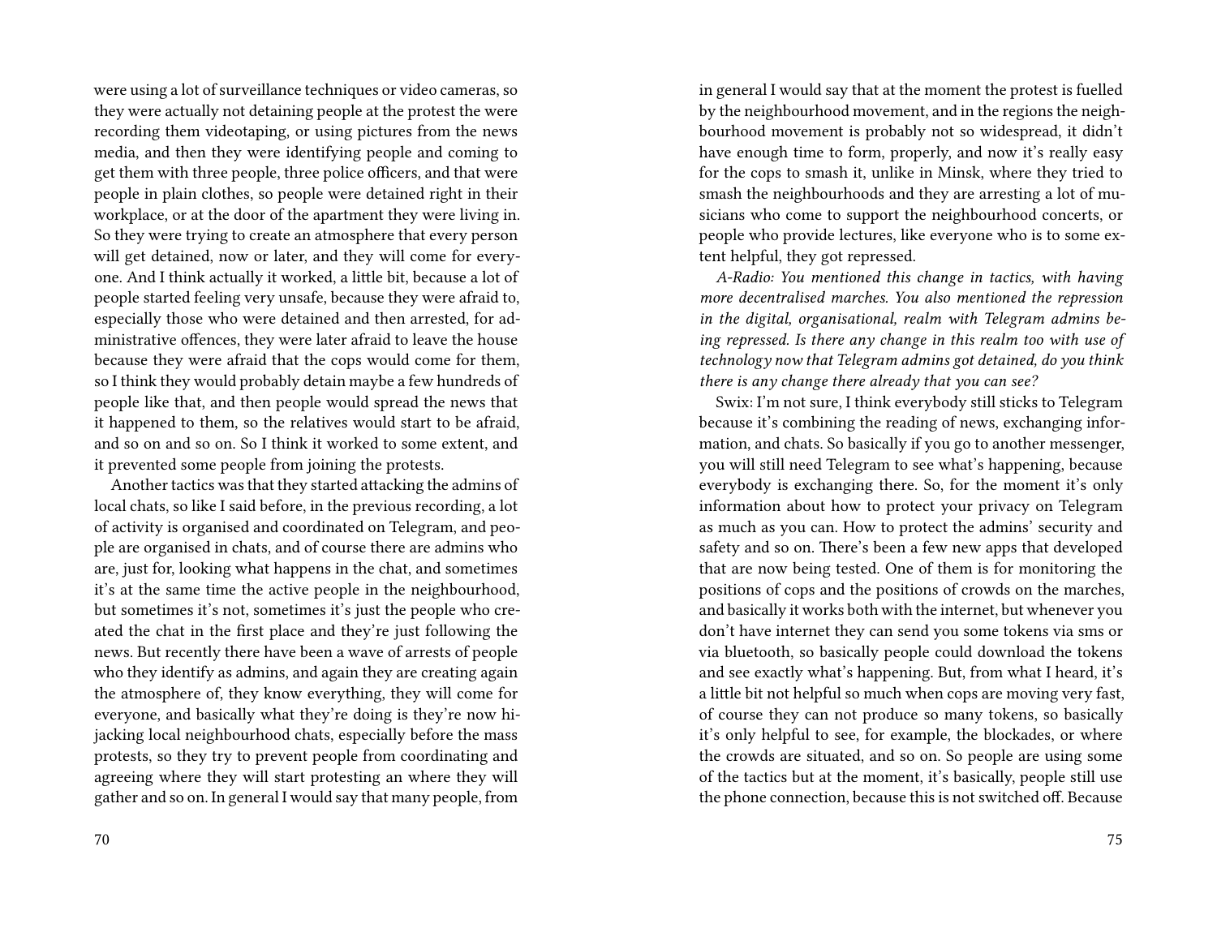were using a lot of surveillance techniques or video cameras, so they were actually not detaining people at the protest the were recording them videotaping, or using pictures from the news media, and then they were identifying people and coming to get them with three people, three police officers, and that were people in plain clothes, so people were detained right in their workplace, or at the door of the apartment they were living in. So they were trying to create an atmosphere that every person will get detained, now or later, and they will come for everyone. And I think actually it worked, a little bit, because a lot of people started feeling very unsafe, because they were afraid to, especially those who were detained and then arrested, for administrative offences, they were later afraid to leave the house because they were afraid that the cops would come for them, so I think they would probably detain maybe a few hundreds of people like that, and then people would spread the news that it happened to them, so the relatives would start to be afraid, and so on and so on. So I think it worked to some extent, and it prevented some people from joining the protests.

Another tactics was that they started attacking the admins of local chats, so like I said before, in the previous recording, a lot of activity is organised and coordinated on Telegram, and people are organised in chats, and of course there are admins who are, just for, looking what happens in the chat, and sometimes it's at the same time the active people in the neighbourhood, but sometimes it's not, sometimes it's just the people who created the chat in the first place and they're just following the news. But recently there have been a wave of arrests of people who they identify as admins, and again they are creating again the atmosphere of, they know everything, they will come for everyone, and basically what they're doing is they're now hijacking local neighbourhood chats, especially before the mass protests, so they try to prevent people from coordinating and agreeing where they will start protesting an where they will gather and so on. In general I would say that many people, from

in general I would say that at the moment the protest is fuelled by the neighbourhood movement, and in the regions the neighbourhood movement is probably not so widespread, it didn't have enough time to form, properly, and now it's really easy for the cops to smash it, unlike in Minsk, where they tried to smash the neighbourhoods and they are arresting a lot of musicians who come to support the neighbourhood concerts, or people who provide lectures, like everyone who is to some extent helpful, they got repressed.

*A-Radio: You mentioned this change in tactics, with having more decentralised marches. You also mentioned the repression in the digital, organisational, realm with Telegram admins being repressed. Is there any change in this realm too with use of technology now that Telegram admins got detained, do you think there is any change there already that you can see?*

Swix: I'm not sure, I think everybody still sticks to Telegram because it's combining the reading of news, exchanging information, and chats. So basically if you go to another messenger, you will still need Telegram to see what's happening, because everybody is exchanging there. So, for the moment it's only information about how to protect your privacy on Telegram as much as you can. How to protect the admins' security and safety and so on. There's been a few new apps that developed that are now being tested. One of them is for monitoring the positions of cops and the positions of crowds on the marches, and basically it works both with the internet, but whenever you don't have internet they can send you some tokens via sms or via bluetooth, so basically people could download the tokens and see exactly what's happening. But, from what I heard, it's a little bit not helpful so much when cops are moving very fast, of course they can not produce so many tokens, so basically it's only helpful to see, for example, the blockades, or where the crowds are situated, and so on. So people are using some of the tactics but at the moment, it's basically, people still use the phone connection, because this is not switched off. Because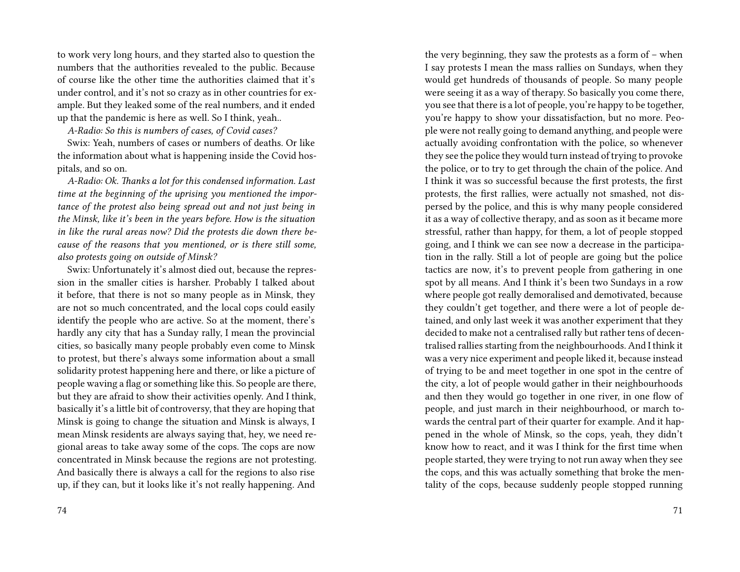to work very long hours, and they started also to question the numbers that the authorities revealed to the public. Because of course like the other time the authorities claimed that it's under control, and it's not so crazy as in other countries for example. But they leaked some of the real numbers, and it ended up that the pandemic is here as well. So I think, yeah..

*A-Radio: So this is numbers of cases, of Covid cases?*

Swix: Yeah, numbers of cases or numbers of deaths. Or like the information about what is happening inside the Covid hospitals, and so on.

*A-Radio: Ok. Thanks a lot for this condensed information. Last time at the beginning of the uprising you mentioned the importance of the protest also being spread out and not just being in the Minsk, like it's been in the years before. How is the situation in like the rural areas now? Did the protests die down there because of the reasons that you mentioned, or is there still some, also protests going on outside of Minsk?*

Swix: Unfortunately it's almost died out, because the repression in the smaller cities is harsher. Probably I talked about it before, that there is not so many people as in Minsk, they are not so much concentrated, and the local cops could easily identify the people who are active. So at the moment, there's hardly any city that has a Sunday rally, I mean the provincial cities, so basically many people probably even come to Minsk to protest, but there's always some information about a small solidarity protest happening here and there, or like a picture of people waving a flag or something like this. So people are there, but they are afraid to show their activities openly. And I think, basically it's a little bit of controversy, that they are hoping that Minsk is going to change the situation and Minsk is always, I mean Minsk residents are always saying that, hey, we need regional areas to take away some of the cops. The cops are now concentrated in Minsk because the regions are not protesting. And basically there is always a call for the regions to also rise up, if they can, but it looks like it's not really happening. And

the very beginning, they saw the protests as a form of – when I say protests I mean the mass rallies on Sundays, when they would get hundreds of thousands of people. So many people were seeing it as a way of therapy. So basically you come there, you see that there is a lot of people, you're happy to be together, you're happy to show your dissatisfaction, but no more. People were not really going to demand anything, and people were actually avoiding confrontation with the police, so whenever they see the police they would turn instead of trying to provoke the police, or to try to get through the chain of the police. And I think it was so successful because the first protests, the first protests, the first rallies, were actually not smashed, not dispersed by the police, and this is why many people considered it as a way of collective therapy, and as soon as it became more stressful, rather than happy, for them, a lot of people stopped going, and I think we can see now a decrease in the participation in the rally. Still a lot of people are going but the police tactics are now, it's to prevent people from gathering in one spot by all means. And I think it's been two Sundays in a row where people got really demoralised and demotivated, because they couldn't get together, and there were a lot of people detained, and only last week it was another experiment that they decided to make not a centralised rally but rather tens of decentralised rallies starting from the neighbourhoods. And I think it was a very nice experiment and people liked it, because instead of trying to be and meet together in one spot in the centre of the city, a lot of people would gather in their neighbourhoods and then they would go together in one river, in one flow of people, and just march in their neighbourhood, or march towards the central part of their quarter for example. And it happened in the whole of Minsk, so the cops, yeah, they didn't know how to react, and it was I think for the first time when people started, they were trying to not run away when they see the cops, and this was actually something that broke the mentality of the cops, because suddenly people stopped running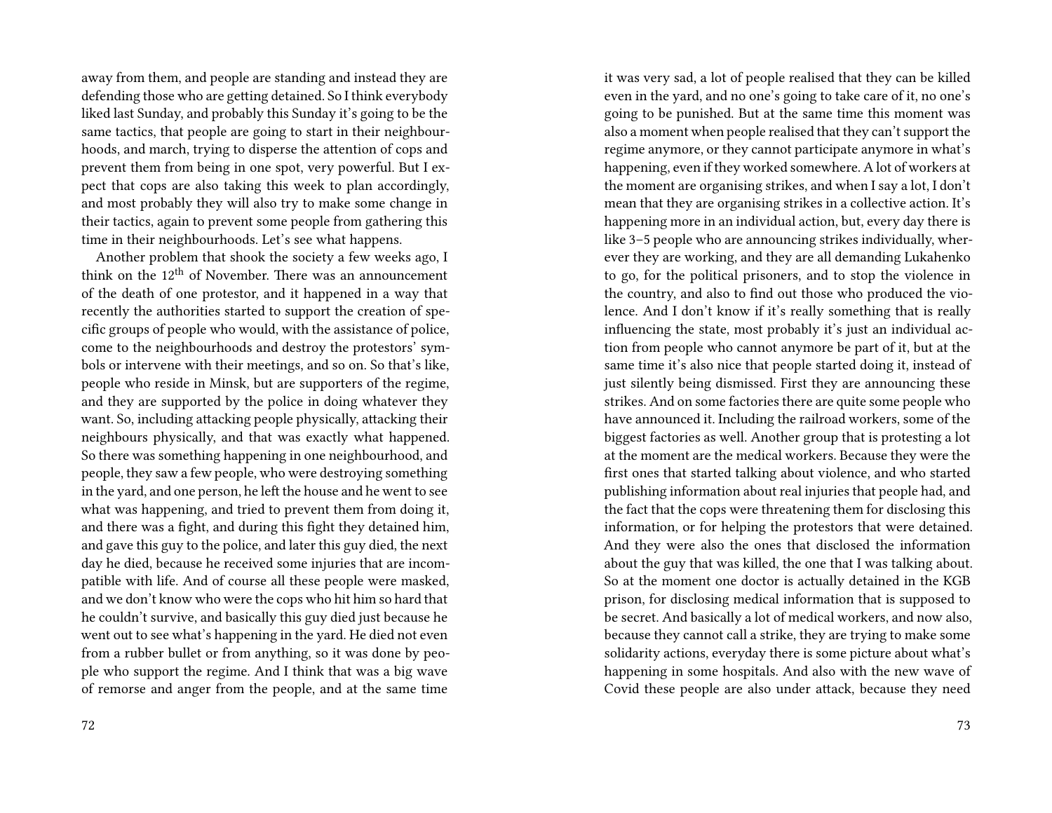away from them, and people are standing and instead they are defending those who are getting detained. So I think everybody liked last Sunday, and probably this Sunday it's going to be the same tactics, that people are going to start in their neighbourhoods, and march, trying to disperse the attention of cops and prevent them from being in one spot, very powerful. But I expect that cops are also taking this week to plan accordingly, and most probably they will also try to make some change in their tactics, again to prevent some people from gathering this time in their neighbourhoods. Let's see what happens.

Another problem that shook the society a few weeks ago, I think on the 12th of November. There was an announcement of the death of one protestor, and it happened in a way that recently the authorities started to support the creation of specific groups of people who would, with the assistance of police, come to the neighbourhoods and destroy the protestors' symbols or intervene with their meetings, and so on. So that's like, people who reside in Minsk, but are supporters of the regime, and they are supported by the police in doing whatever they want. So, including attacking people physically, attacking their neighbours physically, and that was exactly what happened. So there was something happening in one neighbourhood, and people, they saw a few people, who were destroying something in the yard, and one person, he left the house and he went to see what was happening, and tried to prevent them from doing it, and there was a fight, and during this fight they detained him, and gave this guy to the police, and later this guy died, the next day he died, because he received some injuries that are incompatible with life. And of course all these people were masked, and we don't know who were the cops who hit him so hard that he couldn't survive, and basically this guy died just because he went out to see what's happening in the yard. He died not even from a rubber bullet or from anything, so it was done by people who support the regime. And I think that was a big wave of remorse and anger from the people, and at the same time it was very sad, a lot of people realised that they can be killed even in the yard, and no one's going to take care of it, no one's going to be punished. But at the same time this moment was also a moment when people realised that they can't support the regime anymore, or they cannot participate anymore in what's happening, even if they worked somewhere. A lot of workers at the moment are organising strikes, and when I say a lot, I don't mean that they are organising strikes in a collective action. It's happening more in an individual action, but, every day there is like 3–5 people who are announcing strikes individually, wherever they are working, and they are all demanding Lukahenko to go, for the political prisoners, and to stop the violence in the country, and also to find out those who produced the violence. And I don't know if it's really something that is really influencing the state, most probably it's just an individual action from people who cannot anymore be part of it, but at the same time it's also nice that people started doing it, instead of just silently being dismissed. First they are announcing these strikes. And on some factories there are quite some people who have announced it. Including the railroad workers, some of the biggest factories as well. Another group that is protesting a lot at the moment are the medical workers. Because they were the first ones that started talking about violence, and who started publishing information about real injuries that people had, and the fact that the cops were threatening them for disclosing this information, or for helping the protestors that were detained. And they were also the ones that disclosed the information about the guy that was killed, the one that I was talking about. So at the moment one doctor is actually detained in the KGB prison, for disclosing medical information that is supposed to be secret. And basically a lot of medical workers, and now also, because they cannot call a strike, they are trying to make some solidarity actions, everyday there is some picture about what's happening in some hospitals. And also with the new wave of Covid these people are also under attack, because they need